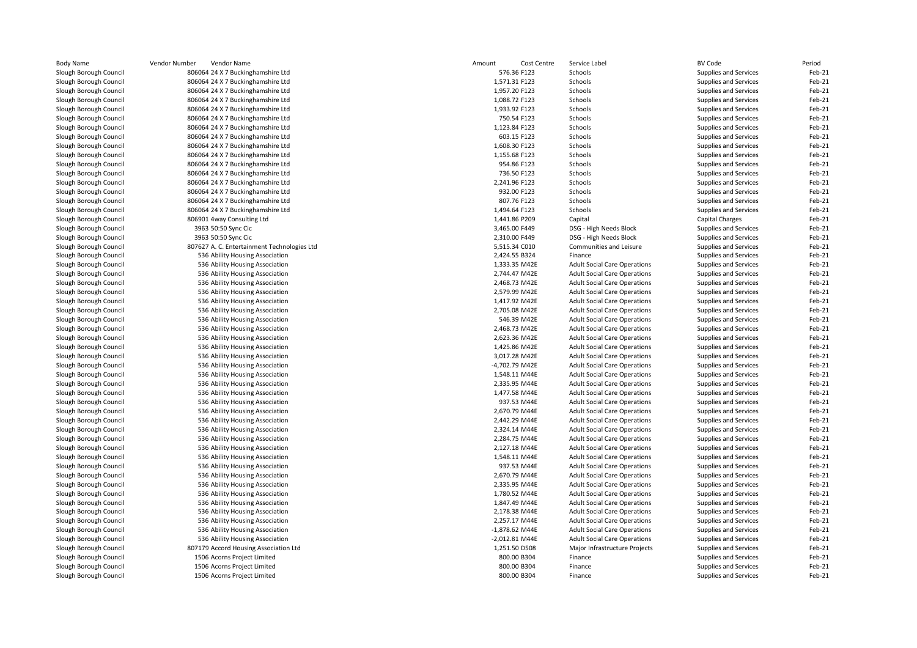| Body Name | Vendor Number | Vendor Name | Amount | Cost Centre | Service Label | BV Code | Period |
|---|---|---|---|---|---|---|---|
| Slough Borough Council | 806064 | 24 X 7 Buckinghamshire Ltd | 576.36 | F123 | Schools | Supplies and Services | Feb-21 |
| Slough Borough Council | 806064 | 24 X 7 Buckinghamshire Ltd | 1,571.31 | F123 | Schools | Supplies and Services | Feb-21 |
| Slough Borough Council | 806064 | 24 X 7 Buckinghamshire Ltd | 1,957.20 | F123 | Schools | Supplies and Services | Feb-21 |
| Slough Borough Council | 806064 | 24 X 7 Buckinghamshire Ltd | 1,088.72 | F123 | Schools | Supplies and Services | Feb-21 |
| Slough Borough Council | 806064 | 24 X 7 Buckinghamshire Ltd | 1,933.92 | F123 | Schools | Supplies and Services | Feb-21 |
| Slough Borough Council | 806064 | 24 X 7 Buckinghamshire Ltd | 750.54 | F123 | Schools | Supplies and Services | Feb-21 |
| Slough Borough Council | 806064 | 24 X 7 Buckinghamshire Ltd | 1,123.84 | F123 | Schools | Supplies and Services | Feb-21 |
| Slough Borough Council | 806064 | 24 X 7 Buckinghamshire Ltd | 603.15 | F123 | Schools | Supplies and Services | Feb-21 |
| Slough Borough Council | 806064 | 24 X 7 Buckinghamshire Ltd | 1,608.30 | F123 | Schools | Supplies and Services | Feb-21 |
| Slough Borough Council | 806064 | 24 X 7 Buckinghamshire Ltd | 1,155.68 | F123 | Schools | Supplies and Services | Feb-21 |
| Slough Borough Council | 806064 | 24 X 7 Buckinghamshire Ltd | 954.86 | F123 | Schools | Supplies and Services | Feb-21 |
| Slough Borough Council | 806064 | 24 X 7 Buckinghamshire Ltd | 736.50 | F123 | Schools | Supplies and Services | Feb-21 |
| Slough Borough Council | 806064 | 24 X 7 Buckinghamshire Ltd | 2,241.96 | F123 | Schools | Supplies and Services | Feb-21 |
| Slough Borough Council | 806064 | 24 X 7 Buckinghamshire Ltd | 932.00 | F123 | Schools | Supplies and Services | Feb-21 |
| Slough Borough Council | 806064 | 24 X 7 Buckinghamshire Ltd | 807.76 | F123 | Schools | Supplies and Services | Feb-21 |
| Slough Borough Council | 806064 | 24 X 7 Buckinghamshire Ltd | 1,494.64 | F123 | Schools | Supplies and Services | Feb-21 |
| Slough Borough Council | 806901 | 4way Consulting Ltd | 1,441.86 | P209 | Capital | Capital Charges | Feb-21 |
| Slough Borough Council | 3963 | 50:50 Sync Cic | 3,465.00 | F449 | DSG - High Needs Block | Supplies and Services | Feb-21 |
| Slough Borough Council | 3963 | 50:50 Sync Cic | 2,310.00 | F449 | DSG - High Needs Block | Supplies and Services | Feb-21 |
| Slough Borough Council | 807627 | A. C. Entertainment Technologies Ltd | 5,515.34 | C010 | Communities and Leisure | Supplies and Services | Feb-21 |
| Slough Borough Council | 536 | Ability Housing Association | 2,424.55 | B324 | Finance | Supplies and Services | Feb-21 |
| Slough Borough Council | 536 | Ability Housing Association | 1,333.35 | M42E | Adult Social Care Operations | Supplies and Services | Feb-21 |
| Slough Borough Council | 536 | Ability Housing Association | 2,744.47 | M42E | Adult Social Care Operations | Supplies and Services | Feb-21 |
| Slough Borough Council | 536 | Ability Housing Association | 2,468.73 | M42E | Adult Social Care Operations | Supplies and Services | Feb-21 |
| Slough Borough Council | 536 | Ability Housing Association | 2,579.99 | M42E | Adult Social Care Operations | Supplies and Services | Feb-21 |
| Slough Borough Council | 536 | Ability Housing Association | 1,417.92 | M42E | Adult Social Care Operations | Supplies and Services | Feb-21 |
| Slough Borough Council | 536 | Ability Housing Association | 2,705.08 | M42E | Adult Social Care Operations | Supplies and Services | Feb-21 |
| Slough Borough Council | 536 | Ability Housing Association | 546.39 | M42E | Adult Social Care Operations | Supplies and Services | Feb-21 |
| Slough Borough Council | 536 | Ability Housing Association | 2,468.73 | M42E | Adult Social Care Operations | Supplies and Services | Feb-21 |
| Slough Borough Council | 536 | Ability Housing Association | 2,623.36 | M42E | Adult Social Care Operations | Supplies and Services | Feb-21 |
| Slough Borough Council | 536 | Ability Housing Association | 1,425.86 | M42E | Adult Social Care Operations | Supplies and Services | Feb-21 |
| Slough Borough Council | 536 | Ability Housing Association | 3,017.28 | M42E | Adult Social Care Operations | Supplies and Services | Feb-21 |
| Slough Borough Council | 536 | Ability Housing Association | -4,702.79 | M42E | Adult Social Care Operations | Supplies and Services | Feb-21 |
| Slough Borough Council | 536 | Ability Housing Association | 1,548.11 | M44E | Adult Social Care Operations | Supplies and Services | Feb-21 |
| Slough Borough Council | 536 | Ability Housing Association | 2,335.95 | M44E | Adult Social Care Operations | Supplies and Services | Feb-21 |
| Slough Borough Council | 536 | Ability Housing Association | 1,477.58 | M44E | Adult Social Care Operations | Supplies and Services | Feb-21 |
| Slough Borough Council | 536 | Ability Housing Association | 937.53 | M44E | Adult Social Care Operations | Supplies and Services | Feb-21 |
| Slough Borough Council | 536 | Ability Housing Association | 2,670.79 | M44E | Adult Social Care Operations | Supplies and Services | Feb-21 |
| Slough Borough Council | 536 | Ability Housing Association | 2,442.29 | M44E | Adult Social Care Operations | Supplies and Services | Feb-21 |
| Slough Borough Council | 536 | Ability Housing Association | 2,324.14 | M44E | Adult Social Care Operations | Supplies and Services | Feb-21 |
| Slough Borough Council | 536 | Ability Housing Association | 2,284.75 | M44E | Adult Social Care Operations | Supplies and Services | Feb-21 |
| Slough Borough Council | 536 | Ability Housing Association | 2,127.18 | M44E | Adult Social Care Operations | Supplies and Services | Feb-21 |
| Slough Borough Council | 536 | Ability Housing Association | 1,548.11 | M44E | Adult Social Care Operations | Supplies and Services | Feb-21 |
| Slough Borough Council | 536 | Ability Housing Association | 937.53 | M44E | Adult Social Care Operations | Supplies and Services | Feb-21 |
| Slough Borough Council | 536 | Ability Housing Association | 2,670.79 | M44E | Adult Social Care Operations | Supplies and Services | Feb-21 |
| Slough Borough Council | 536 | Ability Housing Association | 2,335.95 | M44E | Adult Social Care Operations | Supplies and Services | Feb-21 |
| Slough Borough Council | 536 | Ability Housing Association | 1,780.52 | M44E | Adult Social Care Operations | Supplies and Services | Feb-21 |
| Slough Borough Council | 536 | Ability Housing Association | 1,847.49 | M44E | Adult Social Care Operations | Supplies and Services | Feb-21 |
| Slough Borough Council | 536 | Ability Housing Association | 2,178.38 | M44E | Adult Social Care Operations | Supplies and Services | Feb-21 |
| Slough Borough Council | 536 | Ability Housing Association | 2,257.17 | M44E | Adult Social Care Operations | Supplies and Services | Feb-21 |
| Slough Borough Council | 536 | Ability Housing Association | -1,878.62 | M44E | Adult Social Care Operations | Supplies and Services | Feb-21 |
| Slough Borough Council | 536 | Ability Housing Association | -2,012.81 | M44E | Adult Social Care Operations | Supplies and Services | Feb-21 |
| Slough Borough Council | 807179 | Accord Housing Association Ltd | 1,251.50 | D508 | Major Infrastructure Projects | Supplies and Services | Feb-21 |
| Slough Borough Council | 1506 | Acorns Project Limited | 800.00 | B304 | Finance | Supplies and Services | Feb-21 |
| Slough Borough Council | 1506 | Acorns Project Limited | 800.00 | B304 | Finance | Supplies and Services | Feb-21 |
| Slough Borough Council | 1506 | Acorns Project Limited | 800.00 | B304 | Finance | Supplies and Services | Feb-21 |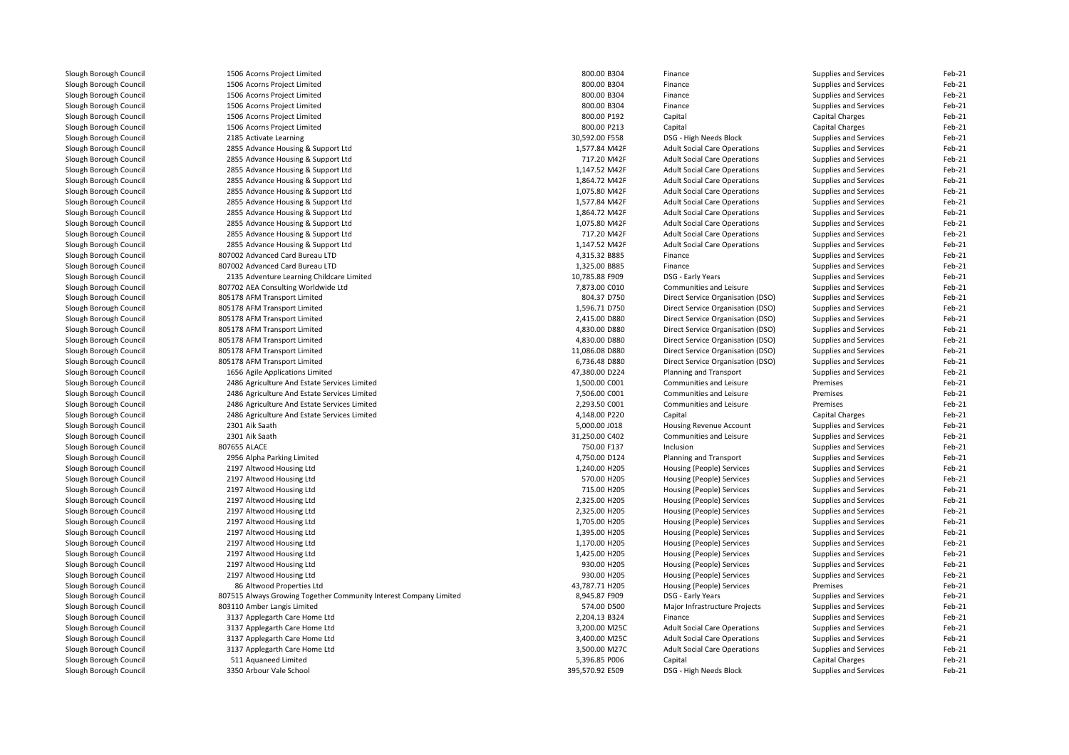| | | | | | | |
|---|---|---|---|---|---|---|
| Slough Borough Council | 1506 Acorns Project Limited | 800.00 B304 | Finance | Supplies and Services | Feb-21 |
| Slough Borough Council | 1506 Acorns Project Limited | 800.00 B304 | Finance | Supplies and Services | Feb-21 |
| Slough Borough Council | 1506 Acorns Project Limited | 800.00 B304 | Finance | Supplies and Services | Feb-21 |
| Slough Borough Council | 1506 Acorns Project Limited | 800.00 B304 | Finance | Supplies and Services | Feb-21 |
| Slough Borough Council | 1506 Acorns Project Limited | 800.00 P192 | Capital | Capital Charges | Feb-21 |
| Slough Borough Council | 1506 Acorns Project Limited | 800.00 P213 | Capital | Capital Charges | Feb-21 |
| Slough Borough Council | 2185 Activate Learning | 30,592.00 F558 | DSG - High Needs Block | Supplies and Services | Feb-21 |
| Slough Borough Council | 2855 Advance Housing & Support Ltd | 1,577.84 M42F | Adult Social Care Operations | Supplies and Services | Feb-21 |
| Slough Borough Council | 2855 Advance Housing & Support Ltd | 717.20 M42F | Adult Social Care Operations | Supplies and Services | Feb-21 |
| Slough Borough Council | 2855 Advance Housing & Support Ltd | 1,147.52 M42F | Adult Social Care Operations | Supplies and Services | Feb-21 |
| Slough Borough Council | 2855 Advance Housing & Support Ltd | 1,864.72 M42F | Adult Social Care Operations | Supplies and Services | Feb-21 |
| Slough Borough Council | 2855 Advance Housing & Support Ltd | 1,075.80 M42F | Adult Social Care Operations | Supplies and Services | Feb-21 |
| Slough Borough Council | 2855 Advance Housing & Support Ltd | 1,577.84 M42F | Adult Social Care Operations | Supplies and Services | Feb-21 |
| Slough Borough Council | 2855 Advance Housing & Support Ltd | 1,864.72 M42F | Adult Social Care Operations | Supplies and Services | Feb-21 |
| Slough Borough Council | 2855 Advance Housing & Support Ltd | 1,075.80 M42F | Adult Social Care Operations | Supplies and Services | Feb-21 |
| Slough Borough Council | 2855 Advance Housing & Support Ltd | 717.20 M42F | Adult Social Care Operations | Supplies and Services | Feb-21 |
| Slough Borough Council | 2855 Advance Housing & Support Ltd | 1,147.52 M42F | Adult Social Care Operations | Supplies and Services | Feb-21 |
| Slough Borough Council | 807002 Advanced Card Bureau LTD | 4,315.32 B885 | Finance | Supplies and Services | Feb-21 |
| Slough Borough Council | 807002 Advanced Card Bureau LTD | 1,325.00 B885 | Finance | Supplies and Services | Feb-21 |
| Slough Borough Council | 2135 Adventure Learning Childcare Limited | 10,785.88 F909 | DSG - Early Years | Supplies and Services | Feb-21 |
| Slough Borough Council | 807702 AEA Consulting Worldwide Ltd | 7,873.00 C010 | Communities and Leisure | Supplies and Services | Feb-21 |
| Slough Borough Council | 805178 AFM Transport Limited | 804.37 D750 | Direct Service Organisation (DSO) | Supplies and Services | Feb-21 |
| Slough Borough Council | 805178 AFM Transport Limited | 1,596.71 D750 | Direct Service Organisation (DSO) | Supplies and Services | Feb-21 |
| Slough Borough Council | 805178 AFM Transport Limited | 2,415.00 D880 | Direct Service Organisation (DSO) | Supplies and Services | Feb-21 |
| Slough Borough Council | 805178 AFM Transport Limited | 4,830.00 D880 | Direct Service Organisation (DSO) | Supplies and Services | Feb-21 |
| Slough Borough Council | 805178 AFM Transport Limited | 4,830.00 D880 | Direct Service Organisation (DSO) | Supplies and Services | Feb-21 |
| Slough Borough Council | 805178 AFM Transport Limited | 11,086.08 D880 | Direct Service Organisation (DSO) | Supplies and Services | Feb-21 |
| Slough Borough Council | 805178 AFM Transport Limited | 6,736.48 D880 | Direct Service Organisation (DSO) | Supplies and Services | Feb-21 |
| Slough Borough Council | 1656 Agile Applications Limited | 47,380.00 D224 | Planning and Transport | Supplies and Services | Feb-21 |
| Slough Borough Council | 2486 Agriculture And Estate Services Limited | 1,500.00 C001 | Communities and Leisure | Premises | Feb-21 |
| Slough Borough Council | 2486 Agriculture And Estate Services Limited | 7,506.00 C001 | Communities and Leisure | Premises | Feb-21 |
| Slough Borough Council | 2486 Agriculture And Estate Services Limited | 2,293.50 C001 | Communities and Leisure | Premises | Feb-21 |
| Slough Borough Council | 2486 Agriculture And Estate Services Limited | 4,148.00 P220 | Capital | Capital Charges | Feb-21 |
| Slough Borough Council | 2301 Aik Saath | 5,000.00 J018 | Housing Revenue Account | Supplies and Services | Feb-21 |
| Slough Borough Council | 2301 Aik Saath | 31,250.00 C402 | Communities and Leisure | Supplies and Services | Feb-21 |
| Slough Borough Council | 807655 ALACE | 750.00 F137 | Inclusion | Supplies and Services | Feb-21 |
| Slough Borough Council | 2956 Alpha Parking Limited | 4,750.00 D124 | Planning and Transport | Supplies and Services | Feb-21 |
| Slough Borough Council | 2197 Altwood Housing Ltd | 1,240.00 H205 | Housing (People) Services | Supplies and Services | Feb-21 |
| Slough Borough Council | 2197 Altwood Housing Ltd | 570.00 H205 | Housing (People) Services | Supplies and Services | Feb-21 |
| Slough Borough Council | 2197 Altwood Housing Ltd | 715.00 H205 | Housing (People) Services | Supplies and Services | Feb-21 |
| Slough Borough Council | 2197 Altwood Housing Ltd | 2,325.00 H205 | Housing (People) Services | Supplies and Services | Feb-21 |
| Slough Borough Council | 2197 Altwood Housing Ltd | 2,325.00 H205 | Housing (People) Services | Supplies and Services | Feb-21 |
| Slough Borough Council | 2197 Altwood Housing Ltd | 1,705.00 H205 | Housing (People) Services | Supplies and Services | Feb-21 |
| Slough Borough Council | 2197 Altwood Housing Ltd | 1,395.00 H205 | Housing (People) Services | Supplies and Services | Feb-21 |
| Slough Borough Council | 2197 Altwood Housing Ltd | 1,170.00 H205 | Housing (People) Services | Supplies and Services | Feb-21 |
| Slough Borough Council | 2197 Altwood Housing Ltd | 1,425.00 H205 | Housing (People) Services | Supplies and Services | Feb-21 |
| Slough Borough Council | 2197 Altwood Housing Ltd | 930.00 H205 | Housing (People) Services | Supplies and Services | Feb-21 |
| Slough Borough Council | 2197 Altwood Housing Ltd | 930.00 H205 | Housing (People) Services | Supplies and Services | Feb-21 |
| Slough Borough Council | 86 Altwood Properties Ltd | 43,787.71 H205 | Housing (People) Services | Premises | Feb-21 |
| Slough Borough Council | 807515 Always Growing Together Community Interest Company Limited | 8,945.87 F909 | DSG - Early Years | Supplies and Services | Feb-21 |
| Slough Borough Council | 803110 Amber Langis Limited | 574.00 D500 | Major Infrastructure Projects | Supplies and Services | Feb-21 |
| Slough Borough Council | 3137 Applegarth Care Home Ltd | 2,204.13 B324 | Finance | Supplies and Services | Feb-21 |
| Slough Borough Council | 3137 Applegarth Care Home Ltd | 3,200.00 M25C | Adult Social Care Operations | Supplies and Services | Feb-21 |
| Slough Borough Council | 3137 Applegarth Care Home Ltd | 3,400.00 M25C | Adult Social Care Operations | Supplies and Services | Feb-21 |
| Slough Borough Council | 3137 Applegarth Care Home Ltd | 3,500.00 M27C | Adult Social Care Operations | Supplies and Services | Feb-21 |
| Slough Borough Council | 511 Aquaneed Limited | 5,396.85 P006 | Capital | Capital Charges | Feb-21 |
| Slough Borough Council | 3350 Arbour Vale School | 395,570.92 E509 | DSG - High Needs Block | Supplies and Services | Feb-21 |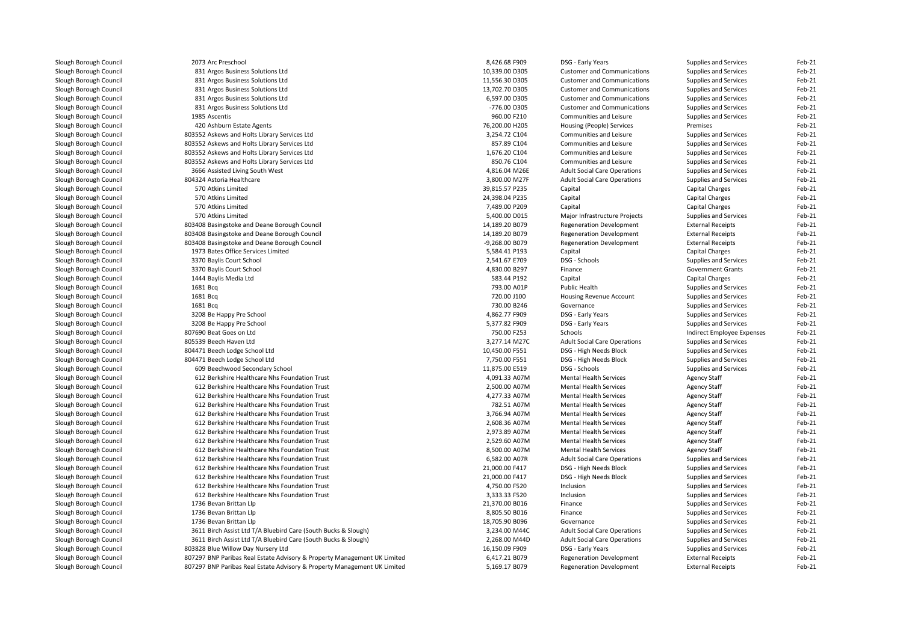| | | | | | | |
|---|---|---|---|---|---|---|
| Slough Borough Council | 2073 Arc Preschool | 8,426.68 F909 | DSG - Early Years | Supplies and Services | Feb-21 |
| Slough Borough Council | 831 Argos Business Solutions Ltd | 10,339.00 D305 | Customer and Communications | Supplies and Services | Feb-21 |
| Slough Borough Council | 831 Argos Business Solutions Ltd | 11,556.30 D305 | Customer and Communications | Supplies and Services | Feb-21 |
| Slough Borough Council | 831 Argos Business Solutions Ltd | 13,702.70 D305 | Customer and Communications | Supplies and Services | Feb-21 |
| Slough Borough Council | 831 Argos Business Solutions Ltd | 6,597.00 D305 | Customer and Communications | Supplies and Services | Feb-21 |
| Slough Borough Council | 831 Argos Business Solutions Ltd | -776.00 D305 | Customer and Communications | Supplies and Services | Feb-21 |
| Slough Borough Council | 1985 Ascentis | 960.00 F210 | Communities and Leisure | Supplies and Services | Feb-21 |
| Slough Borough Council | 420 Ashburn Estate Agents | 76,200.00 H205 | Housing (People) Services | Premises | Feb-21 |
| Slough Borough Council | 803552 Askews and Holts Library Services Ltd | 3,254.72 C104 | Communities and Leisure | Supplies and Services | Feb-21 |
| Slough Borough Council | 803552 Askews and Holts Library Services Ltd | 857.89 C104 | Communities and Leisure | Supplies and Services | Feb-21 |
| Slough Borough Council | 803552 Askews and Holts Library Services Ltd | 1,676.20 C104 | Communities and Leisure | Supplies and Services | Feb-21 |
| Slough Borough Council | 803552 Askews and Holts Library Services Ltd | 850.76 C104 | Communities and Leisure | Supplies and Services | Feb-21 |
| Slough Borough Council | 3666 Assisted Living South West | 4,816.04 M26E | Adult Social Care Operations | Supplies and Services | Feb-21 |
| Slough Borough Council | 804324 Astoria Healthcare | 3,800.00 M27F | Adult Social Care Operations | Supplies and Services | Feb-21 |
| Slough Borough Council | 570 Atkins Limited | 39,815.57 P235 | Capital | Capital Charges | Feb-21 |
| Slough Borough Council | 570 Atkins Limited | 24,398.04 P235 | Capital | Capital Charges | Feb-21 |
| Slough Borough Council | 570 Atkins Limited | 7,489.00 P209 | Capital | Capital Charges | Feb-21 |
| Slough Borough Council | 570 Atkins Limited | 5,400.00 D015 | Major Infrastructure Projects | Supplies and Services | Feb-21 |
| Slough Borough Council | 803408 Basingstoke and Deane Borough Council | 14,189.20 B079 | Regeneration Development | External Receipts | Feb-21 |
| Slough Borough Council | 803408 Basingstoke and Deane Borough Council | 14,189.20 B079 | Regeneration Development | External Receipts | Feb-21 |
| Slough Borough Council | 803408 Basingstoke and Deane Borough Council | -9,268.00 B079 | Regeneration Development | External Receipts | Feb-21 |
| Slough Borough Council | 1973 Bates Office Services Limited | 5,584.41 P193 | Capital | Capital Charges | Feb-21 |
| Slough Borough Council | 3370 Baylis Court School | 2,541.67 E709 | DSG - Schools | Supplies and Services | Feb-21 |
| Slough Borough Council | 3370 Baylis Court School | 4,830.00 B297 | Finance | Government Grants | Feb-21 |
| Slough Borough Council | 1444 Baylis Media Ltd | 583.44 P192 | Capital | Capital Charges | Feb-21 |
| Slough Borough Council | 1681 Bcq | 793.00 A01P | Public Health | Supplies and Services | Feb-21 |
| Slough Borough Council | 1681 Bcq | 720.00 J100 | Housing Revenue Account | Supplies and Services | Feb-21 |
| Slough Borough Council | 1681 Bcq | 730.00 B246 | Governance | Supplies and Services | Feb-21 |
| Slough Borough Council | 3208 Be Happy Pre School | 4,862.77 F909 | DSG - Early Years | Supplies and Services | Feb-21 |
| Slough Borough Council | 3208 Be Happy Pre School | 5,377.82 F909 | DSG - Early Years | Supplies and Services | Feb-21 |
| Slough Borough Council | 807690 Beat Goes on Ltd | 750.00 F253 | Schools | Indirect Employee Expenses | Feb-21 |
| Slough Borough Council | 805539 Beech Haven Ltd | 3,277.14 M27C | Adult Social Care Operations | Supplies and Services | Feb-21 |
| Slough Borough Council | 804471 Beech Lodge School Ltd | 10,450.00 F551 | DSG - High Needs Block | Supplies and Services | Feb-21 |
| Slough Borough Council | 804471 Beech Lodge School Ltd | 7,750.00 F551 | DSG - High Needs Block | Supplies and Services | Feb-21 |
| Slough Borough Council | 609 Beechwood Secondary School | 11,875.00 E519 | DSG - Schools | Supplies and Services | Feb-21 |
| Slough Borough Council | 612 Berkshire Healthcare Nhs Foundation Trust | 4,091.33 A07M | Mental Health Services | Agency Staff | Feb-21 |
| Slough Borough Council | 612 Berkshire Healthcare Nhs Foundation Trust | 2,500.00 A07M | Mental Health Services | Agency Staff | Feb-21 |
| Slough Borough Council | 612 Berkshire Healthcare Nhs Foundation Trust | 4,277.33 A07M | Mental Health Services | Agency Staff | Feb-21 |
| Slough Borough Council | 612 Berkshire Healthcare Nhs Foundation Trust | 782.51 A07M | Mental Health Services | Agency Staff | Feb-21 |
| Slough Borough Council | 612 Berkshire Healthcare Nhs Foundation Trust | 3,766.94 A07M | Mental Health Services | Agency Staff | Feb-21 |
| Slough Borough Council | 612 Berkshire Healthcare Nhs Foundation Trust | 2,608.36 A07M | Mental Health Services | Agency Staff | Feb-21 |
| Slough Borough Council | 612 Berkshire Healthcare Nhs Foundation Trust | 2,973.89 A07M | Mental Health Services | Agency Staff | Feb-21 |
| Slough Borough Council | 612 Berkshire Healthcare Nhs Foundation Trust | 2,529.60 A07M | Mental Health Services | Agency Staff | Feb-21 |
| Slough Borough Council | 612 Berkshire Healthcare Nhs Foundation Trust | 8,500.00 A07M | Mental Health Services | Agency Staff | Feb-21 |
| Slough Borough Council | 612 Berkshire Healthcare Nhs Foundation Trust | 6,582.00 A07R | Adult Social Care Operations | Supplies and Services | Feb-21 |
| Slough Borough Council | 612 Berkshire Healthcare Nhs Foundation Trust | 21,000.00 F417 | DSG - High Needs Block | Supplies and Services | Feb-21 |
| Slough Borough Council | 612 Berkshire Healthcare Nhs Foundation Trust | 21,000.00 F417 | DSG - High Needs Block | Supplies and Services | Feb-21 |
| Slough Borough Council | 612 Berkshire Healthcare Nhs Foundation Trust | 4,750.00 F520 | Inclusion | Supplies and Services | Feb-21 |
| Slough Borough Council | 612 Berkshire Healthcare Nhs Foundation Trust | 3,333.33 F520 | Inclusion | Supplies and Services | Feb-21 |
| Slough Borough Council | 1736 Bevan Brittan Llp | 21,370.00 B016 | Finance | Supplies and Services | Feb-21 |
| Slough Borough Council | 1736 Bevan Brittan Llp | 8,805.50 B016 | Finance | Supplies and Services | Feb-21 |
| Slough Borough Council | 1736 Bevan Brittan Llp | 18,705.90 B096 | Governance | Supplies and Services | Feb-21 |
| Slough Borough Council | 3611 Birch Assist Ltd T/A Bluebird Care (South Bucks & Slough) | 3,234.00 M44C | Adult Social Care Operations | Supplies and Services | Feb-21 |
| Slough Borough Council | 3611 Birch Assist Ltd T/A Bluebird Care (South Bucks & Slough) | 2,268.00 M44D | Adult Social Care Operations | Supplies and Services | Feb-21 |
| Slough Borough Council | 803828 Blue Willow Day Nursery Ltd | 16,150.09 F909 | DSG - Early Years | Supplies and Services | Feb-21 |
| Slough Borough Council | 807297 BNP Paribas Real Estate Advisory & Property Management UK Limited | 6,417.21 B079 | Regeneration Development | External Receipts | Feb-21 |
| Slough Borough Council | 807297 BNP Paribas Real Estate Advisory & Property Management UK Limited | 5,169.17 B079 | Regeneration Development | External Receipts | Feb-21 |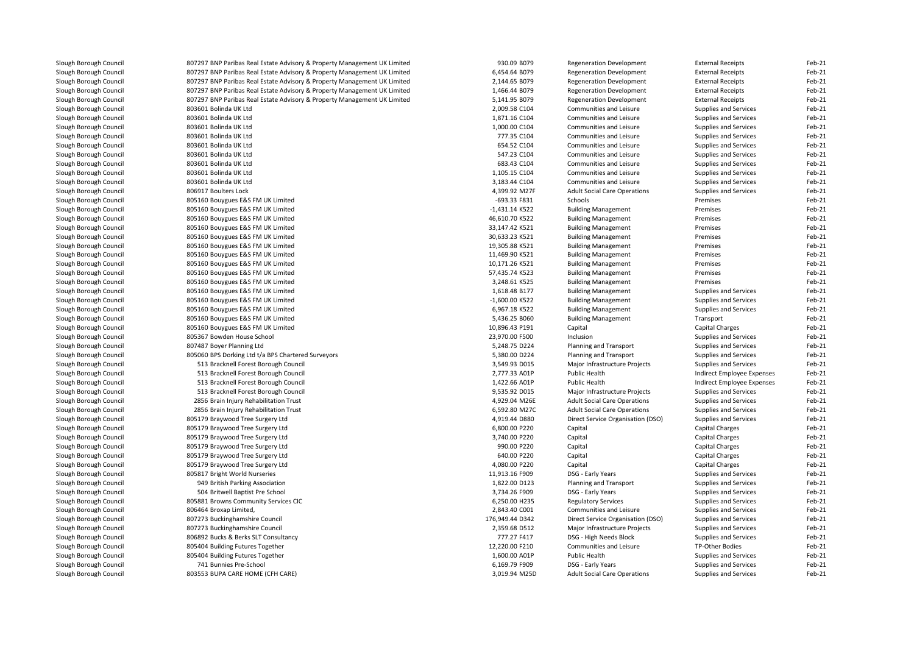| | | | | | |
|---|---|---|---|---|---|
| Slough Borough Council | 807297 BNP Paribas Real Estate Advisory & Property Management UK Limited | 930.09 B079 | Regeneration Development | External Receipts | Feb-21 |
| Slough Borough Council | 807297 BNP Paribas Real Estate Advisory & Property Management UK Limited | 6,454.64 B079 | Regeneration Development | External Receipts | Feb-21 |
| Slough Borough Council | 807297 BNP Paribas Real Estate Advisory & Property Management UK Limited | 2,144.65 B079 | Regeneration Development | External Receipts | Feb-21 |
| Slough Borough Council | 807297 BNP Paribas Real Estate Advisory & Property Management UK Limited | 1,466.44 B079 | Regeneration Development | External Receipts | Feb-21 |
| Slough Borough Council | 807297 BNP Paribas Real Estate Advisory & Property Management UK Limited | 5,141.95 B079 | Regeneration Development | External Receipts | Feb-21 |
| Slough Borough Council | 803601 Bolinda UK Ltd | 2,009.58 C104 | Communities and Leisure | Supplies and Services | Feb-21 |
| Slough Borough Council | 803601 Bolinda UK Ltd | 1,871.16 C104 | Communities and Leisure | Supplies and Services | Feb-21 |
| Slough Borough Council | 803601 Bolinda UK Ltd | 1,000.00 C104 | Communities and Leisure | Supplies and Services | Feb-21 |
| Slough Borough Council | 803601 Bolinda UK Ltd | 777.35 C104 | Communities and Leisure | Supplies and Services | Feb-21 |
| Slough Borough Council | 803601 Bolinda UK Ltd | 654.52 C104 | Communities and Leisure | Supplies and Services | Feb-21 |
| Slough Borough Council | 803601 Bolinda UK Ltd | 547.23 C104 | Communities and Leisure | Supplies and Services | Feb-21 |
| Slough Borough Council | 803601 Bolinda UK Ltd | 683.43 C104 | Communities and Leisure | Supplies and Services | Feb-21 |
| Slough Borough Council | 803601 Bolinda UK Ltd | 1,105.15 C104 | Communities and Leisure | Supplies and Services | Feb-21 |
| Slough Borough Council | 803601 Bolinda UK Ltd | 3,183.44 C104 | Communities and Leisure | Supplies and Services | Feb-21 |
| Slough Borough Council | 806917 Boulters Lock | 4,399.92 M27F | Adult Social Care Operations | Supplies and Services | Feb-21 |
| Slough Borough Council | 805160 Bouygues E&S FM UK Limited | -693.33 F831 | Schools | Premises | Feb-21 |
| Slough Borough Council | 805160 Bouygues E&S FM UK Limited | -1,431.14 K522 | Building Management | Premises | Feb-21 |
| Slough Borough Council | 805160 Bouygues E&S FM UK Limited | 46,610.70 K522 | Building Management | Premises | Feb-21 |
| Slough Borough Council | 805160 Bouygues E&S FM UK Limited | 33,147.42 K521 | Building Management | Premises | Feb-21 |
| Slough Borough Council | 805160 Bouygues E&S FM UK Limited | 30,633.23 K521 | Building Management | Premises | Feb-21 |
| Slough Borough Council | 805160 Bouygues E&S FM UK Limited | 19,305.88 K521 | Building Management | Premises | Feb-21 |
| Slough Borough Council | 805160 Bouygues E&S FM UK Limited | 11,469.90 K521 | Building Management | Premises | Feb-21 |
| Slough Borough Council | 805160 Bouygues E&S FM UK Limited | 10,171.26 K521 | Building Management | Premises | Feb-21 |
| Slough Borough Council | 805160 Bouygues E&S FM UK Limited | 57,435.74 K523 | Building Management | Premises | Feb-21 |
| Slough Borough Council | 805160 Bouygues E&S FM UK Limited | 3,248.61 K525 | Building Management | Premises | Feb-21 |
| Slough Borough Council | 805160 Bouygues E&S FM UK Limited | 1,618.48 B177 | Building Management | Supplies and Services | Feb-21 |
| Slough Borough Council | 805160 Bouygues E&S FM UK Limited | -1,600.00 K522 | Building Management | Supplies and Services | Feb-21 |
| Slough Borough Council | 805160 Bouygues E&S FM UK Limited | 6,967.18 K522 | Building Management | Supplies and Services | Feb-21 |
| Slough Borough Council | 805160 Bouygues E&S FM UK Limited | 5,436.25 B060 | Building Management | Transport | Feb-21 |
| Slough Borough Council | 805160 Bouygues E&S FM UK Limited | 10,896.43 P191 | Capital | Capital Charges | Feb-21 |
| Slough Borough Council | 805367 Bowden House School | 23,970.00 F500 | Inclusion | Supplies and Services | Feb-21 |
| Slough Borough Council | 807487 Boyer Planning Ltd | 5,248.75 D224 | Planning and Transport | Supplies and Services | Feb-21 |
| Slough Borough Council | 805060 BPS Dorking Ltd t/a BPS Chartered Surveyors | 5,380.00 D224 | Planning and Transport | Supplies and Services | Feb-21 |
| Slough Borough Council | 513 Bracknell Forest Borough Council | 3,549.93 D015 | Major Infrastructure Projects | Supplies and Services | Feb-21 |
| Slough Borough Council | 513 Bracknell Forest Borough Council | 2,777.33 A01P | Public Health | Indirect Employee Expenses | Feb-21 |
| Slough Borough Council | 513 Bracknell Forest Borough Council | 1,422.66 A01P | Public Health | Indirect Employee Expenses | Feb-21 |
| Slough Borough Council | 513 Bracknell Forest Borough Council | 9,535.92 D015 | Major Infrastructure Projects | Supplies and Services | Feb-21 |
| Slough Borough Council | 2856 Brain Injury Rehabilitation Trust | 4,929.04 M26E | Adult Social Care Operations | Supplies and Services | Feb-21 |
| Slough Borough Council | 2856 Brain Injury Rehabilitation Trust | 6,592.80 M27C | Adult Social Care Operations | Supplies and Services | Feb-21 |
| Slough Borough Council | 805179 Braywood Tree Surgery Ltd | 4,919.44 D880 | Direct Service Organisation (DSO) | Supplies and Services | Feb-21 |
| Slough Borough Council | 805179 Braywood Tree Surgery Ltd | 6,800.00 P220 | Capital | Capital Charges | Feb-21 |
| Slough Borough Council | 805179 Braywood Tree Surgery Ltd | 3,740.00 P220 | Capital | Capital Charges | Feb-21 |
| Slough Borough Council | 805179 Braywood Tree Surgery Ltd | 990.00 P220 | Capital | Capital Charges | Feb-21 |
| Slough Borough Council | 805179 Braywood Tree Surgery Ltd | 640.00 P220 | Capital | Capital Charges | Feb-21 |
| Slough Borough Council | 805179 Braywood Tree Surgery Ltd | 4,080.00 P220 | Capital | Capital Charges | Feb-21 |
| Slough Borough Council | 805817 Bright World Nurseries | 11,913.16 F909 | DSG - Early Years | Supplies and Services | Feb-21 |
| Slough Borough Council | 949 British Parking Association | 1,822.00 D123 | Planning and Transport | Supplies and Services | Feb-21 |
| Slough Borough Council | 504 Britwell Baptist Pre School | 3,734.26 F909 | DSG - Early Years | Supplies and Services | Feb-21 |
| Slough Borough Council | 805881 Browns Community Services CIC | 6,250.00 H235 | Regulatory Services | Supplies and Services | Feb-21 |
| Slough Borough Council | 806464 Broxap Limited, | 2,843.40 C001 | Communities and Leisure | Supplies and Services | Feb-21 |
| Slough Borough Council | 807273 Buckinghamshire Council | 176,949.44 D342 | Direct Service Organisation (DSO) | Supplies and Services | Feb-21 |
| Slough Borough Council | 807273 Buckinghamshire Council | 2,359.68 D512 | Major Infrastructure Projects | Supplies and Services | Feb-21 |
| Slough Borough Council | 806892 Bucks & Berks SLT Consultancy | 777.27 F417 | DSG - High Needs Block | Supplies and Services | Feb-21 |
| Slough Borough Council | 805404 Building Futures Together | 12,220.00 F210 | Communities and Leisure | TP-Other Bodies | Feb-21 |
| Slough Borough Council | 805404 Building Futures Together | 1,600.00 A01P | Public Health | Supplies and Services | Feb-21 |
| Slough Borough Council | 741 Bunnies Pre-School | 6,169.79 F909 | DSG - Early Years | Supplies and Services | Feb-21 |
| Slough Borough Council | 803553 BUPA CARE HOME (CFH CARE) | 3,019.94 M25D | Adult Social Care Operations | Supplies and Services | Feb-21 |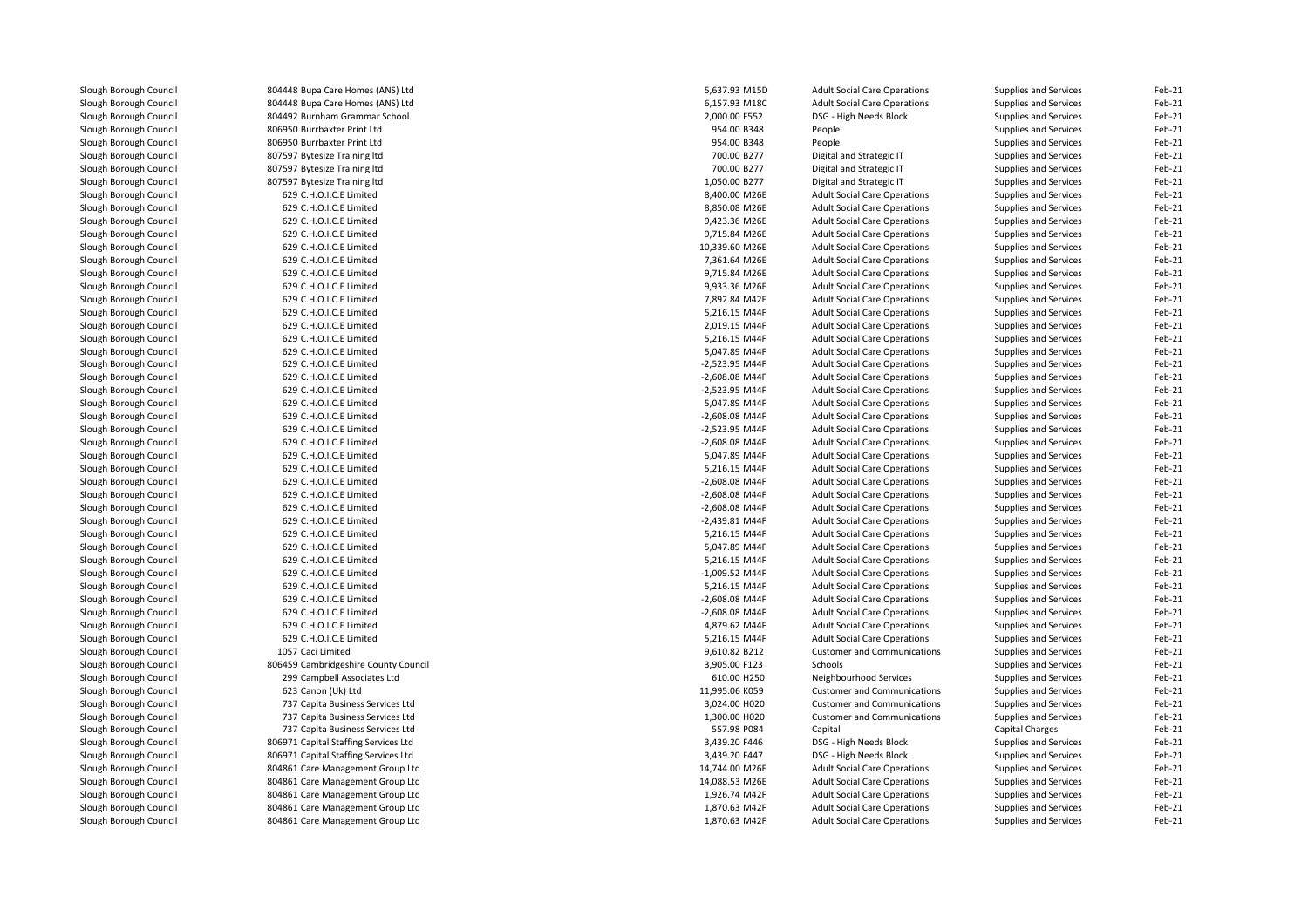| | | | | | |
|---|---|---|---|---|---|
| Slough Borough Council | 804448 Bupa Care Homes (ANS) Ltd | 5,637.93 M15D | Adult Social Care Operations | Supplies and Services | Feb-21 |
| Slough Borough Council | 804448 Bupa Care Homes (ANS) Ltd | 6,157.93 M18C | Adult Social Care Operations | Supplies and Services | Feb-21 |
| Slough Borough Council | 804492 Burnham Grammar School | 2,000.00 F552 | DSG - High Needs Block | Supplies and Services | Feb-21 |
| Slough Borough Council | 806950 Burrbaxter Print Ltd | 954.00 B348 | People | Supplies and Services | Feb-21 |
| Slough Borough Council | 806950 Burrbaxter Print Ltd | 954.00 B348 | People | Supplies and Services | Feb-21 |
| Slough Borough Council | 807597 Bytesize Training ltd | 700.00 B277 | Digital and Strategic IT | Supplies and Services | Feb-21 |
| Slough Borough Council | 807597 Bytesize Training ltd | 700.00 B277 | Digital and Strategic IT | Supplies and Services | Feb-21 |
| Slough Borough Council | 807597 Bytesize Training ltd | 1,050.00 B277 | Digital and Strategic IT | Supplies and Services | Feb-21 |
| Slough Borough Council | 629 C.H.O.I.C.E Limited | 8,400.00 M26E | Adult Social Care Operations | Supplies and Services | Feb-21 |
| Slough Borough Council | 629 C.H.O.I.C.E Limited | 8,850.08 M26E | Adult Social Care Operations | Supplies and Services | Feb-21 |
| Slough Borough Council | 629 C.H.O.I.C.E Limited | 9,423.36 M26E | Adult Social Care Operations | Supplies and Services | Feb-21 |
| Slough Borough Council | 629 C.H.O.I.C.E Limited | 9,715.84 M26E | Adult Social Care Operations | Supplies and Services | Feb-21 |
| Slough Borough Council | 629 C.H.O.I.C.E Limited | 10,339.60 M26E | Adult Social Care Operations | Supplies and Services | Feb-21 |
| Slough Borough Council | 629 C.H.O.I.C.E Limited | 7,361.64 M26E | Adult Social Care Operations | Supplies and Services | Feb-21 |
| Slough Borough Council | 629 C.H.O.I.C.E Limited | 9,715.84 M26E | Adult Social Care Operations | Supplies and Services | Feb-21 |
| Slough Borough Council | 629 C.H.O.I.C.E Limited | 9,933.36 M26E | Adult Social Care Operations | Supplies and Services | Feb-21 |
| Slough Borough Council | 629 C.H.O.I.C.E Limited | 7,892.84 M42E | Adult Social Care Operations | Supplies and Services | Feb-21 |
| Slough Borough Council | 629 C.H.O.I.C.E Limited | 5,216.15 M44F | Adult Social Care Operations | Supplies and Services | Feb-21 |
| Slough Borough Council | 629 C.H.O.I.C.E Limited | 2,019.15 M44F | Adult Social Care Operations | Supplies and Services | Feb-21 |
| Slough Borough Council | 629 C.H.O.I.C.E Limited | 5,216.15 M44F | Adult Social Care Operations | Supplies and Services | Feb-21 |
| Slough Borough Council | 629 C.H.O.I.C.E Limited | 5,047.89 M44F | Adult Social Care Operations | Supplies and Services | Feb-21 |
| Slough Borough Council | 629 C.H.O.I.C.E Limited | -2,523.95 M44F | Adult Social Care Operations | Supplies and Services | Feb-21 |
| Slough Borough Council | 629 C.H.O.I.C.E Limited | -2,608.08 M44F | Adult Social Care Operations | Supplies and Services | Feb-21 |
| Slough Borough Council | 629 C.H.O.I.C.E Limited | -2,523.95 M44F | Adult Social Care Operations | Supplies and Services | Feb-21 |
| Slough Borough Council | 629 C.H.O.I.C.E Limited | 5,047.89 M44F | Adult Social Care Operations | Supplies and Services | Feb-21 |
| Slough Borough Council | 629 C.H.O.I.C.E Limited | -2,608.08 M44F | Adult Social Care Operations | Supplies and Services | Feb-21 |
| Slough Borough Council | 629 C.H.O.I.C.E Limited | -2,523.95 M44F | Adult Social Care Operations | Supplies and Services | Feb-21 |
| Slough Borough Council | 629 C.H.O.I.C.E Limited | -2,608.08 M44F | Adult Social Care Operations | Supplies and Services | Feb-21 |
| Slough Borough Council | 629 C.H.O.I.C.E Limited | 5,047.89 M44F | Adult Social Care Operations | Supplies and Services | Feb-21 |
| Slough Borough Council | 629 C.H.O.I.C.E Limited | 5,216.15 M44F | Adult Social Care Operations | Supplies and Services | Feb-21 |
| Slough Borough Council | 629 C.H.O.I.C.E Limited | -2,608.08 M44F | Adult Social Care Operations | Supplies and Services | Feb-21 |
| Slough Borough Council | 629 C.H.O.I.C.E Limited | -2,608.08 M44F | Adult Social Care Operations | Supplies and Services | Feb-21 |
| Slough Borough Council | 629 C.H.O.I.C.E Limited | -2,608.08 M44F | Adult Social Care Operations | Supplies and Services | Feb-21 |
| Slough Borough Council | 629 C.H.O.I.C.E Limited | -2,439.81 M44F | Adult Social Care Operations | Supplies and Services | Feb-21 |
| Slough Borough Council | 629 C.H.O.I.C.E Limited | 5,216.15 M44F | Adult Social Care Operations | Supplies and Services | Feb-21 |
| Slough Borough Council | 629 C.H.O.I.C.E Limited | 5,047.89 M44F | Adult Social Care Operations | Supplies and Services | Feb-21 |
| Slough Borough Council | 629 C.H.O.I.C.E Limited | 5,216.15 M44F | Adult Social Care Operations | Supplies and Services | Feb-21 |
| Slough Borough Council | 629 C.H.O.I.C.E Limited | -1,009.52 M44F | Adult Social Care Operations | Supplies and Services | Feb-21 |
| Slough Borough Council | 629 C.H.O.I.C.E Limited | 5,216.15 M44F | Adult Social Care Operations | Supplies and Services | Feb-21 |
| Slough Borough Council | 629 C.H.O.I.C.E Limited | -2,608.08 M44F | Adult Social Care Operations | Supplies and Services | Feb-21 |
| Slough Borough Council | 629 C.H.O.I.C.E Limited | -2,608.08 M44F | Adult Social Care Operations | Supplies and Services | Feb-21 |
| Slough Borough Council | 629 C.H.O.I.C.E Limited | 4,879.62 M44F | Adult Social Care Operations | Supplies and Services | Feb-21 |
| Slough Borough Council | 629 C.H.O.I.C.E Limited | 5,216.15 M44F | Adult Social Care Operations | Supplies and Services | Feb-21 |
| Slough Borough Council | 1057 Caci Limited | 9,610.82 B212 | Customer and Communications | Supplies and Services | Feb-21 |
| Slough Borough Council | 806459 Cambridgeshire County Council | 3,905.00 F123 | Schools | Supplies and Services | Feb-21 |
| Slough Borough Council | 299 Campbell Associates Ltd | 610.00 H250 | Neighbourhood Services | Supplies and Services | Feb-21 |
| Slough Borough Council | 623 Canon (Uk) Ltd | 11,995.06 K059 | Customer and Communications | Supplies and Services | Feb-21 |
| Slough Borough Council | 737 Capita Business Services Ltd | 3,024.00 H020 | Customer and Communications | Supplies and Services | Feb-21 |
| Slough Borough Council | 737 Capita Business Services Ltd | 1,300.00 H020 | Customer and Communications | Supplies and Services | Feb-21 |
| Slough Borough Council | 737 Capita Business Services Ltd | 557.98 P084 | Capital | Capital Charges | Feb-21 |
| Slough Borough Council | 806971 Capital Staffing Services Ltd | 3,439.20 F446 | DSG - High Needs Block | Supplies and Services | Feb-21 |
| Slough Borough Council | 806971 Capital Staffing Services Ltd | 3,439.20 F447 | DSG - High Needs Block | Supplies and Services | Feb-21 |
| Slough Borough Council | 804861 Care Management Group Ltd | 14,744.00 M26E | Adult Social Care Operations | Supplies and Services | Feb-21 |
| Slough Borough Council | 804861 Care Management Group Ltd | 14,088.53 M26E | Adult Social Care Operations | Supplies and Services | Feb-21 |
| Slough Borough Council | 804861 Care Management Group Ltd | 1,926.74 M42F | Adult Social Care Operations | Supplies and Services | Feb-21 |
| Slough Borough Council | 804861 Care Management Group Ltd | 1,870.63 M42F | Adult Social Care Operations | Supplies and Services | Feb-21 |
| Slough Borough Council | 804861 Care Management Group Ltd | 1,870.63 M42F | Adult Social Care Operations | Supplies and Services | Feb-21 |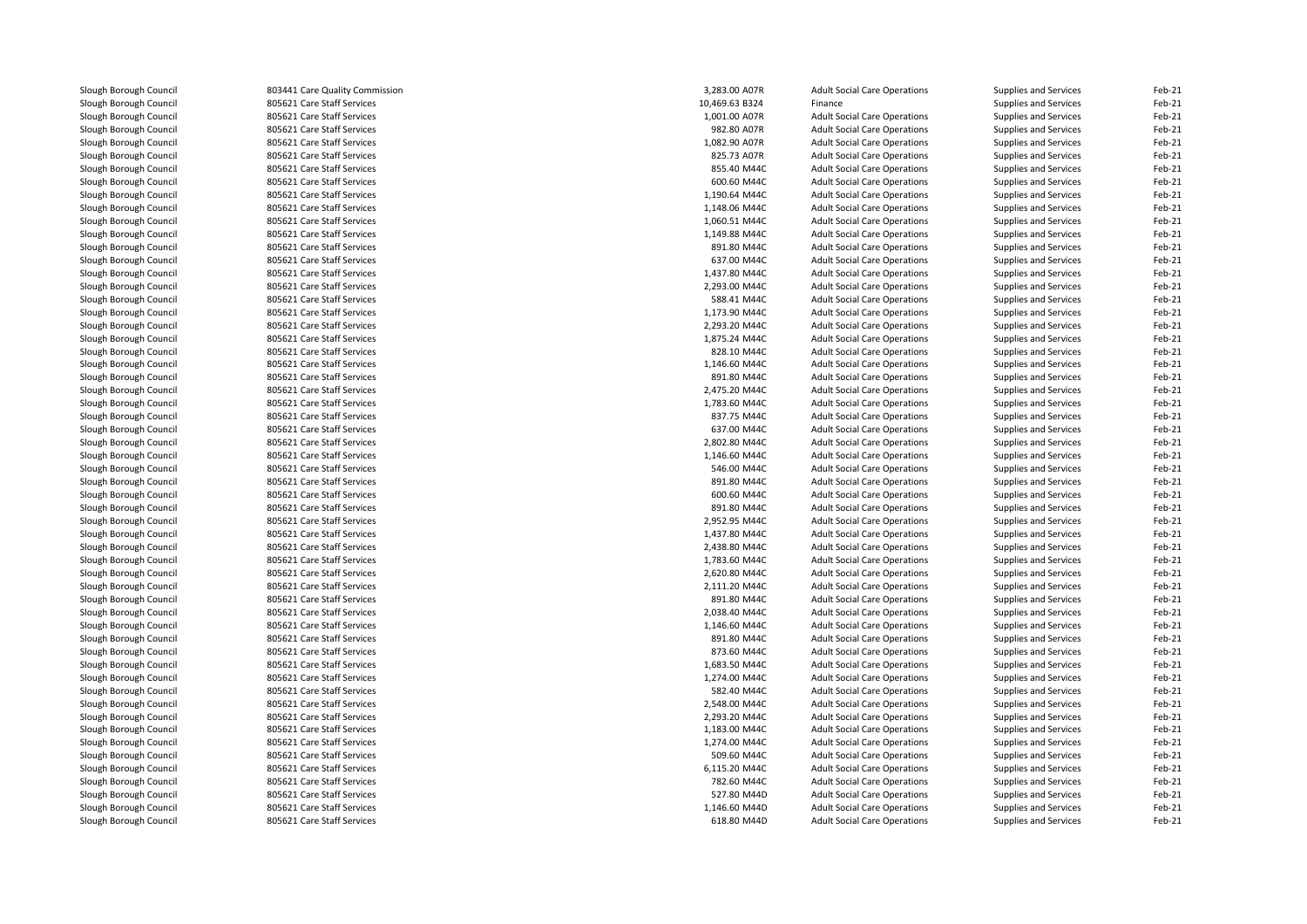| | | | | | | |
|---|---|---|---|---|---|---|
| Slough Borough Council | 803441 Care Quality Commission | 3,283.00 A07R | Adult Social Care Operations | Supplies and Services | Feb-21 |
| Slough Borough Council | 805621 Care Staff Services | 10,469.63 B324 | Finance | Supplies and Services | Feb-21 |
| Slough Borough Council | 805621 Care Staff Services | 1,001.00 A07R | Adult Social Care Operations | Supplies and Services | Feb-21 |
| Slough Borough Council | 805621 Care Staff Services | 982.80 A07R | Adult Social Care Operations | Supplies and Services | Feb-21 |
| Slough Borough Council | 805621 Care Staff Services | 1,082.90 A07R | Adult Social Care Operations | Supplies and Services | Feb-21 |
| Slough Borough Council | 805621 Care Staff Services | 825.73 A07R | Adult Social Care Operations | Supplies and Services | Feb-21 |
| Slough Borough Council | 805621 Care Staff Services | 855.40 M44C | Adult Social Care Operations | Supplies and Services | Feb-21 |
| Slough Borough Council | 805621 Care Staff Services | 600.60 M44C | Adult Social Care Operations | Supplies and Services | Feb-21 |
| Slough Borough Council | 805621 Care Staff Services | 1,190.64 M44C | Adult Social Care Operations | Supplies and Services | Feb-21 |
| Slough Borough Council | 805621 Care Staff Services | 1,148.06 M44C | Adult Social Care Operations | Supplies and Services | Feb-21 |
| Slough Borough Council | 805621 Care Staff Services | 1,060.51 M44C | Adult Social Care Operations | Supplies and Services | Feb-21 |
| Slough Borough Council | 805621 Care Staff Services | 1,149.88 M44C | Adult Social Care Operations | Supplies and Services | Feb-21 |
| Slough Borough Council | 805621 Care Staff Services | 891.80 M44C | Adult Social Care Operations | Supplies and Services | Feb-21 |
| Slough Borough Council | 805621 Care Staff Services | 637.00 M44C | Adult Social Care Operations | Supplies and Services | Feb-21 |
| Slough Borough Council | 805621 Care Staff Services | 1,437.80 M44C | Adult Social Care Operations | Supplies and Services | Feb-21 |
| Slough Borough Council | 805621 Care Staff Services | 2,293.00 M44C | Adult Social Care Operations | Supplies and Services | Feb-21 |
| Slough Borough Council | 805621 Care Staff Services | 588.41 M44C | Adult Social Care Operations | Supplies and Services | Feb-21 |
| Slough Borough Council | 805621 Care Staff Services | 1,173.90 M44C | Adult Social Care Operations | Supplies and Services | Feb-21 |
| Slough Borough Council | 805621 Care Staff Services | 2,293.20 M44C | Adult Social Care Operations | Supplies and Services | Feb-21 |
| Slough Borough Council | 805621 Care Staff Services | 1,875.24 M44C | Adult Social Care Operations | Supplies and Services | Feb-21 |
| Slough Borough Council | 805621 Care Staff Services | 828.10 M44C | Adult Social Care Operations | Supplies and Services | Feb-21 |
| Slough Borough Council | 805621 Care Staff Services | 1,146.60 M44C | Adult Social Care Operations | Supplies and Services | Feb-21 |
| Slough Borough Council | 805621 Care Staff Services | 891.80 M44C | Adult Social Care Operations | Supplies and Services | Feb-21 |
| Slough Borough Council | 805621 Care Staff Services | 2,475.20 M44C | Adult Social Care Operations | Supplies and Services | Feb-21 |
| Slough Borough Council | 805621 Care Staff Services | 1,783.60 M44C | Adult Social Care Operations | Supplies and Services | Feb-21 |
| Slough Borough Council | 805621 Care Staff Services | 837.75 M44C | Adult Social Care Operations | Supplies and Services | Feb-21 |
| Slough Borough Council | 805621 Care Staff Services | 637.00 M44C | Adult Social Care Operations | Supplies and Services | Feb-21 |
| Slough Borough Council | 805621 Care Staff Services | 2,802.80 M44C | Adult Social Care Operations | Supplies and Services | Feb-21 |
| Slough Borough Council | 805621 Care Staff Services | 1,146.60 M44C | Adult Social Care Operations | Supplies and Services | Feb-21 |
| Slough Borough Council | 805621 Care Staff Services | 546.00 M44C | Adult Social Care Operations | Supplies and Services | Feb-21 |
| Slough Borough Council | 805621 Care Staff Services | 891.80 M44C | Adult Social Care Operations | Supplies and Services | Feb-21 |
| Slough Borough Council | 805621 Care Staff Services | 600.60 M44C | Adult Social Care Operations | Supplies and Services | Feb-21 |
| Slough Borough Council | 805621 Care Staff Services | 891.80 M44C | Adult Social Care Operations | Supplies and Services | Feb-21 |
| Slough Borough Council | 805621 Care Staff Services | 2,952.95 M44C | Adult Social Care Operations | Supplies and Services | Feb-21 |
| Slough Borough Council | 805621 Care Staff Services | 1,437.80 M44C | Adult Social Care Operations | Supplies and Services | Feb-21 |
| Slough Borough Council | 805621 Care Staff Services | 2,438.80 M44C | Adult Social Care Operations | Supplies and Services | Feb-21 |
| Slough Borough Council | 805621 Care Staff Services | 1,783.60 M44C | Adult Social Care Operations | Supplies and Services | Feb-21 |
| Slough Borough Council | 805621 Care Staff Services | 2,620.80 M44C | Adult Social Care Operations | Supplies and Services | Feb-21 |
| Slough Borough Council | 805621 Care Staff Services | 2,111.20 M44C | Adult Social Care Operations | Supplies and Services | Feb-21 |
| Slough Borough Council | 805621 Care Staff Services | 891.80 M44C | Adult Social Care Operations | Supplies and Services | Feb-21 |
| Slough Borough Council | 805621 Care Staff Services | 2,038.40 M44C | Adult Social Care Operations | Supplies and Services | Feb-21 |
| Slough Borough Council | 805621 Care Staff Services | 1,146.60 M44C | Adult Social Care Operations | Supplies and Services | Feb-21 |
| Slough Borough Council | 805621 Care Staff Services | 891.80 M44C | Adult Social Care Operations | Supplies and Services | Feb-21 |
| Slough Borough Council | 805621 Care Staff Services | 873.60 M44C | Adult Social Care Operations | Supplies and Services | Feb-21 |
| Slough Borough Council | 805621 Care Staff Services | 1,683.50 M44C | Adult Social Care Operations | Supplies and Services | Feb-21 |
| Slough Borough Council | 805621 Care Staff Services | 1,274.00 M44C | Adult Social Care Operations | Supplies and Services | Feb-21 |
| Slough Borough Council | 805621 Care Staff Services | 582.40 M44C | Adult Social Care Operations | Supplies and Services | Feb-21 |
| Slough Borough Council | 805621 Care Staff Services | 2,548.00 M44C | Adult Social Care Operations | Supplies and Services | Feb-21 |
| Slough Borough Council | 805621 Care Staff Services | 2,293.20 M44C | Adult Social Care Operations | Supplies and Services | Feb-21 |
| Slough Borough Council | 805621 Care Staff Services | 1,183.00 M44C | Adult Social Care Operations | Supplies and Services | Feb-21 |
| Slough Borough Council | 805621 Care Staff Services | 1,274.00 M44C | Adult Social Care Operations | Supplies and Services | Feb-21 |
| Slough Borough Council | 805621 Care Staff Services | 509.60 M44C | Adult Social Care Operations | Supplies and Services | Feb-21 |
| Slough Borough Council | 805621 Care Staff Services | 6,115.20 M44C | Adult Social Care Operations | Supplies and Services | Feb-21 |
| Slough Borough Council | 805621 Care Staff Services | 782.60 M44C | Adult Social Care Operations | Supplies and Services | Feb-21 |
| Slough Borough Council | 805621 Care Staff Services | 527.80 M44D | Adult Social Care Operations | Supplies and Services | Feb-21 |
| Slough Borough Council | 805621 Care Staff Services | 1,146.60 M44D | Adult Social Care Operations | Supplies and Services | Feb-21 |
| Slough Borough Council | 805621 Care Staff Services | 618.80 M44D | Adult Social Care Operations | Supplies and Services | Feb-21 |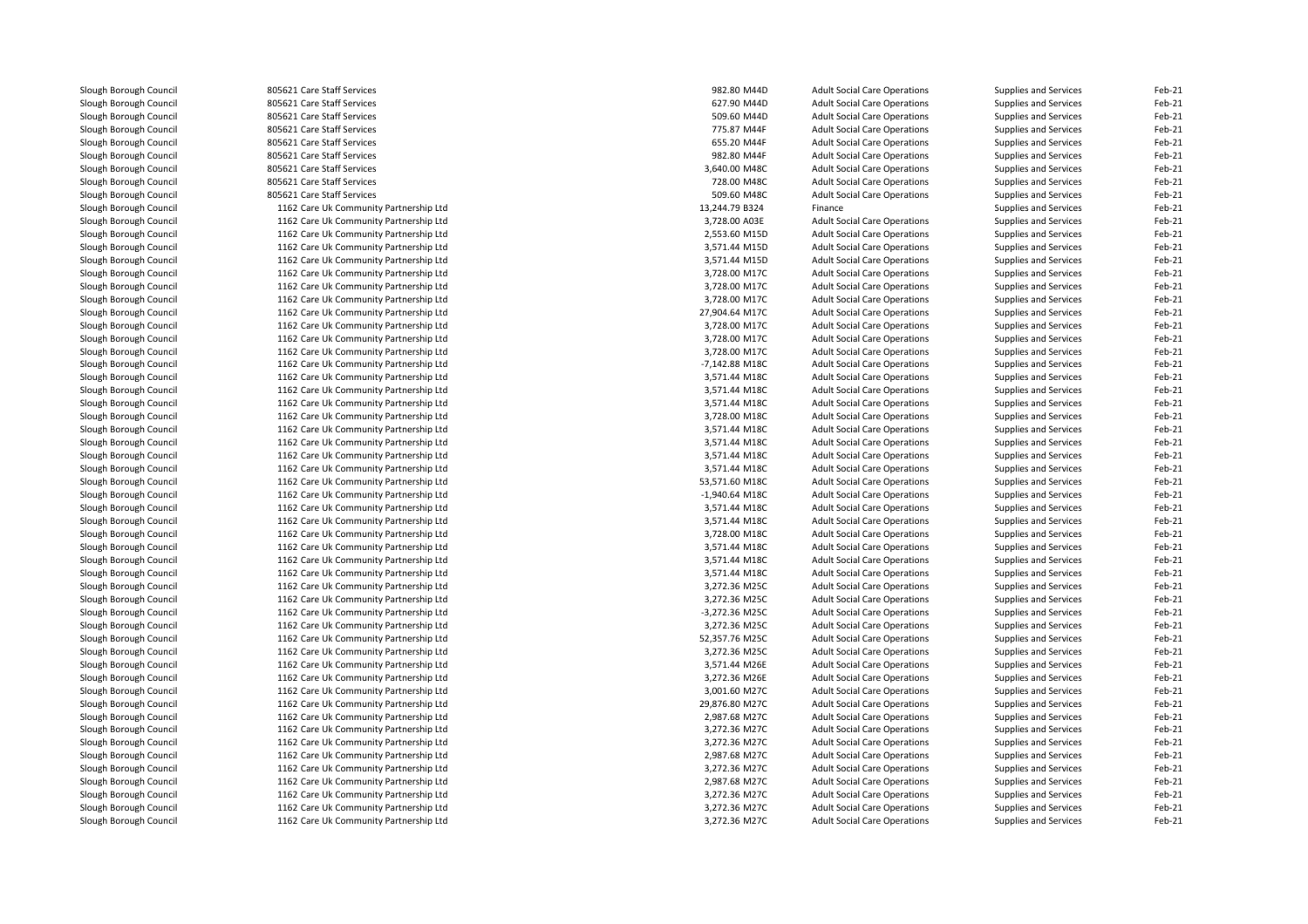| | | | | | |
|---|---|---|---|---|---|
| Slough Borough Council | 805621 Care Staff Services | 982.80 M44D | Adult Social Care Operations | Supplies and Services | Feb-21 |
| Slough Borough Council | 805621 Care Staff Services | 627.90 M44D | Adult Social Care Operations | Supplies and Services | Feb-21 |
| Slough Borough Council | 805621 Care Staff Services | 509.60 M44D | Adult Social Care Operations | Supplies and Services | Feb-21 |
| Slough Borough Council | 805621 Care Staff Services | 775.87 M44F | Adult Social Care Operations | Supplies and Services | Feb-21 |
| Slough Borough Council | 805621 Care Staff Services | 655.20 M44F | Adult Social Care Operations | Supplies and Services | Feb-21 |
| Slough Borough Council | 805621 Care Staff Services | 982.80 M44F | Adult Social Care Operations | Supplies and Services | Feb-21 |
| Slough Borough Council | 805621 Care Staff Services | 3,640.00 M48C | Adult Social Care Operations | Supplies and Services | Feb-21 |
| Slough Borough Council | 805621 Care Staff Services | 728.00 M48C | Adult Social Care Operations | Supplies and Services | Feb-21 |
| Slough Borough Council | 805621 Care Staff Services | 509.60 M48C | Adult Social Care Operations | Supplies and Services | Feb-21 |
| Slough Borough Council | 1162 Care Uk Community Partnership Ltd | 13,244.79 B324 | Finance | Supplies and Services | Feb-21 |
| Slough Borough Council | 1162 Care Uk Community Partnership Ltd | 3,728.00 A03E | Adult Social Care Operations | Supplies and Services | Feb-21 |
| Slough Borough Council | 1162 Care Uk Community Partnership Ltd | 2,553.60 M15D | Adult Social Care Operations | Supplies and Services | Feb-21 |
| Slough Borough Council | 1162 Care Uk Community Partnership Ltd | 3,571.44 M15D | Adult Social Care Operations | Supplies and Services | Feb-21 |
| Slough Borough Council | 1162 Care Uk Community Partnership Ltd | 3,571.44 M15D | Adult Social Care Operations | Supplies and Services | Feb-21 |
| Slough Borough Council | 1162 Care Uk Community Partnership Ltd | 3,728.00 M17C | Adult Social Care Operations | Supplies and Services | Feb-21 |
| Slough Borough Council | 1162 Care Uk Community Partnership Ltd | 3,728.00 M17C | Adult Social Care Operations | Supplies and Services | Feb-21 |
| Slough Borough Council | 1162 Care Uk Community Partnership Ltd | 3,728.00 M17C | Adult Social Care Operations | Supplies and Services | Feb-21 |
| Slough Borough Council | 1162 Care Uk Community Partnership Ltd | 27,904.64 M17C | Adult Social Care Operations | Supplies and Services | Feb-21 |
| Slough Borough Council | 1162 Care Uk Community Partnership Ltd | 3,728.00 M17C | Adult Social Care Operations | Supplies and Services | Feb-21 |
| Slough Borough Council | 1162 Care Uk Community Partnership Ltd | 3,728.00 M17C | Adult Social Care Operations | Supplies and Services | Feb-21 |
| Slough Borough Council | 1162 Care Uk Community Partnership Ltd | 3,728.00 M17C | Adult Social Care Operations | Supplies and Services | Feb-21 |
| Slough Borough Council | 1162 Care Uk Community Partnership Ltd | -7,142.88 M18C | Adult Social Care Operations | Supplies and Services | Feb-21 |
| Slough Borough Council | 1162 Care Uk Community Partnership Ltd | 3,571.44 M18C | Adult Social Care Operations | Supplies and Services | Feb-21 |
| Slough Borough Council | 1162 Care Uk Community Partnership Ltd | 3,571.44 M18C | Adult Social Care Operations | Supplies and Services | Feb-21 |
| Slough Borough Council | 1162 Care Uk Community Partnership Ltd | 3,571.44 M18C | Adult Social Care Operations | Supplies and Services | Feb-21 |
| Slough Borough Council | 1162 Care Uk Community Partnership Ltd | 3,728.00 M18C | Adult Social Care Operations | Supplies and Services | Feb-21 |
| Slough Borough Council | 1162 Care Uk Community Partnership Ltd | 3,571.44 M18C | Adult Social Care Operations | Supplies and Services | Feb-21 |
| Slough Borough Council | 1162 Care Uk Community Partnership Ltd | 3,571.44 M18C | Adult Social Care Operations | Supplies and Services | Feb-21 |
| Slough Borough Council | 1162 Care Uk Community Partnership Ltd | 3,571.44 M18C | Adult Social Care Operations | Supplies and Services | Feb-21 |
| Slough Borough Council | 1162 Care Uk Community Partnership Ltd | 3,571.44 M18C | Adult Social Care Operations | Supplies and Services | Feb-21 |
| Slough Borough Council | 1162 Care Uk Community Partnership Ltd | 53,571.60 M18C | Adult Social Care Operations | Supplies and Services | Feb-21 |
| Slough Borough Council | 1162 Care Uk Community Partnership Ltd | -1,940.64 M18C | Adult Social Care Operations | Supplies and Services | Feb-21 |
| Slough Borough Council | 1162 Care Uk Community Partnership Ltd | 3,571.44 M18C | Adult Social Care Operations | Supplies and Services | Feb-21 |
| Slough Borough Council | 1162 Care Uk Community Partnership Ltd | 3,571.44 M18C | Adult Social Care Operations | Supplies and Services | Feb-21 |
| Slough Borough Council | 1162 Care Uk Community Partnership Ltd | 3,728.00 M18C | Adult Social Care Operations | Supplies and Services | Feb-21 |
| Slough Borough Council | 1162 Care Uk Community Partnership Ltd | 3,571.44 M18C | Adult Social Care Operations | Supplies and Services | Feb-21 |
| Slough Borough Council | 1162 Care Uk Community Partnership Ltd | 3,571.44 M18C | Adult Social Care Operations | Supplies and Services | Feb-21 |
| Slough Borough Council | 1162 Care Uk Community Partnership Ltd | 3,571.44 M18C | Adult Social Care Operations | Supplies and Services | Feb-21 |
| Slough Borough Council | 1162 Care Uk Community Partnership Ltd | 3,272.36 M25C | Adult Social Care Operations | Supplies and Services | Feb-21 |
| Slough Borough Council | 1162 Care Uk Community Partnership Ltd | 3,272.36 M25C | Adult Social Care Operations | Supplies and Services | Feb-21 |
| Slough Borough Council | 1162 Care Uk Community Partnership Ltd | -3,272.36 M25C | Adult Social Care Operations | Supplies and Services | Feb-21 |
| Slough Borough Council | 1162 Care Uk Community Partnership Ltd | 3,272.36 M25C | Adult Social Care Operations | Supplies and Services | Feb-21 |
| Slough Borough Council | 1162 Care Uk Community Partnership Ltd | 52,357.76 M25C | Adult Social Care Operations | Supplies and Services | Feb-21 |
| Slough Borough Council | 1162 Care Uk Community Partnership Ltd | 3,272.36 M25C | Adult Social Care Operations | Supplies and Services | Feb-21 |
| Slough Borough Council | 1162 Care Uk Community Partnership Ltd | 3,571.44 M26E | Adult Social Care Operations | Supplies and Services | Feb-21 |
| Slough Borough Council | 1162 Care Uk Community Partnership Ltd | 3,272.36 M26E | Adult Social Care Operations | Supplies and Services | Feb-21 |
| Slough Borough Council | 1162 Care Uk Community Partnership Ltd | 3,001.60 M27C | Adult Social Care Operations | Supplies and Services | Feb-21 |
| Slough Borough Council | 1162 Care Uk Community Partnership Ltd | 29,876.80 M27C | Adult Social Care Operations | Supplies and Services | Feb-21 |
| Slough Borough Council | 1162 Care Uk Community Partnership Ltd | 2,987.68 M27C | Adult Social Care Operations | Supplies and Services | Feb-21 |
| Slough Borough Council | 1162 Care Uk Community Partnership Ltd | 3,272.36 M27C | Adult Social Care Operations | Supplies and Services | Feb-21 |
| Slough Borough Council | 1162 Care Uk Community Partnership Ltd | 3,272.36 M27C | Adult Social Care Operations | Supplies and Services | Feb-21 |
| Slough Borough Council | 1162 Care Uk Community Partnership Ltd | 2,987.68 M27C | Adult Social Care Operations | Supplies and Services | Feb-21 |
| Slough Borough Council | 1162 Care Uk Community Partnership Ltd | 3,272.36 M27C | Adult Social Care Operations | Supplies and Services | Feb-21 |
| Slough Borough Council | 1162 Care Uk Community Partnership Ltd | 2,987.68 M27C | Adult Social Care Operations | Supplies and Services | Feb-21 |
| Slough Borough Council | 1162 Care Uk Community Partnership Ltd | 3,272.36 M27C | Adult Social Care Operations | Supplies and Services | Feb-21 |
| Slough Borough Council | 1162 Care Uk Community Partnership Ltd | 3,272.36 M27C | Adult Social Care Operations | Supplies and Services | Feb-21 |
| Slough Borough Council | 1162 Care Uk Community Partnership Ltd | 3,272.36 M27C | Adult Social Care Operations | Supplies and Services | Feb-21 |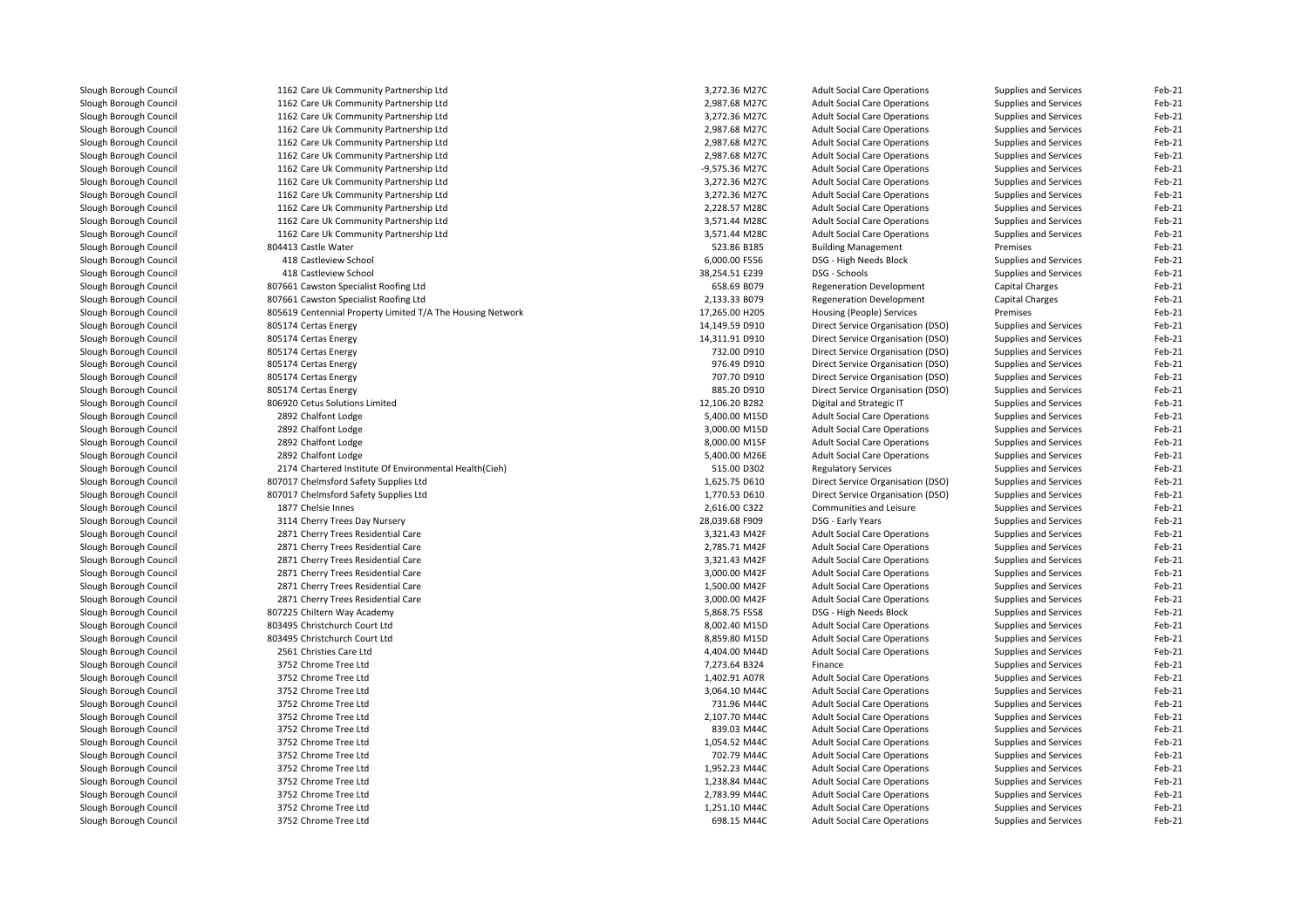| | | | | | |
|---|---|---|---|---|---|
| Slough Borough Council | 1162 Care Uk Community Partnership Ltd | 3,272.36 M27C | Adult Social Care Operations | Supplies and Services | Feb-21 |
| Slough Borough Council | 1162 Care Uk Community Partnership Ltd | 2,987.68 M27C | Adult Social Care Operations | Supplies and Services | Feb-21 |
| Slough Borough Council | 1162 Care Uk Community Partnership Ltd | 3,272.36 M27C | Adult Social Care Operations | Supplies and Services | Feb-21 |
| Slough Borough Council | 1162 Care Uk Community Partnership Ltd | 2,987.68 M27C | Adult Social Care Operations | Supplies and Services | Feb-21 |
| Slough Borough Council | 1162 Care Uk Community Partnership Ltd | 2,987.68 M27C | Adult Social Care Operations | Supplies and Services | Feb-21 |
| Slough Borough Council | 1162 Care Uk Community Partnership Ltd | 2,987.68 M27C | Adult Social Care Operations | Supplies and Services | Feb-21 |
| Slough Borough Council | 1162 Care Uk Community Partnership Ltd | -9,575.36 M27C | Adult Social Care Operations | Supplies and Services | Feb-21 |
| Slough Borough Council | 1162 Care Uk Community Partnership Ltd | 3,272.36 M27C | Adult Social Care Operations | Supplies and Services | Feb-21 |
| Slough Borough Council | 1162 Care Uk Community Partnership Ltd | 3,272.36 M27C | Adult Social Care Operations | Supplies and Services | Feb-21 |
| Slough Borough Council | 1162 Care Uk Community Partnership Ltd | 2,228.57 M28C | Adult Social Care Operations | Supplies and Services | Feb-21 |
| Slough Borough Council | 1162 Care Uk Community Partnership Ltd | 3,571.44 M28C | Adult Social Care Operations | Supplies and Services | Feb-21 |
| Slough Borough Council | 1162 Care Uk Community Partnership Ltd | 3,571.44 M28C | Adult Social Care Operations | Supplies and Services | Feb-21 |
| Slough Borough Council | 804413 Castle Water | 523.86 B185 | Building Management | Premises | Feb-21 |
| Slough Borough Council | 418 Castleview School | 6,000.00 F556 | DSG - High Needs Block | Supplies and Services | Feb-21 |
| Slough Borough Council | 418 Castleview School | 38,254.51 E239 | DSG - Schools | Supplies and Services | Feb-21 |
| Slough Borough Council | 807661 Cawston Specialist Roofing Ltd | 658.69 B079 | Regeneration Development | Capital Charges | Feb-21 |
| Slough Borough Council | 807661 Cawston Specialist Roofing Ltd | 2,133.33 B079 | Regeneration Development | Capital Charges | Feb-21 |
| Slough Borough Council | 805619 Centennial Property Limited T/A The Housing Network | 17,265.00 H205 | Housing (People) Services | Premises | Feb-21 |
| Slough Borough Council | 805174 Certas Energy | 14,149.59 D910 | Direct Service Organisation (DSO) | Supplies and Services | Feb-21 |
| Slough Borough Council | 805174 Certas Energy | 14,311.91 D910 | Direct Service Organisation (DSO) | Supplies and Services | Feb-21 |
| Slough Borough Council | 805174 Certas Energy | 732.00 D910 | Direct Service Organisation (DSO) | Supplies and Services | Feb-21 |
| Slough Borough Council | 805174 Certas Energy | 976.49 D910 | Direct Service Organisation (DSO) | Supplies and Services | Feb-21 |
| Slough Borough Council | 805174 Certas Energy | 707.70 D910 | Direct Service Organisation (DSO) | Supplies and Services | Feb-21 |
| Slough Borough Council | 805174 Certas Energy | 885.20 D910 | Direct Service Organisation (DSO) | Supplies and Services | Feb-21 |
| Slough Borough Council | 806920 Cetus Solutions Limited | 12,106.20 B282 | Digital and Strategic IT | Supplies and Services | Feb-21 |
| Slough Borough Council | 2892 Chalfont Lodge | 5,400.00 M15D | Adult Social Care Operations | Supplies and Services | Feb-21 |
| Slough Borough Council | 2892 Chalfont Lodge | 3,000.00 M15D | Adult Social Care Operations | Supplies and Services | Feb-21 |
| Slough Borough Council | 2892 Chalfont Lodge | 8,000.00 M15F | Adult Social Care Operations | Supplies and Services | Feb-21 |
| Slough Borough Council | 2892 Chalfont Lodge | 5,400.00 M26E | Adult Social Care Operations | Supplies and Services | Feb-21 |
| Slough Borough Council | 2174 Chartered Institute Of Environmental Health(Cieh) | 515.00 D302 | Regulatory Services | Supplies and Services | Feb-21 |
| Slough Borough Council | 807017 Chelmsford Safety Supplies Ltd | 1,625.75 D610 | Direct Service Organisation (DSO) | Supplies and Services | Feb-21 |
| Slough Borough Council | 807017 Chelmsford Safety Supplies Ltd | 1,770.53 D610 | Direct Service Organisation (DSO) | Supplies and Services | Feb-21 |
| Slough Borough Council | 1877 Chelsie Innes | 2,616.00 C322 | Communities and Leisure | Supplies and Services | Feb-21 |
| Slough Borough Council | 3114 Cherry Trees Day Nursery | 28,039.68 F909 | DSG - Early Years | Supplies and Services | Feb-21 |
| Slough Borough Council | 2871 Cherry Trees Residential Care | 3,321.43 M42F | Adult Social Care Operations | Supplies and Services | Feb-21 |
| Slough Borough Council | 2871 Cherry Trees Residential Care | 2,785.71 M42F | Adult Social Care Operations | Supplies and Services | Feb-21 |
| Slough Borough Council | 2871 Cherry Trees Residential Care | 3,321.43 M42F | Adult Social Care Operations | Supplies and Services | Feb-21 |
| Slough Borough Council | 2871 Cherry Trees Residential Care | 3,000.00 M42F | Adult Social Care Operations | Supplies and Services | Feb-21 |
| Slough Borough Council | 2871 Cherry Trees Residential Care | 1,500.00 M42F | Adult Social Care Operations | Supplies and Services | Feb-21 |
| Slough Borough Council | 2871 Cherry Trees Residential Care | 3,000.00 M42F | Adult Social Care Operations | Supplies and Services | Feb-21 |
| Slough Borough Council | 807225 Chiltern Way Academy | 5,868.75 F558 | DSG - High Needs Block | Supplies and Services | Feb-21 |
| Slough Borough Council | 803495 Christchurch Court Ltd | 8,002.40 M15D | Adult Social Care Operations | Supplies and Services | Feb-21 |
| Slough Borough Council | 803495 Christchurch Court Ltd | 8,859.80 M15D | Adult Social Care Operations | Supplies and Services | Feb-21 |
| Slough Borough Council | 2561 Christies Care Ltd | 4,404.00 M44D | Adult Social Care Operations | Supplies and Services | Feb-21 |
| Slough Borough Council | 3752 Chrome Tree Ltd | 7,273.64 B324 | Finance | Supplies and Services | Feb-21 |
| Slough Borough Council | 3752 Chrome Tree Ltd | 1,402.91 A07R | Adult Social Care Operations | Supplies and Services | Feb-21 |
| Slough Borough Council | 3752 Chrome Tree Ltd | 3,064.10 M44C | Adult Social Care Operations | Supplies and Services | Feb-21 |
| Slough Borough Council | 3752 Chrome Tree Ltd | 731.96 M44C | Adult Social Care Operations | Supplies and Services | Feb-21 |
| Slough Borough Council | 3752 Chrome Tree Ltd | 2,107.70 M44C | Adult Social Care Operations | Supplies and Services | Feb-21 |
| Slough Borough Council | 3752 Chrome Tree Ltd | 839.03 M44C | Adult Social Care Operations | Supplies and Services | Feb-21 |
| Slough Borough Council | 3752 Chrome Tree Ltd | 1,054.52 M44C | Adult Social Care Operations | Supplies and Services | Feb-21 |
| Slough Borough Council | 3752 Chrome Tree Ltd | 702.79 M44C | Adult Social Care Operations | Supplies and Services | Feb-21 |
| Slough Borough Council | 3752 Chrome Tree Ltd | 1,952.23 M44C | Adult Social Care Operations | Supplies and Services | Feb-21 |
| Slough Borough Council | 3752 Chrome Tree Ltd | 1,238.84 M44C | Adult Social Care Operations | Supplies and Services | Feb-21 |
| Slough Borough Council | 3752 Chrome Tree Ltd | 2,783.99 M44C | Adult Social Care Operations | Supplies and Services | Feb-21 |
| Slough Borough Council | 3752 Chrome Tree Ltd | 1,251.10 M44C | Adult Social Care Operations | Supplies and Services | Feb-21 |
| Slough Borough Council | 3752 Chrome Tree Ltd | 698.15 M44C | Adult Social Care Operations | Supplies and Services | Feb-21 |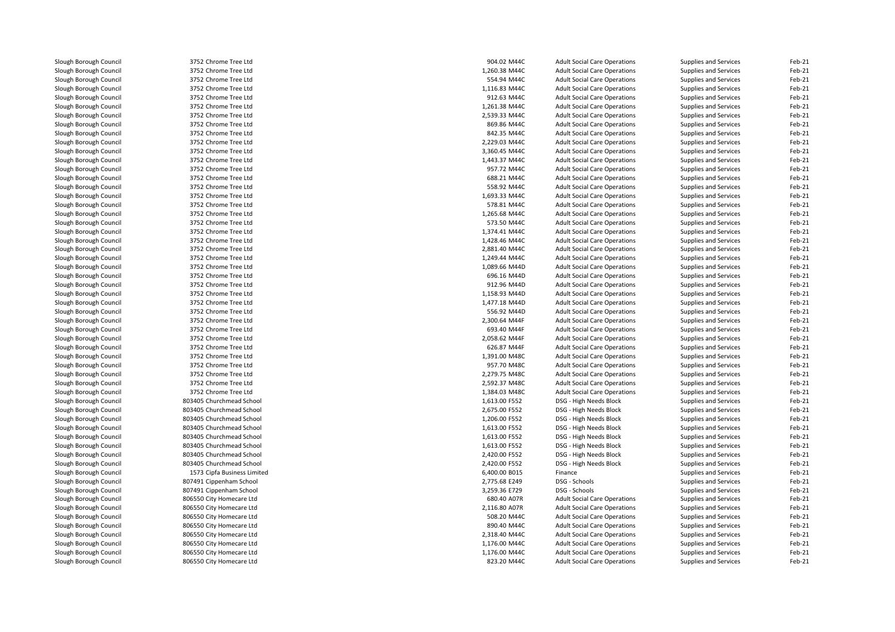| | | | | | | |
|---|---|---|---|---|---|---|
| Slough Borough Council | 3752 Chrome Tree Ltd | 904.02 M44C | Adult Social Care Operations | Supplies and Services | Feb-21 |
| Slough Borough Council | 3752 Chrome Tree Ltd | 1,260.38 M44C | Adult Social Care Operations | Supplies and Services | Feb-21 |
| Slough Borough Council | 3752 Chrome Tree Ltd | 554.94 M44C | Adult Social Care Operations | Supplies and Services | Feb-21 |
| Slough Borough Council | 3752 Chrome Tree Ltd | 1,116.83 M44C | Adult Social Care Operations | Supplies and Services | Feb-21 |
| Slough Borough Council | 3752 Chrome Tree Ltd | 912.63 M44C | Adult Social Care Operations | Supplies and Services | Feb-21 |
| Slough Borough Council | 3752 Chrome Tree Ltd | 1,261.38 M44C | Adult Social Care Operations | Supplies and Services | Feb-21 |
| Slough Borough Council | 3752 Chrome Tree Ltd | 2,539.33 M44C | Adult Social Care Operations | Supplies and Services | Feb-21 |
| Slough Borough Council | 3752 Chrome Tree Ltd | 869.86 M44C | Adult Social Care Operations | Supplies and Services | Feb-21 |
| Slough Borough Council | 3752 Chrome Tree Ltd | 842.35 M44C | Adult Social Care Operations | Supplies and Services | Feb-21 |
| Slough Borough Council | 3752 Chrome Tree Ltd | 2,229.03 M44C | Adult Social Care Operations | Supplies and Services | Feb-21 |
| Slough Borough Council | 3752 Chrome Tree Ltd | 3,360.45 M44C | Adult Social Care Operations | Supplies and Services | Feb-21 |
| Slough Borough Council | 3752 Chrome Tree Ltd | 1,443.37 M44C | Adult Social Care Operations | Supplies and Services | Feb-21 |
| Slough Borough Council | 3752 Chrome Tree Ltd | 957.72 M44C | Adult Social Care Operations | Supplies and Services | Feb-21 |
| Slough Borough Council | 3752 Chrome Tree Ltd | 688.21 M44C | Adult Social Care Operations | Supplies and Services | Feb-21 |
| Slough Borough Council | 3752 Chrome Tree Ltd | 558.92 M44C | Adult Social Care Operations | Supplies and Services | Feb-21 |
| Slough Borough Council | 3752 Chrome Tree Ltd | 1,693.33 M44C | Adult Social Care Operations | Supplies and Services | Feb-21 |
| Slough Borough Council | 3752 Chrome Tree Ltd | 578.81 M44C | Adult Social Care Operations | Supplies and Services | Feb-21 |
| Slough Borough Council | 3752 Chrome Tree Ltd | 1,265.68 M44C | Adult Social Care Operations | Supplies and Services | Feb-21 |
| Slough Borough Council | 3752 Chrome Tree Ltd | 573.50 M44C | Adult Social Care Operations | Supplies and Services | Feb-21 |
| Slough Borough Council | 3752 Chrome Tree Ltd | 1,374.41 M44C | Adult Social Care Operations | Supplies and Services | Feb-21 |
| Slough Borough Council | 3752 Chrome Tree Ltd | 1,428.46 M44C | Adult Social Care Operations | Supplies and Services | Feb-21 |
| Slough Borough Council | 3752 Chrome Tree Ltd | 2,881.40 M44C | Adult Social Care Operations | Supplies and Services | Feb-21 |
| Slough Borough Council | 3752 Chrome Tree Ltd | 1,249.44 M44C | Adult Social Care Operations | Supplies and Services | Feb-21 |
| Slough Borough Council | 3752 Chrome Tree Ltd | 1,089.66 M44D | Adult Social Care Operations | Supplies and Services | Feb-21 |
| Slough Borough Council | 3752 Chrome Tree Ltd | 696.16 M44D | Adult Social Care Operations | Supplies and Services | Feb-21 |
| Slough Borough Council | 3752 Chrome Tree Ltd | 912.96 M44D | Adult Social Care Operations | Supplies and Services | Feb-21 |
| Slough Borough Council | 3752 Chrome Tree Ltd | 1,158.93 M44D | Adult Social Care Operations | Supplies and Services | Feb-21 |
| Slough Borough Council | 3752 Chrome Tree Ltd | 1,477.18 M44D | Adult Social Care Operations | Supplies and Services | Feb-21 |
| Slough Borough Council | 3752 Chrome Tree Ltd | 556.92 M44D | Adult Social Care Operations | Supplies and Services | Feb-21 |
| Slough Borough Council | 3752 Chrome Tree Ltd | 2,300.64 M44F | Adult Social Care Operations | Supplies and Services | Feb-21 |
| Slough Borough Council | 3752 Chrome Tree Ltd | 693.40 M44F | Adult Social Care Operations | Supplies and Services | Feb-21 |
| Slough Borough Council | 3752 Chrome Tree Ltd | 2,058.62 M44F | Adult Social Care Operations | Supplies and Services | Feb-21 |
| Slough Borough Council | 3752 Chrome Tree Ltd | 626.87 M44F | Adult Social Care Operations | Supplies and Services | Feb-21 |
| Slough Borough Council | 3752 Chrome Tree Ltd | 1,391.00 M48C | Adult Social Care Operations | Supplies and Services | Feb-21 |
| Slough Borough Council | 3752 Chrome Tree Ltd | 957.70 M48C | Adult Social Care Operations | Supplies and Services | Feb-21 |
| Slough Borough Council | 3752 Chrome Tree Ltd | 2,279.75 M48C | Adult Social Care Operations | Supplies and Services | Feb-21 |
| Slough Borough Council | 3752 Chrome Tree Ltd | 2,592.37 M48C | Adult Social Care Operations | Supplies and Services | Feb-21 |
| Slough Borough Council | 3752 Chrome Tree Ltd | 1,384.03 M48C | Adult Social Care Operations | Supplies and Services | Feb-21 |
| Slough Borough Council | 803405 Churchmead School | 1,613.00 F552 | DSG - High Needs Block | Supplies and Services | Feb-21 |
| Slough Borough Council | 803405 Churchmead School | 2,675.00 F552 | DSG - High Needs Block | Supplies and Services | Feb-21 |
| Slough Borough Council | 803405 Churchmead School | 1,206.00 F552 | DSG - High Needs Block | Supplies and Services | Feb-21 |
| Slough Borough Council | 803405 Churchmead School | 1,613.00 F552 | DSG - High Needs Block | Supplies and Services | Feb-21 |
| Slough Borough Council | 803405 Churchmead School | 1,613.00 F552 | DSG - High Needs Block | Supplies and Services | Feb-21 |
| Slough Borough Council | 803405 Churchmead School | 1,613.00 F552 | DSG - High Needs Block | Supplies and Services | Feb-21 |
| Slough Borough Council | 803405 Churchmead School | 2,420.00 F552 | DSG - High Needs Block | Supplies and Services | Feb-21 |
| Slough Borough Council | 803405 Churchmead School | 2,420.00 F552 | DSG - High Needs Block | Supplies and Services | Feb-21 |
| Slough Borough Council | 1573 Cipfa Business Limited | 6,400.00 B015 | Finance | Supplies and Services | Feb-21 |
| Slough Borough Council | 807491 Cippenham School | 2,775.68 E249 | DSG - Schools | Supplies and Services | Feb-21 |
| Slough Borough Council | 807491 Cippenham School | 3,259.36 E729 | DSG - Schools | Supplies and Services | Feb-21 |
| Slough Borough Council | 806550 City Homecare Ltd | 680.40 A07R | Adult Social Care Operations | Supplies and Services | Feb-21 |
| Slough Borough Council | 806550 City Homecare Ltd | 2,116.80 A07R | Adult Social Care Operations | Supplies and Services | Feb-21 |
| Slough Borough Council | 806550 City Homecare Ltd | 508.20 M44C | Adult Social Care Operations | Supplies and Services | Feb-21 |
| Slough Borough Council | 806550 City Homecare Ltd | 890.40 M44C | Adult Social Care Operations | Supplies and Services | Feb-21 |
| Slough Borough Council | 806550 City Homecare Ltd | 2,318.40 M44C | Adult Social Care Operations | Supplies and Services | Feb-21 |
| Slough Borough Council | 806550 City Homecare Ltd | 1,176.00 M44C | Adult Social Care Operations | Supplies and Services | Feb-21 |
| Slough Borough Council | 806550 City Homecare Ltd | 1,176.00 M44C | Adult Social Care Operations | Supplies and Services | Feb-21 |
| Slough Borough Council | 806550 City Homecare Ltd | 823.20 M44C | Adult Social Care Operations | Supplies and Services | Feb-21 |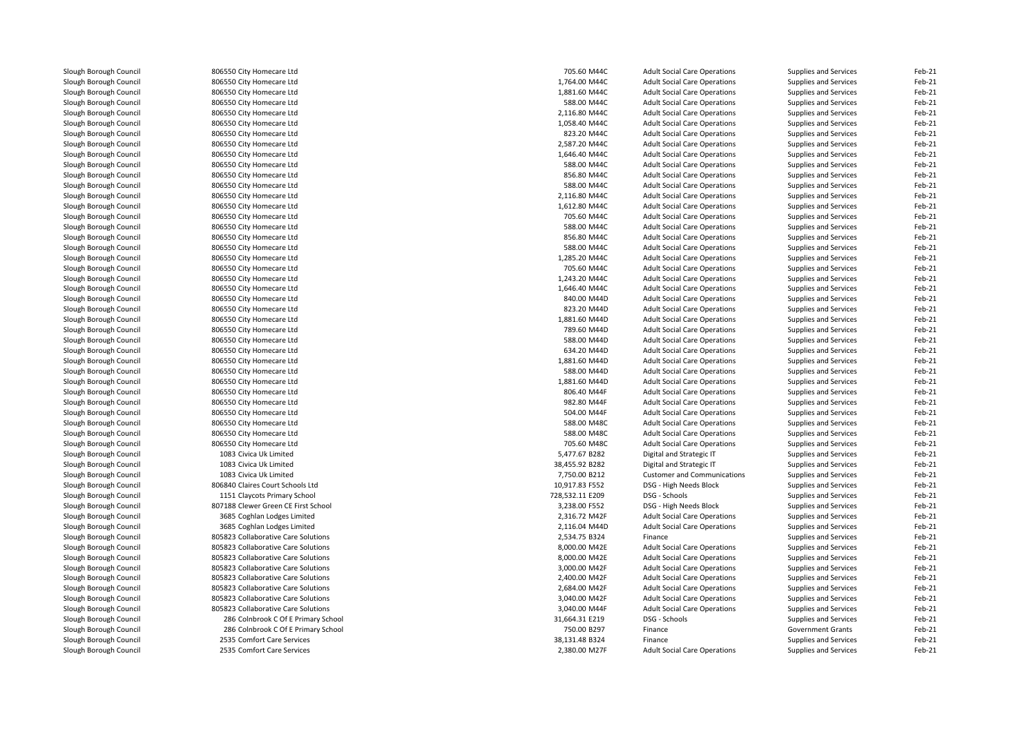| | | | | | | |
|---|---|---|---|---|---|---|
| Slough Borough Council | 806550 City Homecare Ltd | 705.60 M44C | Adult Social Care Operations | Supplies and Services | Feb-21 |
| Slough Borough Council | 806550 City Homecare Ltd | 1,764.00 M44C | Adult Social Care Operations | Supplies and Services | Feb-21 |
| Slough Borough Council | 806550 City Homecare Ltd | 1,881.60 M44C | Adult Social Care Operations | Supplies and Services | Feb-21 |
| Slough Borough Council | 806550 City Homecare Ltd | 588.00 M44C | Adult Social Care Operations | Supplies and Services | Feb-21 |
| Slough Borough Council | 806550 City Homecare Ltd | 2,116.80 M44C | Adult Social Care Operations | Supplies and Services | Feb-21 |
| Slough Borough Council | 806550 City Homecare Ltd | 1,058.40 M44C | Adult Social Care Operations | Supplies and Services | Feb-21 |
| Slough Borough Council | 806550 City Homecare Ltd | 823.20 M44C | Adult Social Care Operations | Supplies and Services | Feb-21 |
| Slough Borough Council | 806550 City Homecare Ltd | 2,587.20 M44C | Adult Social Care Operations | Supplies and Services | Feb-21 |
| Slough Borough Council | 806550 City Homecare Ltd | 1,646.40 M44C | Adult Social Care Operations | Supplies and Services | Feb-21 |
| Slough Borough Council | 806550 City Homecare Ltd | 588.00 M44C | Adult Social Care Operations | Supplies and Services | Feb-21 |
| Slough Borough Council | 806550 City Homecare Ltd | 856.80 M44C | Adult Social Care Operations | Supplies and Services | Feb-21 |
| Slough Borough Council | 806550 City Homecare Ltd | 588.00 M44C | Adult Social Care Operations | Supplies and Services | Feb-21 |
| Slough Borough Council | 806550 City Homecare Ltd | 2,116.80 M44C | Adult Social Care Operations | Supplies and Services | Feb-21 |
| Slough Borough Council | 806550 City Homecare Ltd | 1,612.80 M44C | Adult Social Care Operations | Supplies and Services | Feb-21 |
| Slough Borough Council | 806550 City Homecare Ltd | 705.60 M44C | Adult Social Care Operations | Supplies and Services | Feb-21 |
| Slough Borough Council | 806550 City Homecare Ltd | 588.00 M44C | Adult Social Care Operations | Supplies and Services | Feb-21 |
| Slough Borough Council | 806550 City Homecare Ltd | 856.80 M44C | Adult Social Care Operations | Supplies and Services | Feb-21 |
| Slough Borough Council | 806550 City Homecare Ltd | 588.00 M44C | Adult Social Care Operations | Supplies and Services | Feb-21 |
| Slough Borough Council | 806550 City Homecare Ltd | 1,285.20 M44C | Adult Social Care Operations | Supplies and Services | Feb-21 |
| Slough Borough Council | 806550 City Homecare Ltd | 705.60 M44C | Adult Social Care Operations | Supplies and Services | Feb-21 |
| Slough Borough Council | 806550 City Homecare Ltd | 1,243.20 M44C | Adult Social Care Operations | Supplies and Services | Feb-21 |
| Slough Borough Council | 806550 City Homecare Ltd | 1,646.40 M44C | Adult Social Care Operations | Supplies and Services | Feb-21 |
| Slough Borough Council | 806550 City Homecare Ltd | 840.00 M44D | Adult Social Care Operations | Supplies and Services | Feb-21 |
| Slough Borough Council | 806550 City Homecare Ltd | 823.20 M44D | Adult Social Care Operations | Supplies and Services | Feb-21 |
| Slough Borough Council | 806550 City Homecare Ltd | 1,881.60 M44D | Adult Social Care Operations | Supplies and Services | Feb-21 |
| Slough Borough Council | 806550 City Homecare Ltd | 789.60 M44D | Adult Social Care Operations | Supplies and Services | Feb-21 |
| Slough Borough Council | 806550 City Homecare Ltd | 588.00 M44D | Adult Social Care Operations | Supplies and Services | Feb-21 |
| Slough Borough Council | 806550 City Homecare Ltd | 634.20 M44D | Adult Social Care Operations | Supplies and Services | Feb-21 |
| Slough Borough Council | 806550 City Homecare Ltd | 1,881.60 M44D | Adult Social Care Operations | Supplies and Services | Feb-21 |
| Slough Borough Council | 806550 City Homecare Ltd | 588.00 M44D | Adult Social Care Operations | Supplies and Services | Feb-21 |
| Slough Borough Council | 806550 City Homecare Ltd | 1,881.60 M44D | Adult Social Care Operations | Supplies and Services | Feb-21 |
| Slough Borough Council | 806550 City Homecare Ltd | 806.40 M44F | Adult Social Care Operations | Supplies and Services | Feb-21 |
| Slough Borough Council | 806550 City Homecare Ltd | 982.80 M44F | Adult Social Care Operations | Supplies and Services | Feb-21 |
| Slough Borough Council | 806550 City Homecare Ltd | 504.00 M44F | Adult Social Care Operations | Supplies and Services | Feb-21 |
| Slough Borough Council | 806550 City Homecare Ltd | 588.00 M48C | Adult Social Care Operations | Supplies and Services | Feb-21 |
| Slough Borough Council | 806550 City Homecare Ltd | 588.00 M48C | Adult Social Care Operations | Supplies and Services | Feb-21 |
| Slough Borough Council | 806550 City Homecare Ltd | 705.60 M48C | Adult Social Care Operations | Supplies and Services | Feb-21 |
| Slough Borough Council | 1083 Civica Uk Limited | 5,477.67 B282 | Digital and Strategic IT | Supplies and Services | Feb-21 |
| Slough Borough Council | 1083 Civica Uk Limited | 38,455.92 B282 | Digital and Strategic IT | Supplies and Services | Feb-21 |
| Slough Borough Council | 1083 Civica Uk Limited | 7,750.00 B212 | Customer and Communications | Supplies and Services | Feb-21 |
| Slough Borough Council | 806840 Claires Court Schools Ltd | 10,917.83 F552 | DSG - High Needs Block | Supplies and Services | Feb-21 |
| Slough Borough Council | 1151 Claycots Primary School | 728,532.11 E209 | DSG - Schools | Supplies and Services | Feb-21 |
| Slough Borough Council | 807188 Clewer Green CE First School | 3,238.00 F552 | DSG - High Needs Block | Supplies and Services | Feb-21 |
| Slough Borough Council | 3685 Coghlan Lodges Limited | 2,316.72 M42F | Adult Social Care Operations | Supplies and Services | Feb-21 |
| Slough Borough Council | 3685 Coghlan Lodges Limited | 2,116.04 M44D | Adult Social Care Operations | Supplies and Services | Feb-21 |
| Slough Borough Council | 805823 Collaborative Care Solutions | 2,534.75 B324 | Finance | Supplies and Services | Feb-21 |
| Slough Borough Council | 805823 Collaborative Care Solutions | 8,000.00 M42E | Adult Social Care Operations | Supplies and Services | Feb-21 |
| Slough Borough Council | 805823 Collaborative Care Solutions | 8,000.00 M42E | Adult Social Care Operations | Supplies and Services | Feb-21 |
| Slough Borough Council | 805823 Collaborative Care Solutions | 3,000.00 M42F | Adult Social Care Operations | Supplies and Services | Feb-21 |
| Slough Borough Council | 805823 Collaborative Care Solutions | 2,400.00 M42F | Adult Social Care Operations | Supplies and Services | Feb-21 |
| Slough Borough Council | 805823 Collaborative Care Solutions | 2,684.00 M42F | Adult Social Care Operations | Supplies and Services | Feb-21 |
| Slough Borough Council | 805823 Collaborative Care Solutions | 3,040.00 M42F | Adult Social Care Operations | Supplies and Services | Feb-21 |
| Slough Borough Council | 805823 Collaborative Care Solutions | 3,040.00 M44F | Adult Social Care Operations | Supplies and Services | Feb-21 |
| Slough Borough Council | 286 Colnbrook C Of E Primary School | 31,664.31 E219 | DSG - Schools | Supplies and Services | Feb-21 |
| Slough Borough Council | 286 Colnbrook C Of E Primary School | 750.00 B297 | Finance | Government Grants | Feb-21 |
| Slough Borough Council | 2535 Comfort Care Services | 38,131.48 B324 | Finance | Supplies and Services | Feb-21 |
| Slough Borough Council | 2535 Comfort Care Services | 2,380.00 M27F | Adult Social Care Operations | Supplies and Services | Feb-21 |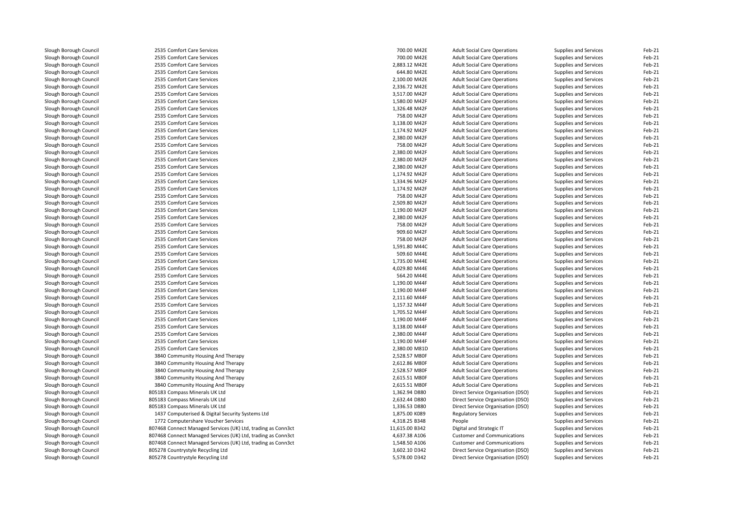| | | | | | | |
|---|---|---|---|---|---|---|
| Slough Borough Council | 2535 Comfort Care Services | 700.00 M42E | Adult Social Care Operations | Supplies and Services | Feb-21 |
| Slough Borough Council | 2535 Comfort Care Services | 700.00 M42E | Adult Social Care Operations | Supplies and Services | Feb-21 |
| Slough Borough Council | 2535 Comfort Care Services | 2,883.12 M42E | Adult Social Care Operations | Supplies and Services | Feb-21 |
| Slough Borough Council | 2535 Comfort Care Services | 644.80 M42E | Adult Social Care Operations | Supplies and Services | Feb-21 |
| Slough Borough Council | 2535 Comfort Care Services | 2,100.00 M42E | Adult Social Care Operations | Supplies and Services | Feb-21 |
| Slough Borough Council | 2535 Comfort Care Services | 2,336.72 M42E | Adult Social Care Operations | Supplies and Services | Feb-21 |
| Slough Borough Council | 2535 Comfort Care Services | 3,517.00 M42F | Adult Social Care Operations | Supplies and Services | Feb-21 |
| Slough Borough Council | 2535 Comfort Care Services | 1,580.00 M42F | Adult Social Care Operations | Supplies and Services | Feb-21 |
| Slough Borough Council | 2535 Comfort Care Services | 1,326.48 M42F | Adult Social Care Operations | Supplies and Services | Feb-21 |
| Slough Borough Council | 2535 Comfort Care Services | 758.00 M42F | Adult Social Care Operations | Supplies and Services | Feb-21 |
| Slough Borough Council | 2535 Comfort Care Services | 3,138.00 M42F | Adult Social Care Operations | Supplies and Services | Feb-21 |
| Slough Borough Council | 2535 Comfort Care Services | 1,174.92 M42F | Adult Social Care Operations | Supplies and Services | Feb-21 |
| Slough Borough Council | 2535 Comfort Care Services | 2,380.00 M42F | Adult Social Care Operations | Supplies and Services | Feb-21 |
| Slough Borough Council | 2535 Comfort Care Services | 758.00 M42F | Adult Social Care Operations | Supplies and Services | Feb-21 |
| Slough Borough Council | 2535 Comfort Care Services | 2,380.00 M42F | Adult Social Care Operations | Supplies and Services | Feb-21 |
| Slough Borough Council | 2535 Comfort Care Services | 2,380.00 M42F | Adult Social Care Operations | Supplies and Services | Feb-21 |
| Slough Borough Council | 2535 Comfort Care Services | 2,380.00 M42F | Adult Social Care Operations | Supplies and Services | Feb-21 |
| Slough Borough Council | 2535 Comfort Care Services | 1,174.92 M42F | Adult Social Care Operations | Supplies and Services | Feb-21 |
| Slough Borough Council | 2535 Comfort Care Services | 1,334.96 M42F | Adult Social Care Operations | Supplies and Services | Feb-21 |
| Slough Borough Council | 2535 Comfort Care Services | 1,174.92 M42F | Adult Social Care Operations | Supplies and Services | Feb-21 |
| Slough Borough Council | 2535 Comfort Care Services | 758.00 M42F | Adult Social Care Operations | Supplies and Services | Feb-21 |
| Slough Borough Council | 2535 Comfort Care Services | 2,509.80 M42F | Adult Social Care Operations | Supplies and Services | Feb-21 |
| Slough Borough Council | 2535 Comfort Care Services | 1,190.00 M42F | Adult Social Care Operations | Supplies and Services | Feb-21 |
| Slough Borough Council | 2535 Comfort Care Services | 2,380.00 M42F | Adult Social Care Operations | Supplies and Services | Feb-21 |
| Slough Borough Council | 2535 Comfort Care Services | 758.00 M42F | Adult Social Care Operations | Supplies and Services | Feb-21 |
| Slough Borough Council | 2535 Comfort Care Services | 909.60 M42F | Adult Social Care Operations | Supplies and Services | Feb-21 |
| Slough Borough Council | 2535 Comfort Care Services | 758.00 M42F | Adult Social Care Operations | Supplies and Services | Feb-21 |
| Slough Borough Council | 2535 Comfort Care Services | 1,591.80 M44C | Adult Social Care Operations | Supplies and Services | Feb-21 |
| Slough Borough Council | 2535 Comfort Care Services | 509.60 M44E | Adult Social Care Operations | Supplies and Services | Feb-21 |
| Slough Borough Council | 2535 Comfort Care Services | 1,735.00 M44E | Adult Social Care Operations | Supplies and Services | Feb-21 |
| Slough Borough Council | 2535 Comfort Care Services | 4,029.80 M44E | Adult Social Care Operations | Supplies and Services | Feb-21 |
| Slough Borough Council | 2535 Comfort Care Services | 564.20 M44E | Adult Social Care Operations | Supplies and Services | Feb-21 |
| Slough Borough Council | 2535 Comfort Care Services | 1,190.00 M44F | Adult Social Care Operations | Supplies and Services | Feb-21 |
| Slough Borough Council | 2535 Comfort Care Services | 1,190.00 M44F | Adult Social Care Operations | Supplies and Services | Feb-21 |
| Slough Borough Council | 2535 Comfort Care Services | 2,111.60 M44F | Adult Social Care Operations | Supplies and Services | Feb-21 |
| Slough Borough Council | 2535 Comfort Care Services | 1,157.32 M44F | Adult Social Care Operations | Supplies and Services | Feb-21 |
| Slough Borough Council | 2535 Comfort Care Services | 1,705.52 M44F | Adult Social Care Operations | Supplies and Services | Feb-21 |
| Slough Borough Council | 2535 Comfort Care Services | 1,190.00 M44F | Adult Social Care Operations | Supplies and Services | Feb-21 |
| Slough Borough Council | 2535 Comfort Care Services | 3,138.00 M44F | Adult Social Care Operations | Supplies and Services | Feb-21 |
| Slough Borough Council | 2535 Comfort Care Services | 2,380.00 M44F | Adult Social Care Operations | Supplies and Services | Feb-21 |
| Slough Borough Council | 2535 Comfort Care Services | 1,190.00 M44F | Adult Social Care Operations | Supplies and Services | Feb-21 |
| Slough Borough Council | 2535 Comfort Care Services | 2,380.00 M81D | Adult Social Care Operations | Supplies and Services | Feb-21 |
| Slough Borough Council | 3840 Community Housing And Therapy | 2,528.57 M80F | Adult Social Care Operations | Supplies and Services | Feb-21 |
| Slough Borough Council | 3840 Community Housing And Therapy | 2,612.86 M80F | Adult Social Care Operations | Supplies and Services | Feb-21 |
| Slough Borough Council | 3840 Community Housing And Therapy | 2,528.57 M80F | Adult Social Care Operations | Supplies and Services | Feb-21 |
| Slough Borough Council | 3840 Community Housing And Therapy | 2,615.51 M80F | Adult Social Care Operations | Supplies and Services | Feb-21 |
| Slough Borough Council | 3840 Community Housing And Therapy | 2,615.51 M80F | Adult Social Care Operations | Supplies and Services | Feb-21 |
| Slough Borough Council | 805183 Compass Minerals UK Ltd | 1,362.94 D880 | Direct Service Organisation (DSO) | Supplies and Services | Feb-21 |
| Slough Borough Council | 805183 Compass Minerals UK Ltd | 2,632.44 D880 | Direct Service Organisation (DSO) | Supplies and Services | Feb-21 |
| Slough Borough Council | 805183 Compass Minerals UK Ltd | 1,336.53 D880 | Direct Service Organisation (DSO) | Supplies and Services | Feb-21 |
| Slough Borough Council | 1437 Computerised & Digital Security Systems Ltd | 1,875.00 K089 | Regulatory Services | Supplies and Services | Feb-21 |
| Slough Borough Council | 1772 Computershare Voucher Services | 4,318.25 B348 | People | Supplies and Services | Feb-21 |
| Slough Borough Council | 807468 Connect Managed Services (UK) Ltd, trading as Conn3ct | 11,615.00 B342 | Digital and Strategic IT | Supplies and Services | Feb-21 |
| Slough Borough Council | 807468 Connect Managed Services (UK) Ltd, trading as Conn3ct | 4,637.38 A106 | Customer and Communications | Supplies and Services | Feb-21 |
| Slough Borough Council | 807468 Connect Managed Services (UK) Ltd, trading as Conn3ct | 1,548.50 A106 | Customer and Communications | Supplies and Services | Feb-21 |
| Slough Borough Council | 805278 Countrystyle Recycling Ltd | 3,602.10 D342 | Direct Service Organisation (DSO) | Supplies and Services | Feb-21 |
| Slough Borough Council | 805278 Countrystyle Recycling Ltd | 5,578.00 D342 | Direct Service Organisation (DSO) | Supplies and Services | Feb-21 |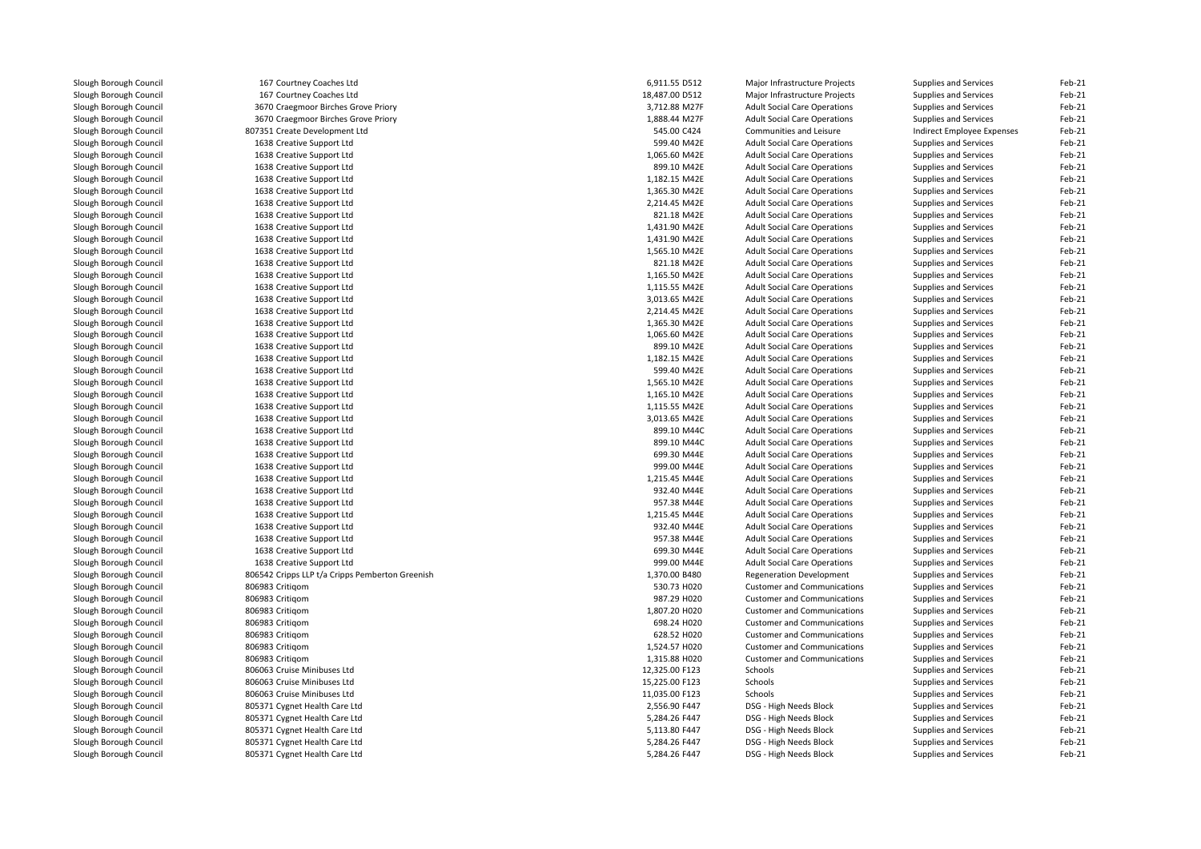| | | | | | | |
|---|---|---|---|---|---|---|
| Slough Borough Council | 167 Courtney Coaches Ltd | 6,911.55 D512 | Major Infrastructure Projects | Supplies and Services | Feb-21 |
| Slough Borough Council | 167 Courtney Coaches Ltd | 18,487.00 D512 | Major Infrastructure Projects | Supplies and Services | Feb-21 |
| Slough Borough Council | 3670 Craegmoor Birches Grove Priory | 3,712.88 M27F | Adult Social Care Operations | Supplies and Services | Feb-21 |
| Slough Borough Council | 3670 Craegmoor Birches Grove Priory | 1,888.44 M27F | Adult Social Care Operations | Supplies and Services | Feb-21 |
| Slough Borough Council | 807351 Create Development Ltd | 545.00 C424 | Communities and Leisure | Indirect Employee Expenses | Feb-21 |
| Slough Borough Council | 1638 Creative Support Ltd | 599.40 M42E | Adult Social Care Operations | Supplies and Services | Feb-21 |
| Slough Borough Council | 1638 Creative Support Ltd | 1,065.60 M42E | Adult Social Care Operations | Supplies and Services | Feb-21 |
| Slough Borough Council | 1638 Creative Support Ltd | 899.10 M42E | Adult Social Care Operations | Supplies and Services | Feb-21 |
| Slough Borough Council | 1638 Creative Support Ltd | 1,182.15 M42E | Adult Social Care Operations | Supplies and Services | Feb-21 |
| Slough Borough Council | 1638 Creative Support Ltd | 1,365.30 M42E | Adult Social Care Operations | Supplies and Services | Feb-21 |
| Slough Borough Council | 1638 Creative Support Ltd | 2,214.45 M42E | Adult Social Care Operations | Supplies and Services | Feb-21 |
| Slough Borough Council | 1638 Creative Support Ltd | 821.18 M42E | Adult Social Care Operations | Supplies and Services | Feb-21 |
| Slough Borough Council | 1638 Creative Support Ltd | 1,431.90 M42E | Adult Social Care Operations | Supplies and Services | Feb-21 |
| Slough Borough Council | 1638 Creative Support Ltd | 1,431.90 M42E | Adult Social Care Operations | Supplies and Services | Feb-21 |
| Slough Borough Council | 1638 Creative Support Ltd | 1,565.10 M42E | Adult Social Care Operations | Supplies and Services | Feb-21 |
| Slough Borough Council | 1638 Creative Support Ltd | 821.18 M42E | Adult Social Care Operations | Supplies and Services | Feb-21 |
| Slough Borough Council | 1638 Creative Support Ltd | 1,165.50 M42E | Adult Social Care Operations | Supplies and Services | Feb-21 |
| Slough Borough Council | 1638 Creative Support Ltd | 1,115.55 M42E | Adult Social Care Operations | Supplies and Services | Feb-21 |
| Slough Borough Council | 1638 Creative Support Ltd | 3,013.65 M42E | Adult Social Care Operations | Supplies and Services | Feb-21 |
| Slough Borough Council | 1638 Creative Support Ltd | 2,214.45 M42E | Adult Social Care Operations | Supplies and Services | Feb-21 |
| Slough Borough Council | 1638 Creative Support Ltd | 1,365.30 M42E | Adult Social Care Operations | Supplies and Services | Feb-21 |
| Slough Borough Council | 1638 Creative Support Ltd | 1,065.60 M42E | Adult Social Care Operations | Supplies and Services | Feb-21 |
| Slough Borough Council | 1638 Creative Support Ltd | 899.10 M42E | Adult Social Care Operations | Supplies and Services | Feb-21 |
| Slough Borough Council | 1638 Creative Support Ltd | 1,182.15 M42E | Adult Social Care Operations | Supplies and Services | Feb-21 |
| Slough Borough Council | 1638 Creative Support Ltd | 599.40 M42E | Adult Social Care Operations | Supplies and Services | Feb-21 |
| Slough Borough Council | 1638 Creative Support Ltd | 1,565.10 M42E | Adult Social Care Operations | Supplies and Services | Feb-21 |
| Slough Borough Council | 1638 Creative Support Ltd | 1,165.10 M42E | Adult Social Care Operations | Supplies and Services | Feb-21 |
| Slough Borough Council | 1638 Creative Support Ltd | 1,115.55 M42E | Adult Social Care Operations | Supplies and Services | Feb-21 |
| Slough Borough Council | 1638 Creative Support Ltd | 3,013.65 M42E | Adult Social Care Operations | Supplies and Services | Feb-21 |
| Slough Borough Council | 1638 Creative Support Ltd | 899.10 M44C | Adult Social Care Operations | Supplies and Services | Feb-21 |
| Slough Borough Council | 1638 Creative Support Ltd | 899.10 M44C | Adult Social Care Operations | Supplies and Services | Feb-21 |
| Slough Borough Council | 1638 Creative Support Ltd | 699.30 M44E | Adult Social Care Operations | Supplies and Services | Feb-21 |
| Slough Borough Council | 1638 Creative Support Ltd | 999.00 M44E | Adult Social Care Operations | Supplies and Services | Feb-21 |
| Slough Borough Council | 1638 Creative Support Ltd | 1,215.45 M44E | Adult Social Care Operations | Supplies and Services | Feb-21 |
| Slough Borough Council | 1638 Creative Support Ltd | 932.40 M44E | Adult Social Care Operations | Supplies and Services | Feb-21 |
| Slough Borough Council | 1638 Creative Support Ltd | 957.38 M44E | Adult Social Care Operations | Supplies and Services | Feb-21 |
| Slough Borough Council | 1638 Creative Support Ltd | 1,215.45 M44E | Adult Social Care Operations | Supplies and Services | Feb-21 |
| Slough Borough Council | 1638 Creative Support Ltd | 932.40 M44E | Adult Social Care Operations | Supplies and Services | Feb-21 |
| Slough Borough Council | 1638 Creative Support Ltd | 957.38 M44E | Adult Social Care Operations | Supplies and Services | Feb-21 |
| Slough Borough Council | 1638 Creative Support Ltd | 699.30 M44E | Adult Social Care Operations | Supplies and Services | Feb-21 |
| Slough Borough Council | 1638 Creative Support Ltd | 999.00 M44E | Adult Social Care Operations | Supplies and Services | Feb-21 |
| Slough Borough Council | 806542 Cripps LLP t/a Cripps Pemberton Greenish | 1,370.00 B480 | Regeneration Development | Supplies and Services | Feb-21 |
| Slough Borough Council | 806983 Critiqom | 530.73 H020 | Customer and Communications | Supplies and Services | Feb-21 |
| Slough Borough Council | 806983 Critiqom | 987.29 H020 | Customer and Communications | Supplies and Services | Feb-21 |
| Slough Borough Council | 806983 Critiqom | 1,807.20 H020 | Customer and Communications | Supplies and Services | Feb-21 |
| Slough Borough Council | 806983 Critiqom | 698.24 H020 | Customer and Communications | Supplies and Services | Feb-21 |
| Slough Borough Council | 806983 Critiqom | 628.52 H020 | Customer and Communications | Supplies and Services | Feb-21 |
| Slough Borough Council | 806983 Critiqom | 1,524.57 H020 | Customer and Communications | Supplies and Services | Feb-21 |
| Slough Borough Council | 806983 Critiqom | 1,315.88 H020 | Customer and Communications | Supplies and Services | Feb-21 |
| Slough Borough Council | 806063 Cruise Minibuses Ltd | 12,325.00 F123 | Schools | Supplies and Services | Feb-21 |
| Slough Borough Council | 806063 Cruise Minibuses Ltd | 15,225.00 F123 | Schools | Supplies and Services | Feb-21 |
| Slough Borough Council | 806063 Cruise Minibuses Ltd | 11,035.00 F123 | Schools | Supplies and Services | Feb-21 |
| Slough Borough Council | 805371 Cygnet Health Care Ltd | 2,556.90 F447 | DSG - High Needs Block | Supplies and Services | Feb-21 |
| Slough Borough Council | 805371 Cygnet Health Care Ltd | 5,284.26 F447 | DSG - High Needs Block | Supplies and Services | Feb-21 |
| Slough Borough Council | 805371 Cygnet Health Care Ltd | 5,113.80 F447 | DSG - High Needs Block | Supplies and Services | Feb-21 |
| Slough Borough Council | 805371 Cygnet Health Care Ltd | 5,284.26 F447 | DSG - High Needs Block | Supplies and Services | Feb-21 |
| Slough Borough Council | 805371 Cygnet Health Care Ltd | 5,284.26 F447 | DSG - High Needs Block | Supplies and Services | Feb-21 |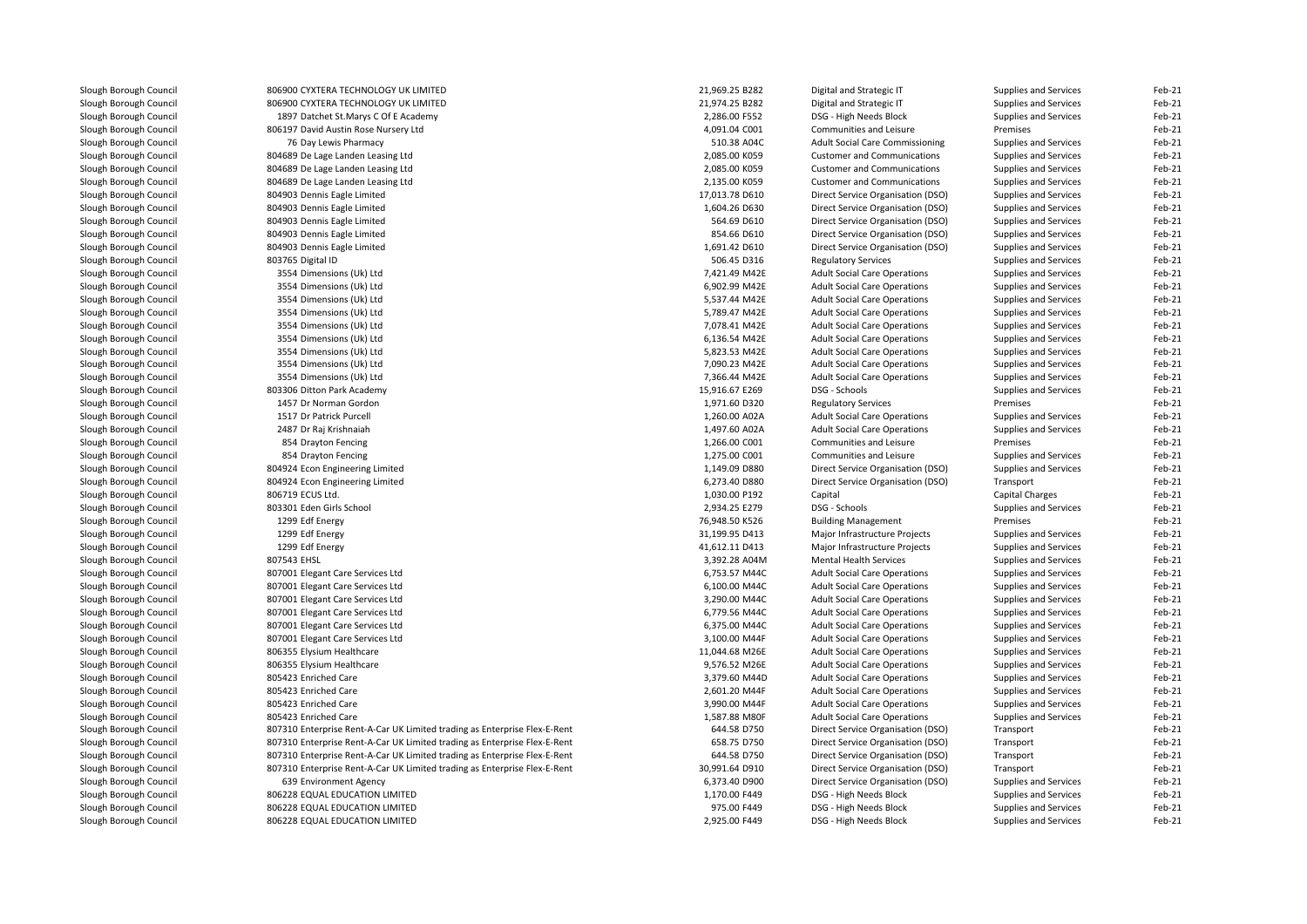| | | | | | | |
|---|---|---|---|---|---|---|
| Slough Borough Council | 806900 CYXTERA TECHNOLOGY UK LIMITED | 21,969.25 | B282 | Digital and Strategic IT | Supplies and Services | Feb-21 |
| Slough Borough Council | 806900 CYXTERA TECHNOLOGY UK LIMITED | 21,974.25 | B282 | Digital and Strategic IT | Supplies and Services | Feb-21 |
| Slough Borough Council | 1897 Datchet St.Marys C Of E Academy | 2,286.00 | F552 | DSG - High Needs Block | Supplies and Services | Feb-21 |
| Slough Borough Council | 806197 David Austin Rose Nursery Ltd | 4,091.04 | C001 | Communities and Leisure | Premises | Feb-21 |
| Slough Borough Council | 76 Day Lewis Pharmacy | 510.38 | A04C | Adult Social Care Commissioning | Supplies and Services | Feb-21 |
| Slough Borough Council | 804689 De Lage Landen Leasing Ltd | 2,085.00 | K059 | Customer and Communications | Supplies and Services | Feb-21 |
| Slough Borough Council | 804689 De Lage Landen Leasing Ltd | 2,085.00 | K059 | Customer and Communications | Supplies and Services | Feb-21 |
| Slough Borough Council | 804689 De Lage Landen Leasing Ltd | 2,135.00 | K059 | Customer and Communications | Supplies and Services | Feb-21 |
| Slough Borough Council | 804903 Dennis Eagle Limited | 17,013.78 | D610 | Direct Service Organisation (DSO) | Supplies and Services | Feb-21 |
| Slough Borough Council | 804903 Dennis Eagle Limited | 1,604.26 | D630 | Direct Service Organisation (DSO) | Supplies and Services | Feb-21 |
| Slough Borough Council | 804903 Dennis Eagle Limited | 564.69 | D610 | Direct Service Organisation (DSO) | Supplies and Services | Feb-21 |
| Slough Borough Council | 804903 Dennis Eagle Limited | 854.66 | D610 | Direct Service Organisation (DSO) | Supplies and Services | Feb-21 |
| Slough Borough Council | 804903 Dennis Eagle Limited | 1,691.42 | D610 | Direct Service Organisation (DSO) | Supplies and Services | Feb-21 |
| Slough Borough Council | 803765 Digital ID | 506.45 | D316 | Regulatory Services | Supplies and Services | Feb-21 |
| Slough Borough Council | 3554 Dimensions (Uk) Ltd | 7,421.49 | M42E | Adult Social Care Operations | Supplies and Services | Feb-21 |
| Slough Borough Council | 3554 Dimensions (Uk) Ltd | 6,902.99 | M42E | Adult Social Care Operations | Supplies and Services | Feb-21 |
| Slough Borough Council | 3554 Dimensions (Uk) Ltd | 5,537.44 | M42E | Adult Social Care Operations | Supplies and Services | Feb-21 |
| Slough Borough Council | 3554 Dimensions (Uk) Ltd | 5,789.47 | M42E | Adult Social Care Operations | Supplies and Services | Feb-21 |
| Slough Borough Council | 3554 Dimensions (Uk) Ltd | 7,078.41 | M42E | Adult Social Care Operations | Supplies and Services | Feb-21 |
| Slough Borough Council | 3554 Dimensions (Uk) Ltd | 6,136.54 | M42E | Adult Social Care Operations | Supplies and Services | Feb-21 |
| Slough Borough Council | 3554 Dimensions (Uk) Ltd | 5,823.53 | M42E | Adult Social Care Operations | Supplies and Services | Feb-21 |
| Slough Borough Council | 3554 Dimensions (Uk) Ltd | 7,090.23 | M42E | Adult Social Care Operations | Supplies and Services | Feb-21 |
| Slough Borough Council | 3554 Dimensions (Uk) Ltd | 7,366.44 | M42E | Adult Social Care Operations | Supplies and Services | Feb-21 |
| Slough Borough Council | 803306 Ditton Park Academy | 15,916.67 | E269 | DSG - Schools | Supplies and Services | Feb-21 |
| Slough Borough Council | 1457 Dr Norman Gordon | 1,971.60 | D320 | Regulatory Services | Premises | Feb-21 |
| Slough Borough Council | 1517 Dr Patrick Purcell | 1,260.00 | A02A | Adult Social Care Operations | Supplies and Services | Feb-21 |
| Slough Borough Council | 2487 Dr Raj Krishnaiah | 1,497.60 | A02A | Adult Social Care Operations | Supplies and Services | Feb-21 |
| Slough Borough Council | 854 Drayton Fencing | 1,266.00 | C001 | Communities and Leisure | Premises | Feb-21 |
| Slough Borough Council | 854 Drayton Fencing | 1,275.00 | C001 | Communities and Leisure | Supplies and Services | Feb-21 |
| Slough Borough Council | 804924 Econ Engineering Limited | 1,149.09 | D880 | Direct Service Organisation (DSO) | Supplies and Services | Feb-21 |
| Slough Borough Council | 804924 Econ Engineering Limited | 6,273.40 | D880 | Direct Service Organisation (DSO) | Transport | Feb-21 |
| Slough Borough Council | 806719 ECUS Ltd. | 1,030.00 | P192 | Capital | Capital Charges | Feb-21 |
| Slough Borough Council | 803301 Eden Girls School | 2,934.25 | E279 | DSG - Schools | Supplies and Services | Feb-21 |
| Slough Borough Council | 1299 Edf Energy | 76,948.50 | K526 | Building Management | Premises | Feb-21 |
| Slough Borough Council | 1299 Edf Energy | 31,199.95 | D413 | Major Infrastructure Projects | Supplies and Services | Feb-21 |
| Slough Borough Council | 1299 Edf Energy | 41,612.11 | D413 | Major Infrastructure Projects | Supplies and Services | Feb-21 |
| Slough Borough Council | 807543 EHSL | 3,392.28 | A04M | Mental Health Services | Supplies and Services | Feb-21 |
| Slough Borough Council | 807001 Elegant Care Services Ltd | 6,753.57 | M44C | Adult Social Care Operations | Supplies and Services | Feb-21 |
| Slough Borough Council | 807001 Elegant Care Services Ltd | 6,100.00 | M44C | Adult Social Care Operations | Supplies and Services | Feb-21 |
| Slough Borough Council | 807001 Elegant Care Services Ltd | 3,290.00 | M44C | Adult Social Care Operations | Supplies and Services | Feb-21 |
| Slough Borough Council | 807001 Elegant Care Services Ltd | 6,779.56 | M44C | Adult Social Care Operations | Supplies and Services | Feb-21 |
| Slough Borough Council | 807001 Elegant Care Services Ltd | 6,375.00 | M44C | Adult Social Care Operations | Supplies and Services | Feb-21 |
| Slough Borough Council | 807001 Elegant Care Services Ltd | 3,100.00 | M44F | Adult Social Care Operations | Supplies and Services | Feb-21 |
| Slough Borough Council | 806355 Elysium Healthcare | 11,044.68 | M26E | Adult Social Care Operations | Supplies and Services | Feb-21 |
| Slough Borough Council | 806355 Elysium Healthcare | 9,576.52 | M26E | Adult Social Care Operations | Supplies and Services | Feb-21 |
| Slough Borough Council | 805423 Enriched Care | 3,379.60 | M44D | Adult Social Care Operations | Supplies and Services | Feb-21 |
| Slough Borough Council | 805423 Enriched Care | 2,601.20 | M44F | Adult Social Care Operations | Supplies and Services | Feb-21 |
| Slough Borough Council | 805423 Enriched Care | 3,990.00 | M44F | Adult Social Care Operations | Supplies and Services | Feb-21 |
| Slough Borough Council | 805423 Enriched Care | 1,587.88 | M80F | Adult Social Care Operations | Supplies and Services | Feb-21 |
| Slough Borough Council | 807310 Enterprise Rent-A-Car UK Limited trading as Enterprise Flex-E-Rent | 644.58 | D750 | Direct Service Organisation (DSO) | Transport | Feb-21 |
| Slough Borough Council | 807310 Enterprise Rent-A-Car UK Limited trading as Enterprise Flex-E-Rent | 658.75 | D750 | Direct Service Organisation (DSO) | Transport | Feb-21 |
| Slough Borough Council | 807310 Enterprise Rent-A-Car UK Limited trading as Enterprise Flex-E-Rent | 644.58 | D750 | Direct Service Organisation (DSO) | Transport | Feb-21 |
| Slough Borough Council | 807310 Enterprise Rent-A-Car UK Limited trading as Enterprise Flex-E-Rent | 30,991.64 | D910 | Direct Service Organisation (DSO) | Transport | Feb-21 |
| Slough Borough Council | 639 Environment Agency | 6,373.40 | D900 | Direct Service Organisation (DSO) | Supplies and Services | Feb-21 |
| Slough Borough Council | 806228 EQUAL EDUCATION LIMITED | 1,170.00 | F449 | DSG - High Needs Block | Supplies and Services | Feb-21 |
| Slough Borough Council | 806228 EQUAL EDUCATION LIMITED | 975.00 | F449 | DSG - High Needs Block | Supplies and Services | Feb-21 |
| Slough Borough Council | 806228 EQUAL EDUCATION LIMITED | 2,925.00 | F449 | DSG - High Needs Block | Supplies and Services | Feb-21 |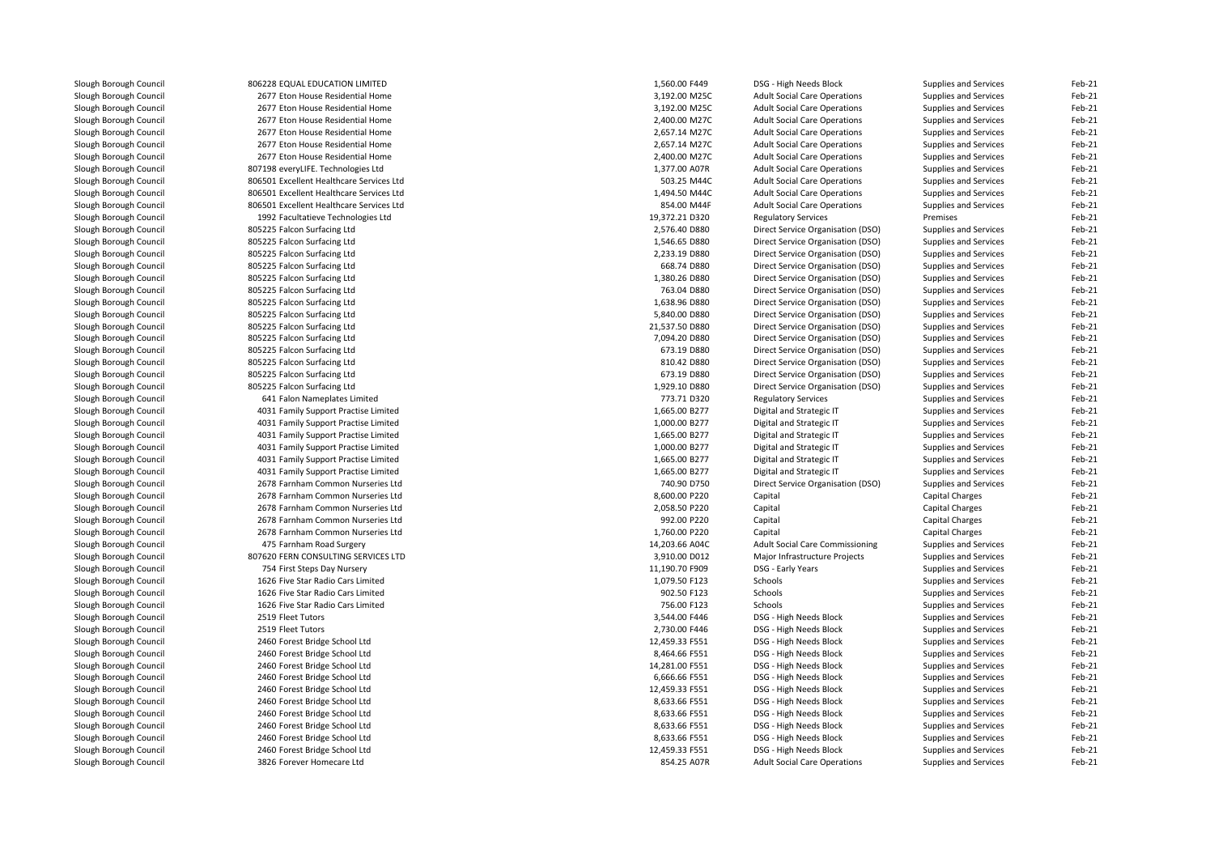| | | | | | | |
|---|---|---|---|---|---|---|
| Slough Borough Council | 806228 EQUAL EDUCATION LIMITED | 1,560.00 F449 | DSG - High Needs Block | Supplies and Services | Feb-21 |
| Slough Borough Council | 2677 Eton House Residential Home | 3,192.00 M25C | Adult Social Care Operations | Supplies and Services | Feb-21 |
| Slough Borough Council | 2677 Eton House Residential Home | 3,192.00 M25C | Adult Social Care Operations | Supplies and Services | Feb-21 |
| Slough Borough Council | 2677 Eton House Residential Home | 2,400.00 M27C | Adult Social Care Operations | Supplies and Services | Feb-21 |
| Slough Borough Council | 2677 Eton House Residential Home | 2,657.14 M27C | Adult Social Care Operations | Supplies and Services | Feb-21 |
| Slough Borough Council | 2677 Eton House Residential Home | 2,657.14 M27C | Adult Social Care Operations | Supplies and Services | Feb-21 |
| Slough Borough Council | 2677 Eton House Residential Home | 2,400.00 M27C | Adult Social Care Operations | Supplies and Services | Feb-21 |
| Slough Borough Council | 807198 everyLIFE. Technologies Ltd | 1,377.00 A07R | Adult Social Care Operations | Supplies and Services | Feb-21 |
| Slough Borough Council | 806501 Excellent Healthcare Services Ltd | 503.25 M44C | Adult Social Care Operations | Supplies and Services | Feb-21 |
| Slough Borough Council | 806501 Excellent Healthcare Services Ltd | 1,494.50 M44C | Adult Social Care Operations | Supplies and Services | Feb-21 |
| Slough Borough Council | 806501 Excellent Healthcare Services Ltd | 854.00 M44F | Adult Social Care Operations | Supplies and Services | Feb-21 |
| Slough Borough Council | 1992 Facultatieve Technologies Ltd | 19,372.21 D320 | Regulatory Services | Premises | Feb-21 |
| Slough Borough Council | 805225 Falcon Surfacing Ltd | 2,576.40 D880 | Direct Service Organisation (DSO) | Supplies and Services | Feb-21 |
| Slough Borough Council | 805225 Falcon Surfacing Ltd | 1,546.65 D880 | Direct Service Organisation (DSO) | Supplies and Services | Feb-21 |
| Slough Borough Council | 805225 Falcon Surfacing Ltd | 2,233.19 D880 | Direct Service Organisation (DSO) | Supplies and Services | Feb-21 |
| Slough Borough Council | 805225 Falcon Surfacing Ltd | 668.74 D880 | Direct Service Organisation (DSO) | Supplies and Services | Feb-21 |
| Slough Borough Council | 805225 Falcon Surfacing Ltd | 1,380.26 D880 | Direct Service Organisation (DSO) | Supplies and Services | Feb-21 |
| Slough Borough Council | 805225 Falcon Surfacing Ltd | 763.04 D880 | Direct Service Organisation (DSO) | Supplies and Services | Feb-21 |
| Slough Borough Council | 805225 Falcon Surfacing Ltd | 1,638.96 D880 | Direct Service Organisation (DSO) | Supplies and Services | Feb-21 |
| Slough Borough Council | 805225 Falcon Surfacing Ltd | 5,840.00 D880 | Direct Service Organisation (DSO) | Supplies and Services | Feb-21 |
| Slough Borough Council | 805225 Falcon Surfacing Ltd | 21,537.50 D880 | Direct Service Organisation (DSO) | Supplies and Services | Feb-21 |
| Slough Borough Council | 805225 Falcon Surfacing Ltd | 7,094.20 D880 | Direct Service Organisation (DSO) | Supplies and Services | Feb-21 |
| Slough Borough Council | 805225 Falcon Surfacing Ltd | 673.19 D880 | Direct Service Organisation (DSO) | Supplies and Services | Feb-21 |
| Slough Borough Council | 805225 Falcon Surfacing Ltd | 810.42 D880 | Direct Service Organisation (DSO) | Supplies and Services | Feb-21 |
| Slough Borough Council | 805225 Falcon Surfacing Ltd | 673.19 D880 | Direct Service Organisation (DSO) | Supplies and Services | Feb-21 |
| Slough Borough Council | 805225 Falcon Surfacing Ltd | 1,929.10 D880 | Direct Service Organisation (DSO) | Supplies and Services | Feb-21 |
| Slough Borough Council | 641 Falon Nameplates Limited | 773.71 D320 | Regulatory Services | Supplies and Services | Feb-21 |
| Slough Borough Council | 4031 Family Support Practise Limited | 1,665.00 B277 | Digital and Strategic IT | Supplies and Services | Feb-21 |
| Slough Borough Council | 4031 Family Support Practise Limited | 1,000.00 B277 | Digital and Strategic IT | Supplies and Services | Feb-21 |
| Slough Borough Council | 4031 Family Support Practise Limited | 1,665.00 B277 | Digital and Strategic IT | Supplies and Services | Feb-21 |
| Slough Borough Council | 4031 Family Support Practise Limited | 1,000.00 B277 | Digital and Strategic IT | Supplies and Services | Feb-21 |
| Slough Borough Council | 4031 Family Support Practise Limited | 1,665.00 B277 | Digital and Strategic IT | Supplies and Services | Feb-21 |
| Slough Borough Council | 4031 Family Support Practise Limited | 1,665.00 B277 | Digital and Strategic IT | Supplies and Services | Feb-21 |
| Slough Borough Council | 2678 Farnham Common Nurseries Ltd | 740.90 D750 | Direct Service Organisation (DSO) | Supplies and Services | Feb-21 |
| Slough Borough Council | 2678 Farnham Common Nurseries Ltd | 8,600.00 P220 | Capital | Capital Charges | Feb-21 |
| Slough Borough Council | 2678 Farnham Common Nurseries Ltd | 2,058.50 P220 | Capital | Capital Charges | Feb-21 |
| Slough Borough Council | 2678 Farnham Common Nurseries Ltd | 992.00 P220 | Capital | Capital Charges | Feb-21 |
| Slough Borough Council | 2678 Farnham Common Nurseries Ltd | 1,760.00 P220 | Capital | Capital Charges | Feb-21 |
| Slough Borough Council | 475 Farnham Road Surgery | 14,203.66 A04C | Adult Social Care Commissioning | Supplies and Services | Feb-21 |
| Slough Borough Council | 807620 FERN CONSULTING SERVICES LTD | 3,910.00 D012 | Major Infrastructure Projects | Supplies and Services | Feb-21 |
| Slough Borough Council | 754 First Steps Day Nursery | 11,190.70 F909 | DSG - Early Years | Supplies and Services | Feb-21 |
| Slough Borough Council | 1626 Five Star Radio Cars Limited | 1,079.50 F123 | Schools | Supplies and Services | Feb-21 |
| Slough Borough Council | 1626 Five Star Radio Cars Limited | 902.50 F123 | Schools | Supplies and Services | Feb-21 |
| Slough Borough Council | 1626 Five Star Radio Cars Limited | 756.00 F123 | Schools | Supplies and Services | Feb-21 |
| Slough Borough Council | 2519 Fleet Tutors | 3,544.00 F446 | DSG - High Needs Block | Supplies and Services | Feb-21 |
| Slough Borough Council | 2519 Fleet Tutors | 2,730.00 F446 | DSG - High Needs Block | Supplies and Services | Feb-21 |
| Slough Borough Council | 2460 Forest Bridge School Ltd | 12,459.33 F551 | DSG - High Needs Block | Supplies and Services | Feb-21 |
| Slough Borough Council | 2460 Forest Bridge School Ltd | 8,464.66 F551 | DSG - High Needs Block | Supplies and Services | Feb-21 |
| Slough Borough Council | 2460 Forest Bridge School Ltd | 14,281.00 F551 | DSG - High Needs Block | Supplies and Services | Feb-21 |
| Slough Borough Council | 2460 Forest Bridge School Ltd | 6,666.66 F551 | DSG - High Needs Block | Supplies and Services | Feb-21 |
| Slough Borough Council | 2460 Forest Bridge School Ltd | 12,459.33 F551 | DSG - High Needs Block | Supplies and Services | Feb-21 |
| Slough Borough Council | 2460 Forest Bridge School Ltd | 8,633.66 F551 | DSG - High Needs Block | Supplies and Services | Feb-21 |
| Slough Borough Council | 2460 Forest Bridge School Ltd | 8,633.66 F551 | DSG - High Needs Block | Supplies and Services | Feb-21 |
| Slough Borough Council | 2460 Forest Bridge School Ltd | 8,633.66 F551 | DSG - High Needs Block | Supplies and Services | Feb-21 |
| Slough Borough Council | 2460 Forest Bridge School Ltd | 8,633.66 F551 | DSG - High Needs Block | Supplies and Services | Feb-21 |
| Slough Borough Council | 2460 Forest Bridge School Ltd | 12,459.33 F551 | DSG - High Needs Block | Supplies and Services | Feb-21 |
| Slough Borough Council | 3826 Forever Homecare Ltd | 854.25 A07R | Adult Social Care Operations | Supplies and Services | Feb-21 |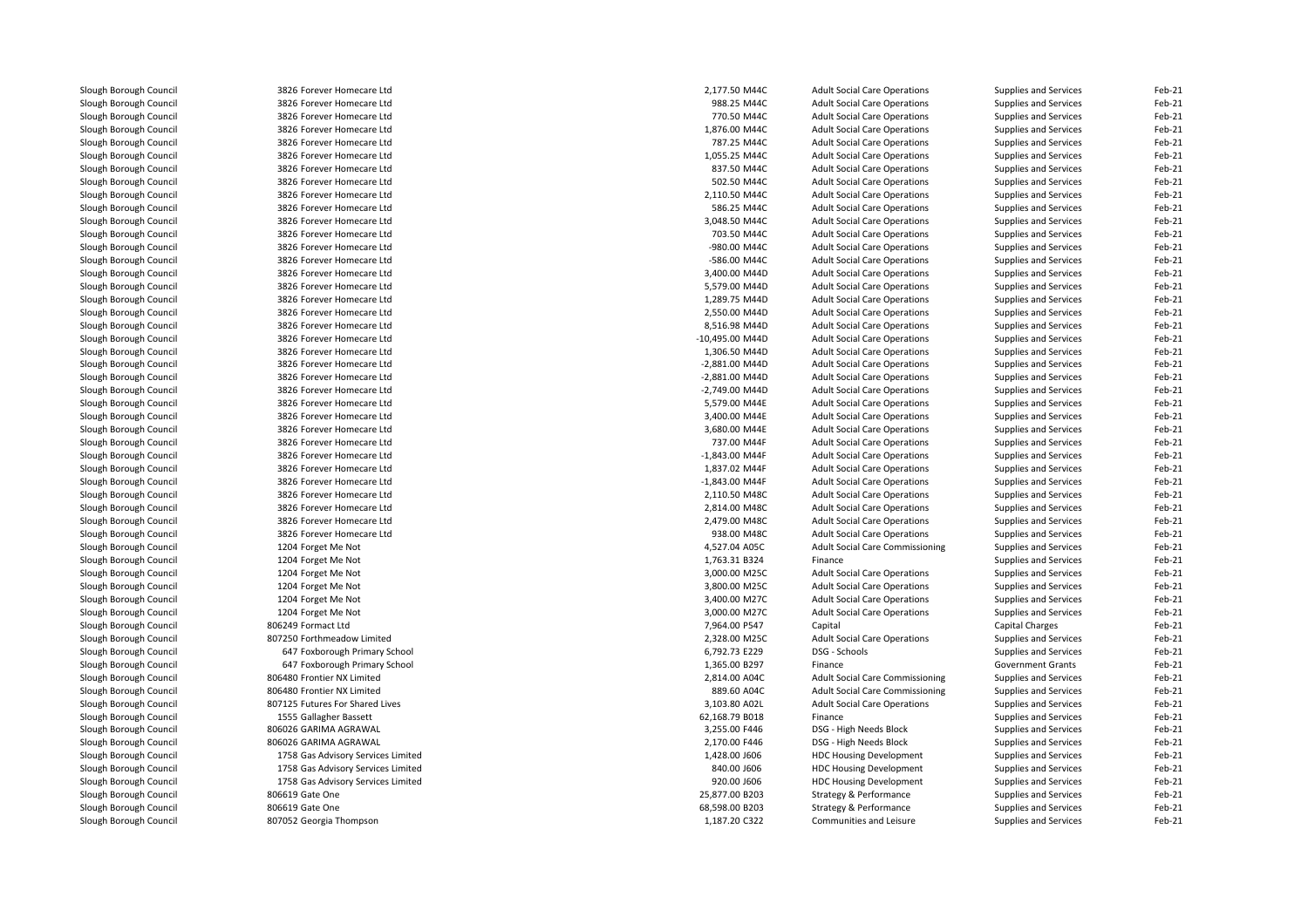| | | | | | |
|---|---|---|---|---|---|
| Slough Borough Council | 3826 Forever Homecare Ltd | 2,177.50 M44C | Adult Social Care Operations | Supplies and Services | Feb-21 |
| Slough Borough Council | 3826 Forever Homecare Ltd | 988.25 M44C | Adult Social Care Operations | Supplies and Services | Feb-21 |
| Slough Borough Council | 3826 Forever Homecare Ltd | 770.50 M44C | Adult Social Care Operations | Supplies and Services | Feb-21 |
| Slough Borough Council | 3826 Forever Homecare Ltd | 1,876.00 M44C | Adult Social Care Operations | Supplies and Services | Feb-21 |
| Slough Borough Council | 3826 Forever Homecare Ltd | 787.25 M44C | Adult Social Care Operations | Supplies and Services | Feb-21 |
| Slough Borough Council | 3826 Forever Homecare Ltd | 1,055.25 M44C | Adult Social Care Operations | Supplies and Services | Feb-21 |
| Slough Borough Council | 3826 Forever Homecare Ltd | 837.50 M44C | Adult Social Care Operations | Supplies and Services | Feb-21 |
| Slough Borough Council | 3826 Forever Homecare Ltd | 502.50 M44C | Adult Social Care Operations | Supplies and Services | Feb-21 |
| Slough Borough Council | 3826 Forever Homecare Ltd | 2,110.50 M44C | Adult Social Care Operations | Supplies and Services | Feb-21 |
| Slough Borough Council | 3826 Forever Homecare Ltd | 586.25 M44C | Adult Social Care Operations | Supplies and Services | Feb-21 |
| Slough Borough Council | 3826 Forever Homecare Ltd | 3,048.50 M44C | Adult Social Care Operations | Supplies and Services | Feb-21 |
| Slough Borough Council | 3826 Forever Homecare Ltd | 703.50 M44C | Adult Social Care Operations | Supplies and Services | Feb-21 |
| Slough Borough Council | 3826 Forever Homecare Ltd | -980.00 M44C | Adult Social Care Operations | Supplies and Services | Feb-21 |
| Slough Borough Council | 3826 Forever Homecare Ltd | -586.00 M44C | Adult Social Care Operations | Supplies and Services | Feb-21 |
| Slough Borough Council | 3826 Forever Homecare Ltd | 3,400.00 M44D | Adult Social Care Operations | Supplies and Services | Feb-21 |
| Slough Borough Council | 3826 Forever Homecare Ltd | 5,579.00 M44D | Adult Social Care Operations | Supplies and Services | Feb-21 |
| Slough Borough Council | 3826 Forever Homecare Ltd | 1,289.75 M44D | Adult Social Care Operations | Supplies and Services | Feb-21 |
| Slough Borough Council | 3826 Forever Homecare Ltd | 2,550.00 M44D | Adult Social Care Operations | Supplies and Services | Feb-21 |
| Slough Borough Council | 3826 Forever Homecare Ltd | 8,516.98 M44D | Adult Social Care Operations | Supplies and Services | Feb-21 |
| Slough Borough Council | 3826 Forever Homecare Ltd | -10,495.00 M44D | Adult Social Care Operations | Supplies and Services | Feb-21 |
| Slough Borough Council | 3826 Forever Homecare Ltd | 1,306.50 M44D | Adult Social Care Operations | Supplies and Services | Feb-21 |
| Slough Borough Council | 3826 Forever Homecare Ltd | -2,881.00 M44D | Adult Social Care Operations | Supplies and Services | Feb-21 |
| Slough Borough Council | 3826 Forever Homecare Ltd | -2,881.00 M44D | Adult Social Care Operations | Supplies and Services | Feb-21 |
| Slough Borough Council | 3826 Forever Homecare Ltd | -2,749.00 M44D | Adult Social Care Operations | Supplies and Services | Feb-21 |
| Slough Borough Council | 3826 Forever Homecare Ltd | 5,579.00 M44E | Adult Social Care Operations | Supplies and Services | Feb-21 |
| Slough Borough Council | 3826 Forever Homecare Ltd | 3,400.00 M44E | Adult Social Care Operations | Supplies and Services | Feb-21 |
| Slough Borough Council | 3826 Forever Homecare Ltd | 3,680.00 M44E | Adult Social Care Operations | Supplies and Services | Feb-21 |
| Slough Borough Council | 3826 Forever Homecare Ltd | 737.00 M44F | Adult Social Care Operations | Supplies and Services | Feb-21 |
| Slough Borough Council | 3826 Forever Homecare Ltd | -1,843.00 M44F | Adult Social Care Operations | Supplies and Services | Feb-21 |
| Slough Borough Council | 3826 Forever Homecare Ltd | 1,837.02 M44F | Adult Social Care Operations | Supplies and Services | Feb-21 |
| Slough Borough Council | 3826 Forever Homecare Ltd | -1,843.00 M44F | Adult Social Care Operations | Supplies and Services | Feb-21 |
| Slough Borough Council | 3826 Forever Homecare Ltd | 2,110.50 M48C | Adult Social Care Operations | Supplies and Services | Feb-21 |
| Slough Borough Council | 3826 Forever Homecare Ltd | 2,814.00 M48C | Adult Social Care Operations | Supplies and Services | Feb-21 |
| Slough Borough Council | 3826 Forever Homecare Ltd | 2,479.00 M48C | Adult Social Care Operations | Supplies and Services | Feb-21 |
| Slough Borough Council | 3826 Forever Homecare Ltd | 938.00 M48C | Adult Social Care Operations | Supplies and Services | Feb-21 |
| Slough Borough Council | 1204 Forget Me Not | 4,527.04 A05C | Adult Social Care Commissioning | Supplies and Services | Feb-21 |
| Slough Borough Council | 1204 Forget Me Not | 1,763.31 B324 | Finance | Supplies and Services | Feb-21 |
| Slough Borough Council | 1204 Forget Me Not | 3,000.00 M25C | Adult Social Care Operations | Supplies and Services | Feb-21 |
| Slough Borough Council | 1204 Forget Me Not | 3,800.00 M25C | Adult Social Care Operations | Supplies and Services | Feb-21 |
| Slough Borough Council | 1204 Forget Me Not | 3,400.00 M27C | Adult Social Care Operations | Supplies and Services | Feb-21 |
| Slough Borough Council | 1204 Forget Me Not | 3,000.00 M27C | Adult Social Care Operations | Supplies and Services | Feb-21 |
| Slough Borough Council | 806249 Formact Ltd | 7,964.00 P547 | Capital | Capital Charges | Feb-21 |
| Slough Borough Council | 807250 Forthmeadow Limited | 2,328.00 M25C | Adult Social Care Operations | Supplies and Services | Feb-21 |
| Slough Borough Council | 647 Foxborough Primary School | 6,792.73 E229 | DSG - Schools | Supplies and Services | Feb-21 |
| Slough Borough Council | 647 Foxborough Primary School | 1,365.00 B297 | Finance | Government Grants | Feb-21 |
| Slough Borough Council | 806480 Frontier NX Limited | 2,814.00 A04C | Adult Social Care Commissioning | Supplies and Services | Feb-21 |
| Slough Borough Council | 806480 Frontier NX Limited | 889.60 A04C | Adult Social Care Commissioning | Supplies and Services | Feb-21 |
| Slough Borough Council | 807125 Futures For Shared Lives | 3,103.80 A02L | Adult Social Care Operations | Supplies and Services | Feb-21 |
| Slough Borough Council | 1555 Gallagher Bassett | 62,168.79 B018 | Finance | Supplies and Services | Feb-21 |
| Slough Borough Council | 806026 GARIMA AGRAWAL | 3,255.00 F446 | DSG - High Needs Block | Supplies and Services | Feb-21 |
| Slough Borough Council | 806026 GARIMA AGRAWAL | 2,170.00 F446 | DSG - High Needs Block | Supplies and Services | Feb-21 |
| Slough Borough Council | 1758 Gas Advisory Services Limited | 1,428.00 J606 | HDC Housing Development | Supplies and Services | Feb-21 |
| Slough Borough Council | 1758 Gas Advisory Services Limited | 840.00 J606 | HDC Housing Development | Supplies and Services | Feb-21 |
| Slough Borough Council | 1758 Gas Advisory Services Limited | 920.00 J606 | HDC Housing Development | Supplies and Services | Feb-21 |
| Slough Borough Council | 806619 Gate One | 25,877.00 B203 | Strategy & Performance | Supplies and Services | Feb-21 |
| Slough Borough Council | 806619 Gate One | 68,598.00 B203 | Strategy & Performance | Supplies and Services | Feb-21 |
| Slough Borough Council | 807052 Georgia Thompson | 1,187.20 C322 | Communities and Leisure | Supplies and Services | Feb-21 |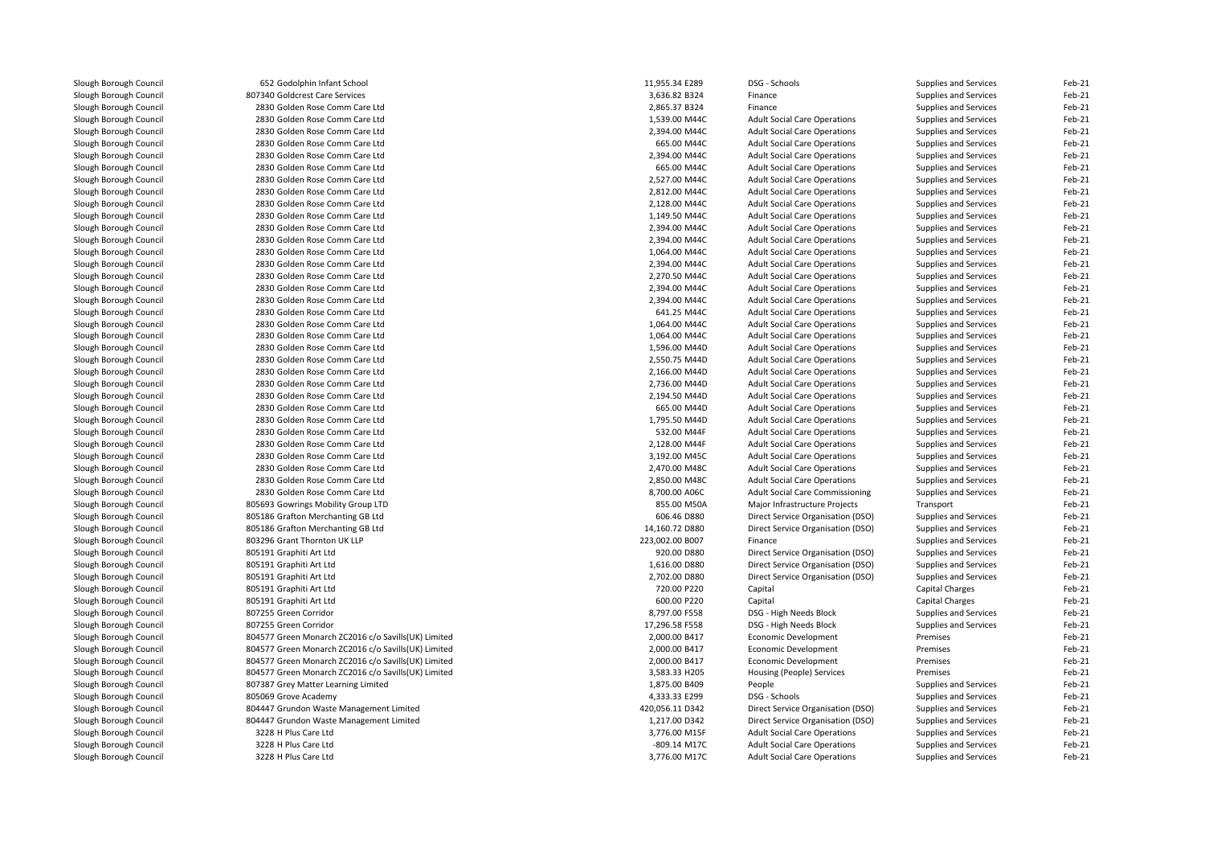| | | | | | | |
|---|---|---|---|---|---|---|
| Slough Borough Council | 652 Godolphin Infant School | 11,955.34 E289 | DSG - Schools | Supplies and Services | Feb-21 |
| Slough Borough Council | 807340 Goldcrest Care Services | 3,636.82 B324 | Finance | Supplies and Services | Feb-21 |
| Slough Borough Council | 2830 Golden Rose Comm Care Ltd | 2,865.37 B324 | Finance | Supplies and Services | Feb-21 |
| Slough Borough Council | 2830 Golden Rose Comm Care Ltd | 1,539.00 M44C | Adult Social Care Operations | Supplies and Services | Feb-21 |
| Slough Borough Council | 2830 Golden Rose Comm Care Ltd | 2,394.00 M44C | Adult Social Care Operations | Supplies and Services | Feb-21 |
| Slough Borough Council | 2830 Golden Rose Comm Care Ltd | 665.00 M44C | Adult Social Care Operations | Supplies and Services | Feb-21 |
| Slough Borough Council | 2830 Golden Rose Comm Care Ltd | 2,394.00 M44C | Adult Social Care Operations | Supplies and Services | Feb-21 |
| Slough Borough Council | 2830 Golden Rose Comm Care Ltd | 665.00 M44C | Adult Social Care Operations | Supplies and Services | Feb-21 |
| Slough Borough Council | 2830 Golden Rose Comm Care Ltd | 2,527.00 M44C | Adult Social Care Operations | Supplies and Services | Feb-21 |
| Slough Borough Council | 2830 Golden Rose Comm Care Ltd | 2,812.00 M44C | Adult Social Care Operations | Supplies and Services | Feb-21 |
| Slough Borough Council | 2830 Golden Rose Comm Care Ltd | 2,128.00 M44C | Adult Social Care Operations | Supplies and Services | Feb-21 |
| Slough Borough Council | 2830 Golden Rose Comm Care Ltd | 1,149.50 M44C | Adult Social Care Operations | Supplies and Services | Feb-21 |
| Slough Borough Council | 2830 Golden Rose Comm Care Ltd | 2,394.00 M44C | Adult Social Care Operations | Supplies and Services | Feb-21 |
| Slough Borough Council | 2830 Golden Rose Comm Care Ltd | 2,394.00 M44C | Adult Social Care Operations | Supplies and Services | Feb-21 |
| Slough Borough Council | 2830 Golden Rose Comm Care Ltd | 1,064.00 M44C | Adult Social Care Operations | Supplies and Services | Feb-21 |
| Slough Borough Council | 2830 Golden Rose Comm Care Ltd | 2,394.00 M44C | Adult Social Care Operations | Supplies and Services | Feb-21 |
| Slough Borough Council | 2830 Golden Rose Comm Care Ltd | 2,270.50 M44C | Adult Social Care Operations | Supplies and Services | Feb-21 |
| Slough Borough Council | 2830 Golden Rose Comm Care Ltd | 2,394.00 M44C | Adult Social Care Operations | Supplies and Services | Feb-21 |
| Slough Borough Council | 2830 Golden Rose Comm Care Ltd | 2,394.00 M44C | Adult Social Care Operations | Supplies and Services | Feb-21 |
| Slough Borough Council | 2830 Golden Rose Comm Care Ltd | 641.25 M44C | Adult Social Care Operations | Supplies and Services | Feb-21 |
| Slough Borough Council | 2830 Golden Rose Comm Care Ltd | 1,064.00 M44C | Adult Social Care Operations | Supplies and Services | Feb-21 |
| Slough Borough Council | 2830 Golden Rose Comm Care Ltd | 1,064.00 M44C | Adult Social Care Operations | Supplies and Services | Feb-21 |
| Slough Borough Council | 2830 Golden Rose Comm Care Ltd | 1,596.00 M44D | Adult Social Care Operations | Supplies and Services | Feb-21 |
| Slough Borough Council | 2830 Golden Rose Comm Care Ltd | 2,550.75 M44D | Adult Social Care Operations | Supplies and Services | Feb-21 |
| Slough Borough Council | 2830 Golden Rose Comm Care Ltd | 2,166.00 M44D | Adult Social Care Operations | Supplies and Services | Feb-21 |
| Slough Borough Council | 2830 Golden Rose Comm Care Ltd | 2,736.00 M44D | Adult Social Care Operations | Supplies and Services | Feb-21 |
| Slough Borough Council | 2830 Golden Rose Comm Care Ltd | 2,194.50 M44D | Adult Social Care Operations | Supplies and Services | Feb-21 |
| Slough Borough Council | 2830 Golden Rose Comm Care Ltd | 665.00 M44D | Adult Social Care Operations | Supplies and Services | Feb-21 |
| Slough Borough Council | 2830 Golden Rose Comm Care Ltd | 1,795.50 M44D | Adult Social Care Operations | Supplies and Services | Feb-21 |
| Slough Borough Council | 2830 Golden Rose Comm Care Ltd | 532.00 M44F | Adult Social Care Operations | Supplies and Services | Feb-21 |
| Slough Borough Council | 2830 Golden Rose Comm Care Ltd | 2,128.00 M44F | Adult Social Care Operations | Supplies and Services | Feb-21 |
| Slough Borough Council | 2830 Golden Rose Comm Care Ltd | 3,192.00 M45C | Adult Social Care Operations | Supplies and Services | Feb-21 |
| Slough Borough Council | 2830 Golden Rose Comm Care Ltd | 2,470.00 M48C | Adult Social Care Operations | Supplies and Services | Feb-21 |
| Slough Borough Council | 2830 Golden Rose Comm Care Ltd | 2,850.00 M48C | Adult Social Care Operations | Supplies and Services | Feb-21 |
| Slough Borough Council | 2830 Golden Rose Comm Care Ltd | 8,700.00 A06C | Adult Social Care Commissioning | Supplies and Services | Feb-21 |
| Slough Borough Council | 805693 Gowrings Mobility Group LTD | 855.00 M50A | Major Infrastructure Projects | Transport | Feb-21 |
| Slough Borough Council | 805186 Grafton Merchanting GB Ltd | 606.46 D880 | Direct Service Organisation (DSO) | Supplies and Services | Feb-21 |
| Slough Borough Council | 805186 Grafton Merchanting GB Ltd | 14,160.72 D880 | Direct Service Organisation (DSO) | Supplies and Services | Feb-21 |
| Slough Borough Council | 803296 Grant Thornton UK LLP | 223,002.00 B007 | Finance | Supplies and Services | Feb-21 |
| Slough Borough Council | 805191 Graphiti Art Ltd | 920.00 D880 | Direct Service Organisation (DSO) | Supplies and Services | Feb-21 |
| Slough Borough Council | 805191 Graphiti Art Ltd | 1,616.00 D880 | Direct Service Organisation (DSO) | Supplies and Services | Feb-21 |
| Slough Borough Council | 805191 Graphiti Art Ltd | 2,702.00 D880 | Direct Service Organisation (DSO) | Supplies and Services | Feb-21 |
| Slough Borough Council | 805191 Graphiti Art Ltd | 720.00 P220 | Capital | Capital Charges | Feb-21 |
| Slough Borough Council | 805191 Graphiti Art Ltd | 600.00 P220 | Capital | Capital Charges | Feb-21 |
| Slough Borough Council | 807255 Green Corridor | 8,797.00 F558 | DSG - High Needs Block | Supplies and Services | Feb-21 |
| Slough Borough Council | 807255 Green Corridor | 17,296.58 F558 | DSG - High Needs Block | Supplies and Services | Feb-21 |
| Slough Borough Council | 804577 Green Monarch ZC2016 c/o Savills(UK) Limited | 2,000.00 B417 | Economic Development | Premises | Feb-21 |
| Slough Borough Council | 804577 Green Monarch ZC2016 c/o Savills(UK) Limited | 2,000.00 B417 | Economic Development | Premises | Feb-21 |
| Slough Borough Council | 804577 Green Monarch ZC2016 c/o Savills(UK) Limited | 2,000.00 B417 | Economic Development | Premises | Feb-21 |
| Slough Borough Council | 804577 Green Monarch ZC2016 c/o Savills(UK) Limited | 3,583.33 H205 | Housing (People) Services | Premises | Feb-21 |
| Slough Borough Council | 807387 Grey Matter Learning Limited | 1,875.00 B409 | People | Supplies and Services | Feb-21 |
| Slough Borough Council | 805069 Grove Academy | 4,333.33 E299 | DSG - Schools | Supplies and Services | Feb-21 |
| Slough Borough Council | 804447 Grundon Waste Management Limited | 420,056.11 D342 | Direct Service Organisation (DSO) | Supplies and Services | Feb-21 |
| Slough Borough Council | 804447 Grundon Waste Management Limited | 1,217.00 D342 | Direct Service Organisation (DSO) | Supplies and Services | Feb-21 |
| Slough Borough Council | 3228 H Plus Care Ltd | 3,776.00 M15F | Adult Social Care Operations | Supplies and Services | Feb-21 |
| Slough Borough Council | 3228 H Plus Care Ltd | -809.14 M17C | Adult Social Care Operations | Supplies and Services | Feb-21 |
| Slough Borough Council | 3228 H Plus Care Ltd | 3,776.00 M17C | Adult Social Care Operations | Supplies and Services | Feb-21 |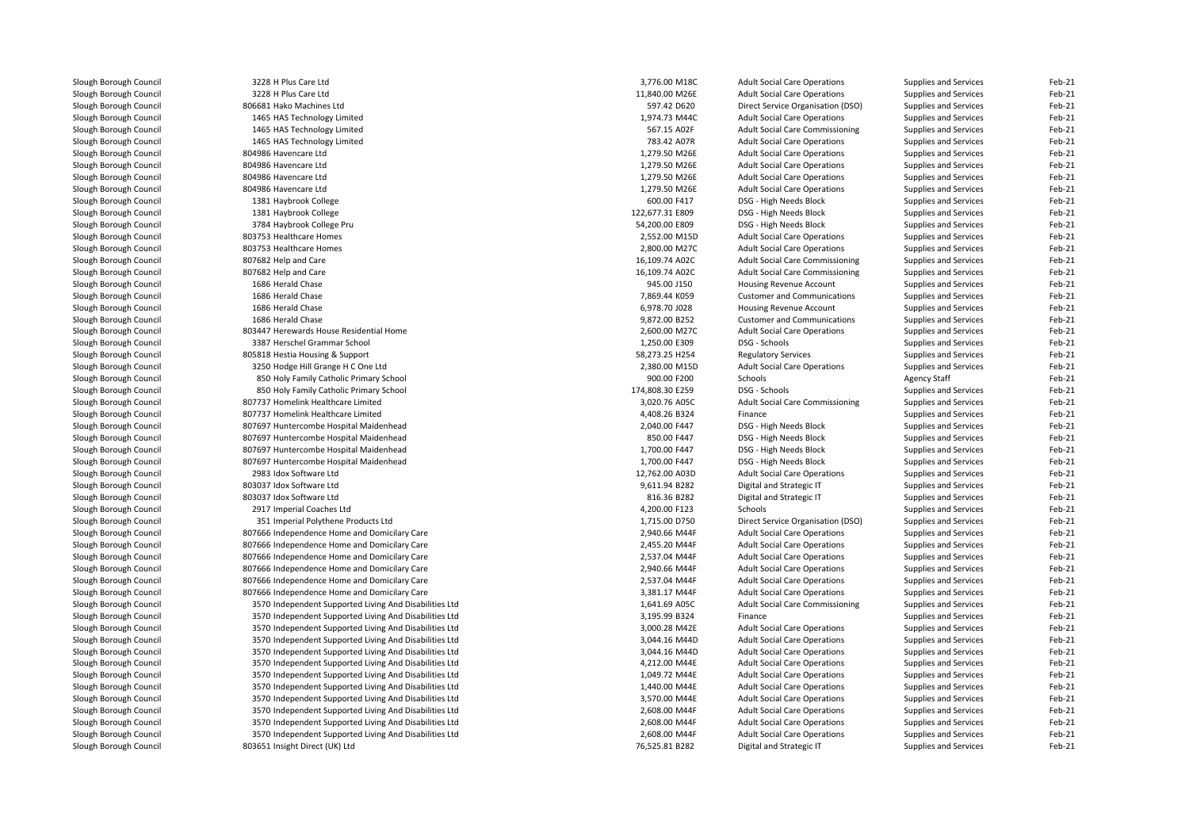| | | | | | | |
|---|---|---|---|---|---|---|
| Slough Borough Council | 3228 H Plus Care Ltd | 3,776.00 | M18C | Adult Social Care Operations | Supplies and Services | Feb-21 |
| Slough Borough Council | 3228 H Plus Care Ltd | 11,840.00 | M26E | Adult Social Care Operations | Supplies and Services | Feb-21 |
| Slough Borough Council | 806681 Hako Machines Ltd | 597.42 | D620 | Direct Service Organisation (DSO) | Supplies and Services | Feb-21 |
| Slough Borough Council | 1465 HAS Technology Limited | 1,974.73 | M44C | Adult Social Care Operations | Supplies and Services | Feb-21 |
| Slough Borough Council | 1465 HAS Technology Limited | 567.15 | A02F | Adult Social Care Commissioning | Supplies and Services | Feb-21 |
| Slough Borough Council | 1465 HAS Technology Limited | 783.42 | A07R | Adult Social Care Operations | Supplies and Services | Feb-21 |
| Slough Borough Council | 804986 Havencare Ltd | 1,279.50 | M26E | Adult Social Care Operations | Supplies and Services | Feb-21 |
| Slough Borough Council | 804986 Havencare Ltd | 1,279.50 | M26E | Adult Social Care Operations | Supplies and Services | Feb-21 |
| Slough Borough Council | 804986 Havencare Ltd | 1,279.50 | M26E | Adult Social Care Operations | Supplies and Services | Feb-21 |
| Slough Borough Council | 804986 Havencare Ltd | 1,279.50 | M26E | Adult Social Care Operations | Supplies and Services | Feb-21 |
| Slough Borough Council | 1381 Haybrook College | 600.00 | F417 | DSG - High Needs Block | Supplies and Services | Feb-21 |
| Slough Borough Council | 1381 Haybrook College | 122,677.31 | E809 | DSG - High Needs Block | Supplies and Services | Feb-21 |
| Slough Borough Council | 3784 Haybrook College Pru | 54,200.00 | E809 | DSG - High Needs Block | Supplies and Services | Feb-21 |
| Slough Borough Council | 803753 Healthcare Homes | 2,552.00 | M15D | Adult Social Care Operations | Supplies and Services | Feb-21 |
| Slough Borough Council | 803753 Healthcare Homes | 2,800.00 | M27C | Adult Social Care Operations | Supplies and Services | Feb-21 |
| Slough Borough Council | 807682 Help and Care | 16,109.74 | A02C | Adult Social Care Commissioning | Supplies and Services | Feb-21 |
| Slough Borough Council | 807682 Help and Care | 16,109.74 | A02C | Adult Social Care Commissioning | Supplies and Services | Feb-21 |
| Slough Borough Council | 1686 Herald Chase | 945.00 | J150 | Housing Revenue Account | Supplies and Services | Feb-21 |
| Slough Borough Council | 1686 Herald Chase | 7,869.44 | K059 | Customer and Communications | Supplies and Services | Feb-21 |
| Slough Borough Council | 1686 Herald Chase | 6,978.70 | J028 | Housing Revenue Account | Supplies and Services | Feb-21 |
| Slough Borough Council | 1686 Herald Chase | 9,872.00 | B252 | Customer and Communications | Supplies and Services | Feb-21 |
| Slough Borough Council | 803447 Herewards House Residential Home | 2,600.00 | M27C | Adult Social Care Operations | Supplies and Services | Feb-21 |
| Slough Borough Council | 3387 Herschel Grammar School | 1,250.00 | E309 | DSG - Schools | Supplies and Services | Feb-21 |
| Slough Borough Council | 805818 Hestia Housing & Support | 58,273.25 | H254 | Regulatory Services | Supplies and Services | Feb-21 |
| Slough Borough Council | 3250 Hodge Hill Grange H C One Ltd | 2,380.00 | M15D | Adult Social Care Operations | Supplies and Services | Feb-21 |
| Slough Borough Council | 850 Holy Family Catholic Primary School | 900.00 | F200 | Schools | Agency Staff | Feb-21 |
| Slough Borough Council | 850 Holy Family Catholic Primary School | 174,808.30 | E259 | DSG - Schools | Supplies and Services | Feb-21 |
| Slough Borough Council | 807737 Homelink Healthcare Limited | 3,020.76 | A05C | Adult Social Care Commissioning | Supplies and Services | Feb-21 |
| Slough Borough Council | 807737 Homelink Healthcare Limited | 4,408.26 | B324 | Finance | Supplies and Services | Feb-21 |
| Slough Borough Council | 807697 Huntercombe Hospital Maidenhead | 2,040.00 | F447 | DSG - High Needs Block | Supplies and Services | Feb-21 |
| Slough Borough Council | 807697 Huntercombe Hospital Maidenhead | 850.00 | F447 | DSG - High Needs Block | Supplies and Services | Feb-21 |
| Slough Borough Council | 807697 Huntercombe Hospital Maidenhead | 1,700.00 | F447 | DSG - High Needs Block | Supplies and Services | Feb-21 |
| Slough Borough Council | 807697 Huntercombe Hospital Maidenhead | 1,700.00 | F447 | DSG - High Needs Block | Supplies and Services | Feb-21 |
| Slough Borough Council | 2983 Idox Software Ltd | 12,762.00 | A03D | Adult Social Care Operations | Supplies and Services | Feb-21 |
| Slough Borough Council | 803037 Idox Software Ltd | 9,611.94 | B282 | Digital and Strategic IT | Supplies and Services | Feb-21 |
| Slough Borough Council | 803037 Idox Software Ltd | 816.36 | B282 | Digital and Strategic IT | Supplies and Services | Feb-21 |
| Slough Borough Council | 2917 Imperial Coaches Ltd | 4,200.00 | F123 | Schools | Supplies and Services | Feb-21 |
| Slough Borough Council | 351 Imperial Polythene Products Ltd | 1,715.00 | D750 | Direct Service Organisation (DSO) | Supplies and Services | Feb-21 |
| Slough Borough Council | 807666 Independence Home and Domicilary Care | 2,940.66 | M44F | Adult Social Care Operations | Supplies and Services | Feb-21 |
| Slough Borough Council | 807666 Independence Home and Domicilary Care | 2,455.20 | M44F | Adult Social Care Operations | Supplies and Services | Feb-21 |
| Slough Borough Council | 807666 Independence Home and Domicilary Care | 2,537.04 | M44F | Adult Social Care Operations | Supplies and Services | Feb-21 |
| Slough Borough Council | 807666 Independence Home and Domicilary Care | 2,940.66 | M44F | Adult Social Care Operations | Supplies and Services | Feb-21 |
| Slough Borough Council | 807666 Independence Home and Domicilary Care | 2,537.04 | M44F | Adult Social Care Operations | Supplies and Services | Feb-21 |
| Slough Borough Council | 807666 Independence Home and Domicilary Care | 3,381.17 | M44F | Adult Social Care Operations | Supplies and Services | Feb-21 |
| Slough Borough Council | 3570 Independent Supported Living And Disabilities Ltd | 1,641.69 | A05C | Adult Social Care Commissioning | Supplies and Services | Feb-21 |
| Slough Borough Council | 3570 Independent Supported Living And Disabilities Ltd | 3,195.99 | B324 | Finance | Supplies and Services | Feb-21 |
| Slough Borough Council | 3570 Independent Supported Living And Disabilities Ltd | 3,000.28 | M42E | Adult Social Care Operations | Supplies and Services | Feb-21 |
| Slough Borough Council | 3570 Independent Supported Living And Disabilities Ltd | 3,044.16 | M44D | Adult Social Care Operations | Supplies and Services | Feb-21 |
| Slough Borough Council | 3570 Independent Supported Living And Disabilities Ltd | 3,044.16 | M44D | Adult Social Care Operations | Supplies and Services | Feb-21 |
| Slough Borough Council | 3570 Independent Supported Living And Disabilities Ltd | 4,212.00 | M44E | Adult Social Care Operations | Supplies and Services | Feb-21 |
| Slough Borough Council | 3570 Independent Supported Living And Disabilities Ltd | 1,049.72 | M44E | Adult Social Care Operations | Supplies and Services | Feb-21 |
| Slough Borough Council | 3570 Independent Supported Living And Disabilities Ltd | 1,440.00 | M44E | Adult Social Care Operations | Supplies and Services | Feb-21 |
| Slough Borough Council | 3570 Independent Supported Living And Disabilities Ltd | 3,570.00 | M44E | Adult Social Care Operations | Supplies and Services | Feb-21 |
| Slough Borough Council | 3570 Independent Supported Living And Disabilities Ltd | 2,608.00 | M44F | Adult Social Care Operations | Supplies and Services | Feb-21 |
| Slough Borough Council | 3570 Independent Supported Living And Disabilities Ltd | 2,608.00 | M44F | Adult Social Care Operations | Supplies and Services | Feb-21 |
| Slough Borough Council | 3570 Independent Supported Living And Disabilities Ltd | 2,608.00 | M44F | Adult Social Care Operations | Supplies and Services | Feb-21 |
| Slough Borough Council | 803651 Insight Direct (UK) Ltd | 76,525.81 | B282 | Digital and Strategic IT | Supplies and Services | Feb-21 |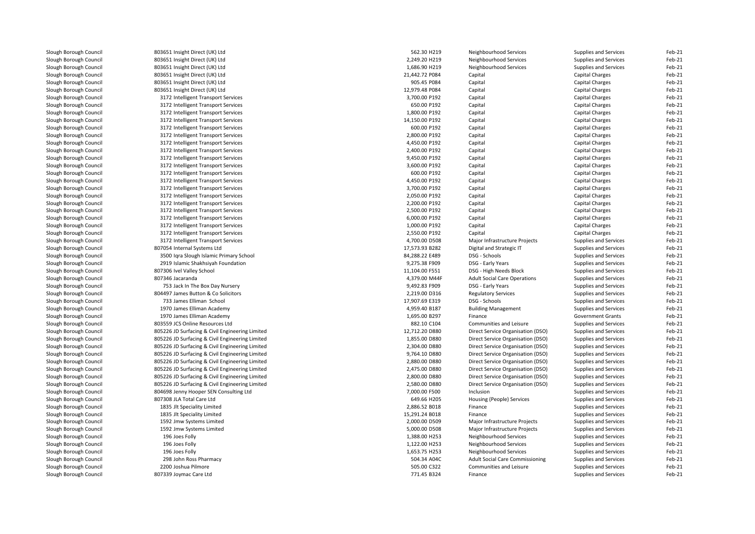| | | | | | | |
|---|---|---|---|---|---|---|
| Slough Borough Council | 803651 Insight Direct (UK) Ltd | 562.30 H219 | Neighbourhood Services | Supplies and Services | Feb-21 |
| Slough Borough Council | 803651 Insight Direct (UK) Ltd | 2,249.20 H219 | Neighbourhood Services | Supplies and Services | Feb-21 |
| Slough Borough Council | 803651 Insight Direct (UK) Ltd | 1,686.90 H219 | Neighbourhood Services | Supplies and Services | Feb-21 |
| Slough Borough Council | 803651 Insight Direct (UK) Ltd | 21,442.72 P084 | Capital | Capital Charges | Feb-21 |
| Slough Borough Council | 803651 Insight Direct (UK) Ltd | 905.45 P084 | Capital | Capital Charges | Feb-21 |
| Slough Borough Council | 803651 Insight Direct (UK) Ltd | 12,979.48 P084 | Capital | Capital Charges | Feb-21 |
| Slough Borough Council | 3172 Intelligent Transport Services | 3,700.00 P192 | Capital | Capital Charges | Feb-21 |
| Slough Borough Council | 3172 Intelligent Transport Services | 650.00 P192 | Capital | Capital Charges | Feb-21 |
| Slough Borough Council | 3172 Intelligent Transport Services | 1,800.00 P192 | Capital | Capital Charges | Feb-21 |
| Slough Borough Council | 3172 Intelligent Transport Services | 14,150.00 P192 | Capital | Capital Charges | Feb-21 |
| Slough Borough Council | 3172 Intelligent Transport Services | 600.00 P192 | Capital | Capital Charges | Feb-21 |
| Slough Borough Council | 3172 Intelligent Transport Services | 2,800.00 P192 | Capital | Capital Charges | Feb-21 |
| Slough Borough Council | 3172 Intelligent Transport Services | 4,450.00 P192 | Capital | Capital Charges | Feb-21 |
| Slough Borough Council | 3172 Intelligent Transport Services | 2,400.00 P192 | Capital | Capital Charges | Feb-21 |
| Slough Borough Council | 3172 Intelligent Transport Services | 9,450.00 P192 | Capital | Capital Charges | Feb-21 |
| Slough Borough Council | 3172 Intelligent Transport Services | 3,600.00 P192 | Capital | Capital Charges | Feb-21 |
| Slough Borough Council | 3172 Intelligent Transport Services | 600.00 P192 | Capital | Capital Charges | Feb-21 |
| Slough Borough Council | 3172 Intelligent Transport Services | 4,450.00 P192 | Capital | Capital Charges | Feb-21 |
| Slough Borough Council | 3172 Intelligent Transport Services | 3,700.00 P192 | Capital | Capital Charges | Feb-21 |
| Slough Borough Council | 3172 Intelligent Transport Services | 2,050.00 P192 | Capital | Capital Charges | Feb-21 |
| Slough Borough Council | 3172 Intelligent Transport Services | 2,200.00 P192 | Capital | Capital Charges | Feb-21 |
| Slough Borough Council | 3172 Intelligent Transport Services | 2,500.00 P192 | Capital | Capital Charges | Feb-21 |
| Slough Borough Council | 3172 Intelligent Transport Services | 6,000.00 P192 | Capital | Capital Charges | Feb-21 |
| Slough Borough Council | 3172 Intelligent Transport Services | 1,000.00 P192 | Capital | Capital Charges | Feb-21 |
| Slough Borough Council | 3172 Intelligent Transport Services | 2,550.00 P192 | Capital | Capital Charges | Feb-21 |
| Slough Borough Council | 3172 Intelligent Transport Services | 4,700.00 D508 | Major Infrastructure Projects | Supplies and Services | Feb-21 |
| Slough Borough Council | 807054 Internal Systems Ltd | 17,573.93 B282 | Digital and Strategic IT | Supplies and Services | Feb-21 |
| Slough Borough Council | 3500 Iqra Slough Islamic Primary School | 84,288.22 E489 | DSG - Schools | Supplies and Services | Feb-21 |
| Slough Borough Council | 2919 Islamic Shakhsiyah Foundation | 9,275.38 F909 | DSG - Early Years | Supplies and Services | Feb-21 |
| Slough Borough Council | 807306 Ivel Valley School | 11,104.00 F551 | DSG - High Needs Block | Supplies and Services | Feb-21 |
| Slough Borough Council | 807346 Jacaranda | 4,379.00 M44F | Adult Social Care Operations | Supplies and Services | Feb-21 |
| Slough Borough Council | 753 Jack In The Box Day Nursery | 9,492.83 F909 | DSG - Early Years | Supplies and Services | Feb-21 |
| Slough Borough Council | 804497 James Button & Co Solicitors | 2,219.00 D316 | Regulatory Services | Supplies and Services | Feb-21 |
| Slough Borough Council | 733 James Elliman School | 17,907.69 E319 | DSG - Schools | Supplies and Services | Feb-21 |
| Slough Borough Council | 1970 James Elliman Academy | 4,959.40 B187 | Building Management | Supplies and Services | Feb-21 |
| Slough Borough Council | 1970 James Elliman Academy | 1,695.00 B297 | Finance | Government Grants | Feb-21 |
| Slough Borough Council | 803559 JCS Online Resources Ltd | 882.10 C104 | Communities and Leisure | Supplies and Services | Feb-21 |
| Slough Borough Council | 805226 JD Surfacing & Civil Engineering Limited | 12,712.20 D880 | Direct Service Organisation (DSO) | Supplies and Services | Feb-21 |
| Slough Borough Council | 805226 JD Surfacing & Civil Engineering Limited | 1,855.00 D880 | Direct Service Organisation (DSO) | Supplies and Services | Feb-21 |
| Slough Borough Council | 805226 JD Surfacing & Civil Engineering Limited | 2,304.00 D880 | Direct Service Organisation (DSO) | Supplies and Services | Feb-21 |
| Slough Borough Council | 805226 JD Surfacing & Civil Engineering Limited | 9,764.10 D880 | Direct Service Organisation (DSO) | Supplies and Services | Feb-21 |
| Slough Borough Council | 805226 JD Surfacing & Civil Engineering Limited | 2,880.00 D880 | Direct Service Organisation (DSO) | Supplies and Services | Feb-21 |
| Slough Borough Council | 805226 JD Surfacing & Civil Engineering Limited | 2,475.00 D880 | Direct Service Organisation (DSO) | Supplies and Services | Feb-21 |
| Slough Borough Council | 805226 JD Surfacing & Civil Engineering Limited | 2,800.00 D880 | Direct Service Organisation (DSO) | Supplies and Services | Feb-21 |
| Slough Borough Council | 805226 JD Surfacing & Civil Engineering Limited | 2,580.00 D880 | Direct Service Organisation (DSO) | Supplies and Services | Feb-21 |
| Slough Borough Council | 804698 Jenny Hooper SEN Consulting Ltd | 7,000.00 F500 | Inclusion | Supplies and Services | Feb-21 |
| Slough Borough Council | 807308 JLA Total Care Ltd | 649.66 H205 | Housing (People) Services | Supplies and Services | Feb-21 |
| Slough Borough Council | 1835 Jlt Speciality Limited | 2,886.52 B018 | Finance | Supplies and Services | Feb-21 |
| Slough Borough Council | 1835 Jlt Speciality Limited | 15,291.24 B018 | Finance | Supplies and Services | Feb-21 |
| Slough Borough Council | 1592 Jmw Systems Limited | 2,000.00 D509 | Major Infrastructure Projects | Supplies and Services | Feb-21 |
| Slough Borough Council | 1592 Jmw Systems Limited | 5,000.00 D508 | Major Infrastructure Projects | Supplies and Services | Feb-21 |
| Slough Borough Council | 196 Joes Folly | 1,388.00 H253 | Neighbourhood Services | Supplies and Services | Feb-21 |
| Slough Borough Council | 196 Joes Folly | 1,122.00 H253 | Neighbourhood Services | Supplies and Services | Feb-21 |
| Slough Borough Council | 196 Joes Folly | 1,653.75 H253 | Neighbourhood Services | Supplies and Services | Feb-21 |
| Slough Borough Council | 298 John Ross Pharmacy | 504.34 A04C | Adult Social Care Commissioning | Supplies and Services | Feb-21 |
| Slough Borough Council | 2200 Joshua Pilmore | 505.00 C322 | Communities and Leisure | Supplies and Services | Feb-21 |
| Slough Borough Council | 807339 Joymac Care Ltd | 771.45 B324 | Finance | Supplies and Services | Feb-21 |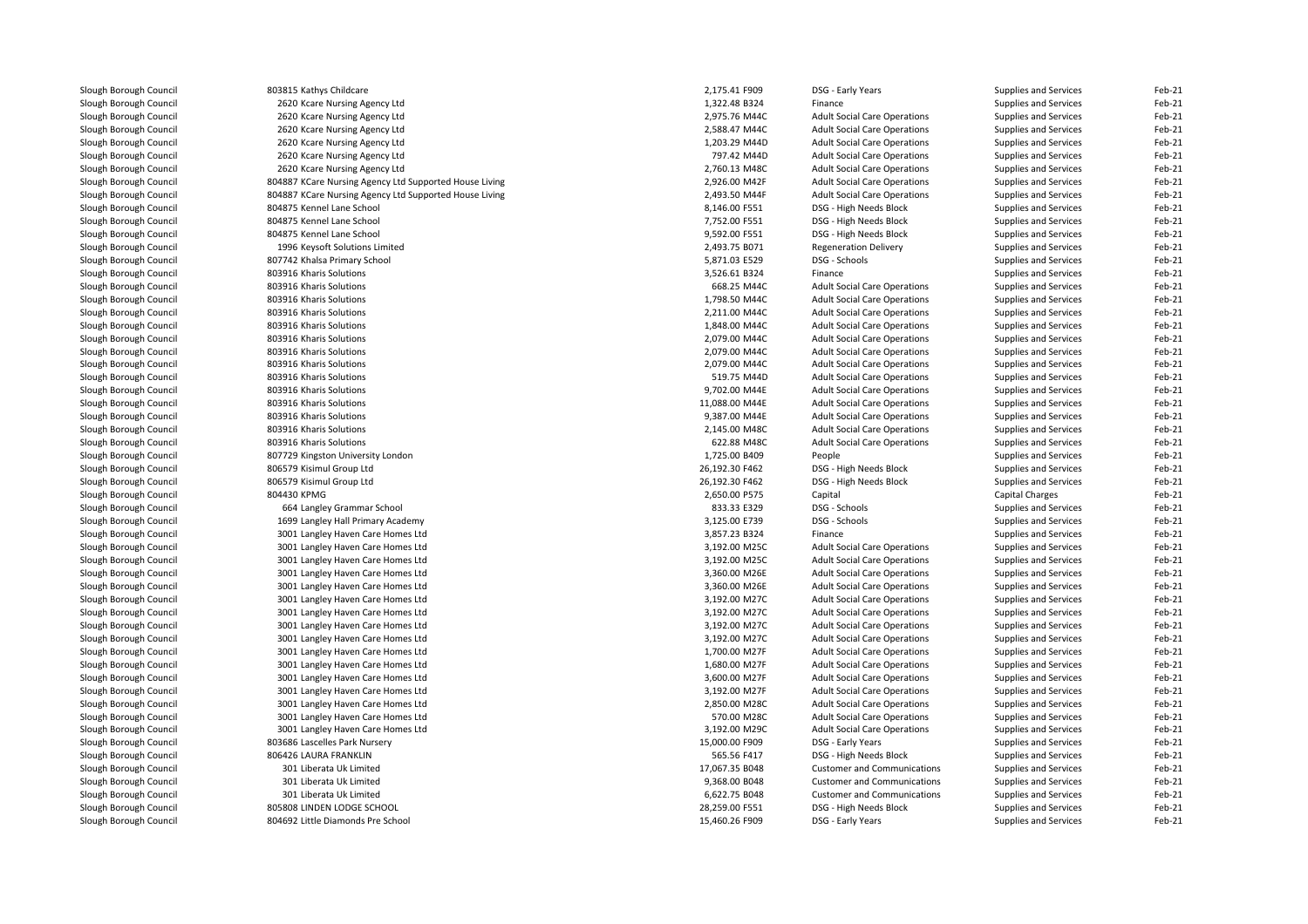| | | | | | |
|---|---|---|---|---|---|
| Slough Borough Council | 803815 Kathys Childcare | 2,175.41 F909 | DSG - Early Years | Supplies and Services | Feb-21 |
| Slough Borough Council | 2620 Kcare Nursing Agency Ltd | 1,322.48 B324 | Finance | Supplies and Services | Feb-21 |
| Slough Borough Council | 2620 Kcare Nursing Agency Ltd | 2,975.76 M44C | Adult Social Care Operations | Supplies and Services | Feb-21 |
| Slough Borough Council | 2620 Kcare Nursing Agency Ltd | 2,588.47 M44C | Adult Social Care Operations | Supplies and Services | Feb-21 |
| Slough Borough Council | 2620 Kcare Nursing Agency Ltd | 1,203.29 M44D | Adult Social Care Operations | Supplies and Services | Feb-21 |
| Slough Borough Council | 2620 Kcare Nursing Agency Ltd | 797.42 M44D | Adult Social Care Operations | Supplies and Services | Feb-21 |
| Slough Borough Council | 2620 Kcare Nursing Agency Ltd | 2,760.13 M48C | Adult Social Care Operations | Supplies and Services | Feb-21 |
| Slough Borough Council | 804887 KCare Nursing Agency Ltd Supported House Living | 2,926.00 M42F | Adult Social Care Operations | Supplies and Services | Feb-21 |
| Slough Borough Council | 804887 KCare Nursing Agency Ltd Supported House Living | 2,493.50 M44F | Adult Social Care Operations | Supplies and Services | Feb-21 |
| Slough Borough Council | 804875 Kennel Lane School | 8,146.00 F551 | DSG - High Needs Block | Supplies and Services | Feb-21 |
| Slough Borough Council | 804875 Kennel Lane School | 7,752.00 F551 | DSG - High Needs Block | Supplies and Services | Feb-21 |
| Slough Borough Council | 804875 Kennel Lane School | 9,592.00 F551 | DSG - High Needs Block | Supplies and Services | Feb-21 |
| Slough Borough Council | 1996 Keysoft Solutions Limited | 2,493.75 B071 | Regeneration Delivery | Supplies and Services | Feb-21 |
| Slough Borough Council | 807742 Khalsa Primary School | 5,871.03 E529 | DSG - Schools | Supplies and Services | Feb-21 |
| Slough Borough Council | 803916 Kharis Solutions | 3,526.61 B324 | Finance | Supplies and Services | Feb-21 |
| Slough Borough Council | 803916 Kharis Solutions | 668.25 M44C | Adult Social Care Operations | Supplies and Services | Feb-21 |
| Slough Borough Council | 803916 Kharis Solutions | 1,798.50 M44C | Adult Social Care Operations | Supplies and Services | Feb-21 |
| Slough Borough Council | 803916 Kharis Solutions | 2,211.00 M44C | Adult Social Care Operations | Supplies and Services | Feb-21 |
| Slough Borough Council | 803916 Kharis Solutions | 1,848.00 M44C | Adult Social Care Operations | Supplies and Services | Feb-21 |
| Slough Borough Council | 803916 Kharis Solutions | 2,079.00 M44C | Adult Social Care Operations | Supplies and Services | Feb-21 |
| Slough Borough Council | 803916 Kharis Solutions | 2,079.00 M44C | Adult Social Care Operations | Supplies and Services | Feb-21 |
| Slough Borough Council | 803916 Kharis Solutions | 2,079.00 M44C | Adult Social Care Operations | Supplies and Services | Feb-21 |
| Slough Borough Council | 803916 Kharis Solutions | 519.75 M44D | Adult Social Care Operations | Supplies and Services | Feb-21 |
| Slough Borough Council | 803916 Kharis Solutions | 9,702.00 M44E | Adult Social Care Operations | Supplies and Services | Feb-21 |
| Slough Borough Council | 803916 Kharis Solutions | 11,088.00 M44E | Adult Social Care Operations | Supplies and Services | Feb-21 |
| Slough Borough Council | 803916 Kharis Solutions | 9,387.00 M44E | Adult Social Care Operations | Supplies and Services | Feb-21 |
| Slough Borough Council | 803916 Kharis Solutions | 2,145.00 M48C | Adult Social Care Operations | Supplies and Services | Feb-21 |
| Slough Borough Council | 803916 Kharis Solutions | 622.88 M48C | Adult Social Care Operations | Supplies and Services | Feb-21 |
| Slough Borough Council | 807729 Kingston University London | 1,725.00 B409 | People | Supplies and Services | Feb-21 |
| Slough Borough Council | 806579 Kisimul Group Ltd | 26,192.30 F462 | DSG - High Needs Block | Supplies and Services | Feb-21 |
| Slough Borough Council | 806579 Kisimul Group Ltd | 26,192.30 F462 | DSG - High Needs Block | Supplies and Services | Feb-21 |
| Slough Borough Council | 804430 KPMG | 2,650.00 P575 | Capital | Capital Charges | Feb-21 |
| Slough Borough Council | 664 Langley Grammar School | 833.33 E329 | DSG - Schools | Supplies and Services | Feb-21 |
| Slough Borough Council | 1699 Langley Hall Primary Academy | 3,125.00 E739 | DSG - Schools | Supplies and Services | Feb-21 |
| Slough Borough Council | 3001 Langley Haven Care Homes Ltd | 3,857.23 B324 | Finance | Supplies and Services | Feb-21 |
| Slough Borough Council | 3001 Langley Haven Care Homes Ltd | 3,192.00 M25C | Adult Social Care Operations | Supplies and Services | Feb-21 |
| Slough Borough Council | 3001 Langley Haven Care Homes Ltd | 3,192.00 M25C | Adult Social Care Operations | Supplies and Services | Feb-21 |
| Slough Borough Council | 3001 Langley Haven Care Homes Ltd | 3,360.00 M26E | Adult Social Care Operations | Supplies and Services | Feb-21 |
| Slough Borough Council | 3001 Langley Haven Care Homes Ltd | 3,360.00 M26E | Adult Social Care Operations | Supplies and Services | Feb-21 |
| Slough Borough Council | 3001 Langley Haven Care Homes Ltd | 3,192.00 M27C | Adult Social Care Operations | Supplies and Services | Feb-21 |
| Slough Borough Council | 3001 Langley Haven Care Homes Ltd | 3,192.00 M27C | Adult Social Care Operations | Supplies and Services | Feb-21 |
| Slough Borough Council | 3001 Langley Haven Care Homes Ltd | 3,192.00 M27C | Adult Social Care Operations | Supplies and Services | Feb-21 |
| Slough Borough Council | 3001 Langley Haven Care Homes Ltd | 3,192.00 M27C | Adult Social Care Operations | Supplies and Services | Feb-21 |
| Slough Borough Council | 3001 Langley Haven Care Homes Ltd | 1,700.00 M27F | Adult Social Care Operations | Supplies and Services | Feb-21 |
| Slough Borough Council | 3001 Langley Haven Care Homes Ltd | 1,680.00 M27F | Adult Social Care Operations | Supplies and Services | Feb-21 |
| Slough Borough Council | 3001 Langley Haven Care Homes Ltd | 3,600.00 M27F | Adult Social Care Operations | Supplies and Services | Feb-21 |
| Slough Borough Council | 3001 Langley Haven Care Homes Ltd | 3,192.00 M27F | Adult Social Care Operations | Supplies and Services | Feb-21 |
| Slough Borough Council | 3001 Langley Haven Care Homes Ltd | 2,850.00 M28C | Adult Social Care Operations | Supplies and Services | Feb-21 |
| Slough Borough Council | 3001 Langley Haven Care Homes Ltd | 570.00 M28C | Adult Social Care Operations | Supplies and Services | Feb-21 |
| Slough Borough Council | 3001 Langley Haven Care Homes Ltd | 3,192.00 M29C | Adult Social Care Operations | Supplies and Services | Feb-21 |
| Slough Borough Council | 803686 Lascelles Park Nursery | 15,000.00 F909 | DSG - Early Years | Supplies and Services | Feb-21 |
| Slough Borough Council | 806426 LAURA FRANKLIN | 565.56 F417 | DSG - High Needs Block | Supplies and Services | Feb-21 |
| Slough Borough Council | 301 Liberata Uk Limited | 17,067.35 B048 | Customer and Communications | Supplies and Services | Feb-21 |
| Slough Borough Council | 301 Liberata Uk Limited | 9,368.00 B048 | Customer and Communications | Supplies and Services | Feb-21 |
| Slough Borough Council | 301 Liberata Uk Limited | 6,622.75 B048 | Customer and Communications | Supplies and Services | Feb-21 |
| Slough Borough Council | 805808 LINDEN LODGE SCHOOL | 28,259.00 F551 | DSG - High Needs Block | Supplies and Services | Feb-21 |
| Slough Borough Council | 804692 Little Diamonds Pre School | 15,460.26 F909 | DSG - Early Years | Supplies and Services | Feb-21 |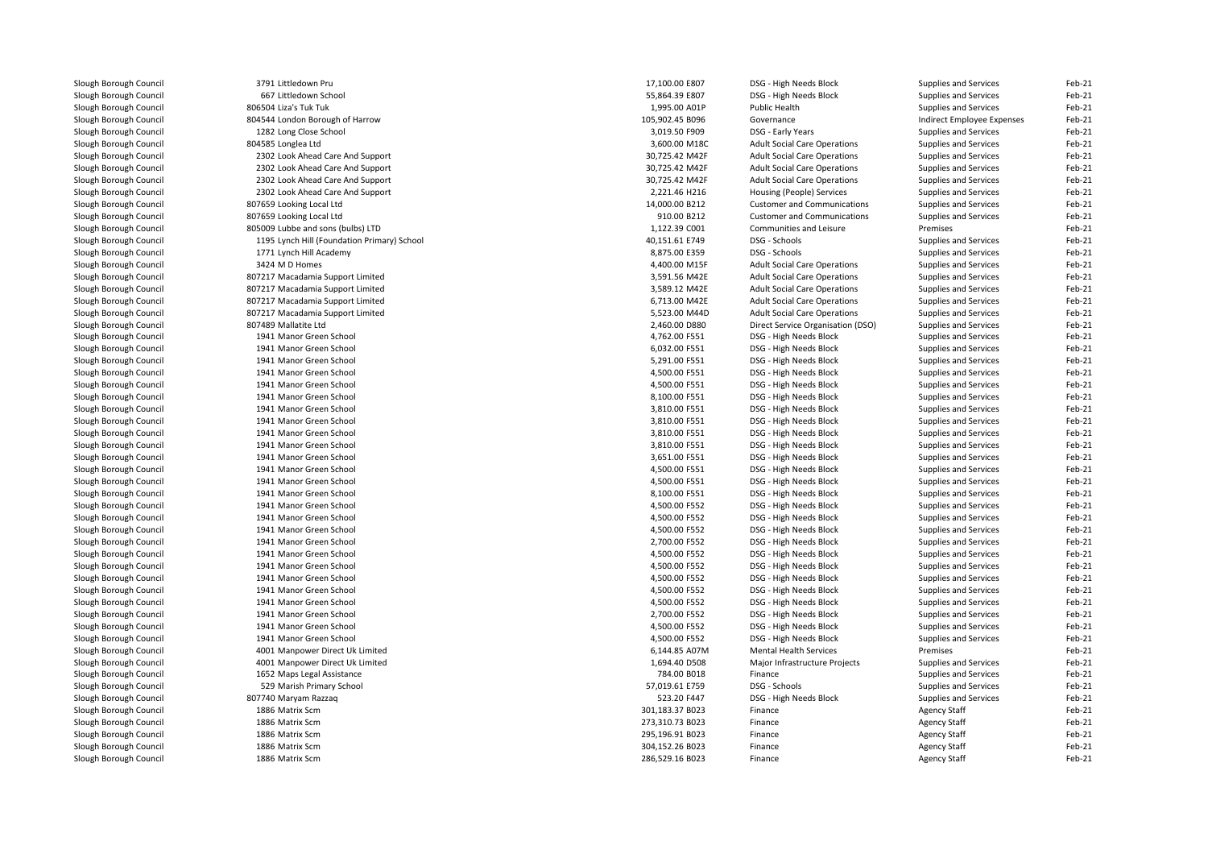| | | | | | | |
|---|---|---|---|---|---|---|
| Slough Borough Council | 3791 Littledown Pru | 17,100.00 E807 | DSG - High Needs Block | Supplies and Services | Feb-21 |
| Slough Borough Council | 667 Littledown School | 55,864.39 E807 | DSG - High Needs Block | Supplies and Services | Feb-21 |
| Slough Borough Council | 806504 Liza's Tuk Tuk | 1,995.00 A01P | Public Health | Supplies and Services | Feb-21 |
| Slough Borough Council | 804544 London Borough of Harrow | 105,902.45 B096 | Governance | Indirect Employee Expenses | Feb-21 |
| Slough Borough Council | 1282 Long Close School | 3,019.50 F909 | DSG - Early Years | Supplies and Services | Feb-21 |
| Slough Borough Council | 804585 Longlea Ltd | 3,600.00 M18C | Adult Social Care Operations | Supplies and Services | Feb-21 |
| Slough Borough Council | 2302 Look Ahead Care And Support | 30,725.42 M42F | Adult Social Care Operations | Supplies and Services | Feb-21 |
| Slough Borough Council | 2302 Look Ahead Care And Support | 30,725.42 M42F | Adult Social Care Operations | Supplies and Services | Feb-21 |
| Slough Borough Council | 2302 Look Ahead Care And Support | 30,725.42 M42F | Adult Social Care Operations | Supplies and Services | Feb-21 |
| Slough Borough Council | 2302 Look Ahead Care And Support | 2,221.46 H216 | Housing (People) Services | Supplies and Services | Feb-21 |
| Slough Borough Council | 807659 Looking Local Ltd | 14,000.00 B212 | Customer and Communications | Supplies and Services | Feb-21 |
| Slough Borough Council | 807659 Looking Local Ltd | 910.00 B212 | Customer and Communications | Supplies and Services | Feb-21 |
| Slough Borough Council | 805009 Lubbe and sons (bulbs) LTD | 1,122.39 C001 | Communities and Leisure | Premises | Feb-21 |
| Slough Borough Council | 1195 Lynch Hill (Foundation Primary) School | 40,151.61 E749 | DSG - Schools | Supplies and Services | Feb-21 |
| Slough Borough Council | 1771 Lynch Hill Academy | 8,875.00 E359 | DSG - Schools | Supplies and Services | Feb-21 |
| Slough Borough Council | 3424 M D Homes | 4,400.00 M15F | Adult Social Care Operations | Supplies and Services | Feb-21 |
| Slough Borough Council | 807217 Macadamia Support Limited | 3,591.56 M42E | Adult Social Care Operations | Supplies and Services | Feb-21 |
| Slough Borough Council | 807217 Macadamia Support Limited | 3,589.12 M42E | Adult Social Care Operations | Supplies and Services | Feb-21 |
| Slough Borough Council | 807217 Macadamia Support Limited | 6,713.00 M42E | Adult Social Care Operations | Supplies and Services | Feb-21 |
| Slough Borough Council | 807217 Macadamia Support Limited | 5,523.00 M44D | Adult Social Care Operations | Supplies and Services | Feb-21 |
| Slough Borough Council | 807489 Mallatite Ltd | 2,460.00 D880 | Direct Service Organisation (DSO) | Supplies and Services | Feb-21 |
| Slough Borough Council | 1941 Manor Green School | 4,762.00 F551 | DSG - High Needs Block | Supplies and Services | Feb-21 |
| Slough Borough Council | 1941 Manor Green School | 6,032.00 F551 | DSG - High Needs Block | Supplies and Services | Feb-21 |
| Slough Borough Council | 1941 Manor Green School | 5,291.00 F551 | DSG - High Needs Block | Supplies and Services | Feb-21 |
| Slough Borough Council | 1941 Manor Green School | 4,500.00 F551 | DSG - High Needs Block | Supplies and Services | Feb-21 |
| Slough Borough Council | 1941 Manor Green School | 4,500.00 F551 | DSG - High Needs Block | Supplies and Services | Feb-21 |
| Slough Borough Council | 1941 Manor Green School | 8,100.00 F551 | DSG - High Needs Block | Supplies and Services | Feb-21 |
| Slough Borough Council | 1941 Manor Green School | 3,810.00 F551 | DSG - High Needs Block | Supplies and Services | Feb-21 |
| Slough Borough Council | 1941 Manor Green School | 3,810.00 F551 | DSG - High Needs Block | Supplies and Services | Feb-21 |
| Slough Borough Council | 1941 Manor Green School | 3,810.00 F551 | DSG - High Needs Block | Supplies and Services | Feb-21 |
| Slough Borough Council | 1941 Manor Green School | 3,810.00 F551 | DSG - High Needs Block | Supplies and Services | Feb-21 |
| Slough Borough Council | 1941 Manor Green School | 3,651.00 F551 | DSG - High Needs Block | Supplies and Services | Feb-21 |
| Slough Borough Council | 1941 Manor Green School | 4,500.00 F551 | DSG - High Needs Block | Supplies and Services | Feb-21 |
| Slough Borough Council | 1941 Manor Green School | 4,500.00 F551 | DSG - High Needs Block | Supplies and Services | Feb-21 |
| Slough Borough Council | 1941 Manor Green School | 8,100.00 F551 | DSG - High Needs Block | Supplies and Services | Feb-21 |
| Slough Borough Council | 1941 Manor Green School | 4,500.00 F552 | DSG - High Needs Block | Supplies and Services | Feb-21 |
| Slough Borough Council | 1941 Manor Green School | 4,500.00 F552 | DSG - High Needs Block | Supplies and Services | Feb-21 |
| Slough Borough Council | 1941 Manor Green School | 4,500.00 F552 | DSG - High Needs Block | Supplies and Services | Feb-21 |
| Slough Borough Council | 1941 Manor Green School | 2,700.00 F552 | DSG - High Needs Block | Supplies and Services | Feb-21 |
| Slough Borough Council | 1941 Manor Green School | 4,500.00 F552 | DSG - High Needs Block | Supplies and Services | Feb-21 |
| Slough Borough Council | 1941 Manor Green School | 4,500.00 F552 | DSG - High Needs Block | Supplies and Services | Feb-21 |
| Slough Borough Council | 1941 Manor Green School | 4,500.00 F552 | DSG - High Needs Block | Supplies and Services | Feb-21 |
| Slough Borough Council | 1941 Manor Green School | 4,500.00 F552 | DSG - High Needs Block | Supplies and Services | Feb-21 |
| Slough Borough Council | 1941 Manor Green School | 4,500.00 F552 | DSG - High Needs Block | Supplies and Services | Feb-21 |
| Slough Borough Council | 1941 Manor Green School | 2,700.00 F552 | DSG - High Needs Block | Supplies and Services | Feb-21 |
| Slough Borough Council | 1941 Manor Green School | 4,500.00 F552 | DSG - High Needs Block | Supplies and Services | Feb-21 |
| Slough Borough Council | 1941 Manor Green School | 4,500.00 F552 | DSG - High Needs Block | Supplies and Services | Feb-21 |
| Slough Borough Council | 4001 Manpower Direct Uk Limited | 6,144.85 A07M | Mental Health Services | Premises | Feb-21 |
| Slough Borough Council | 4001 Manpower Direct Uk Limited | 1,694.40 D508 | Major Infrastructure Projects | Supplies and Services | Feb-21 |
| Slough Borough Council | 1652 Maps Legal Assistance | 784.00 B018 | Finance | Supplies and Services | Feb-21 |
| Slough Borough Council | 529 Marish Primary School | 57,019.61 E759 | DSG - Schools | Supplies and Services | Feb-21 |
| Slough Borough Council | 807740 Maryam Razzaq | 523.20 F447 | DSG - High Needs Block | Supplies and Services | Feb-21 |
| Slough Borough Council | 1886 Matrix Scm | 301,183.37 B023 | Finance | Agency Staff | Feb-21 |
| Slough Borough Council | 1886 Matrix Scm | 273,310.73 B023 | Finance | Agency Staff | Feb-21 |
| Slough Borough Council | 1886 Matrix Scm | 295,196.91 B023 | Finance | Agency Staff | Feb-21 |
| Slough Borough Council | 1886 Matrix Scm | 304,152.26 B023 | Finance | Agency Staff | Feb-21 |
| Slough Borough Council | 1886 Matrix Scm | 286,529.16 B023 | Finance | Agency Staff | Feb-21 |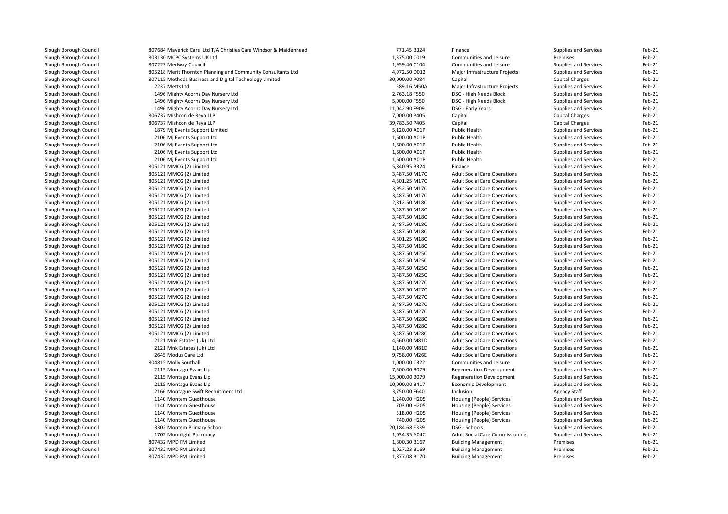| | | | | | | |
|---|---|---|---|---|---|---|
| Slough Borough Council | 807684 Maverick Care Ltd T/A Christies Care Windsor & Maidenhead | 771.45 | B324 | Finance | Supplies and Services | Feb-21 |
| Slough Borough Council | 803130 MCPC Systems UK Ltd | 1,375.00 | C019 | Communities and Leisure | Premises | Feb-21 |
| Slough Borough Council | 807223 Medway Council | 1,959.46 | C104 | Communities and Leisure | Supplies and Services | Feb-21 |
| Slough Borough Council | 805218 Merit Thornton Planning and Community Consultants Ltd | 4,972.50 | D012 | Major Infrastructure Projects | Supplies and Services | Feb-21 |
| Slough Borough Council | 807115 Methods Business and Digital Technology Limited | 30,000.00 | P084 | Capital | Capital Charges | Feb-21 |
| Slough Borough Council | 2237 Metts Ltd | 589.16 | M50A | Major Infrastructure Projects | Supplies and Services | Feb-21 |
| Slough Borough Council | 1496 Mighty Acorns Day Nursery Ltd | 2,763.18 | F550 | DSG - High Needs Block | Supplies and Services | Feb-21 |
| Slough Borough Council | 1496 Mighty Acorns Day Nursery Ltd | 5,000.00 | F550 | DSG - High Needs Block | Supplies and Services | Feb-21 |
| Slough Borough Council | 1496 Mighty Acorns Day Nursery Ltd | 11,042.90 | F909 | DSG - Early Years | Supplies and Services | Feb-21 |
| Slough Borough Council | 806737 Mishcon de Reya LLP | 7,000.00 | P405 | Capital | Capital Charges | Feb-21 |
| Slough Borough Council | 806737 Mishcon de Reya LLP | 39,783.50 | P405 | Capital | Capital Charges | Feb-21 |
| Slough Borough Council | 1879 Mj Events Support Limited | 5,120.00 | A01P | Public Health | Supplies and Services | Feb-21 |
| Slough Borough Council | 2106 Mj Events Support Ltd | 1,600.00 | A01P | Public Health | Supplies and Services | Feb-21 |
| Slough Borough Council | 2106 Mj Events Support Ltd | 1,600.00 | A01P | Public Health | Supplies and Services | Feb-21 |
| Slough Borough Council | 2106 Mj Events Support Ltd | 1,600.00 | A01P | Public Health | Supplies and Services | Feb-21 |
| Slough Borough Council | 2106 Mj Events Support Ltd | 1,600.00 | A01P | Public Health | Supplies and Services | Feb-21 |
| Slough Borough Council | 805121 MMCG (2) Limited | 5,840.95 | B324 | Finance | Supplies and Services | Feb-21 |
| Slough Borough Council | 805121 MMCG (2) Limited | 3,487.50 | M17C | Adult Social Care Operations | Supplies and Services | Feb-21 |
| Slough Borough Council | 805121 MMCG (2) Limited | 4,301.25 | M17C | Adult Social Care Operations | Supplies and Services | Feb-21 |
| Slough Borough Council | 805121 MMCG (2) Limited | 3,952.50 | M17C | Adult Social Care Operations | Supplies and Services | Feb-21 |
| Slough Borough Council | 805121 MMCG (2) Limited | 3,487.50 | M17C | Adult Social Care Operations | Supplies and Services | Feb-21 |
| Slough Borough Council | 805121 MMCG (2) Limited | 2,812.50 | M18C | Adult Social Care Operations | Supplies and Services | Feb-21 |
| Slough Borough Council | 805121 MMCG (2) Limited | 3,487.50 | M18C | Adult Social Care Operations | Supplies and Services | Feb-21 |
| Slough Borough Council | 805121 MMCG (2) Limited | 3,487.50 | M18C | Adult Social Care Operations | Supplies and Services | Feb-21 |
| Slough Borough Council | 805121 MMCG (2) Limited | 3,487.50 | M18C | Adult Social Care Operations | Supplies and Services | Feb-21 |
| Slough Borough Council | 805121 MMCG (2) Limited | 3,487.50 | M18C | Adult Social Care Operations | Supplies and Services | Feb-21 |
| Slough Borough Council | 805121 MMCG (2) Limited | 4,301.25 | M18C | Adult Social Care Operations | Supplies and Services | Feb-21 |
| Slough Borough Council | 805121 MMCG (2) Limited | 3,487.50 | M18C | Adult Social Care Operations | Supplies and Services | Feb-21 |
| Slough Borough Council | 805121 MMCG (2) Limited | 3,487.50 | M25C | Adult Social Care Operations | Supplies and Services | Feb-21 |
| Slough Borough Council | 805121 MMCG (2) Limited | 3,487.50 | M25C | Adult Social Care Operations | Supplies and Services | Feb-21 |
| Slough Borough Council | 805121 MMCG (2) Limited | 3,487.50 | M25C | Adult Social Care Operations | Supplies and Services | Feb-21 |
| Slough Borough Council | 805121 MMCG (2) Limited | 3,487.50 | M25C | Adult Social Care Operations | Supplies and Services | Feb-21 |
| Slough Borough Council | 805121 MMCG (2) Limited | 3,487.50 | M27C | Adult Social Care Operations | Supplies and Services | Feb-21 |
| Slough Borough Council | 805121 MMCG (2) Limited | 3,487.50 | M27C | Adult Social Care Operations | Supplies and Services | Feb-21 |
| Slough Borough Council | 805121 MMCG (2) Limited | 3,487.50 | M27C | Adult Social Care Operations | Supplies and Services | Feb-21 |
| Slough Borough Council | 805121 MMCG (2) Limited | 3,487.50 | M27C | Adult Social Care Operations | Supplies and Services | Feb-21 |
| Slough Borough Council | 805121 MMCG (2) Limited | 3,487.50 | M27C | Adult Social Care Operations | Supplies and Services | Feb-21 |
| Slough Borough Council | 805121 MMCG (2) Limited | 3,487.50 | M28C | Adult Social Care Operations | Supplies and Services | Feb-21 |
| Slough Borough Council | 805121 MMCG (2) Limited | 3,487.50 | M28C | Adult Social Care Operations | Supplies and Services | Feb-21 |
| Slough Borough Council | 805121 MMCG (2) Limited | 3,487.50 | M28C | Adult Social Care Operations | Supplies and Services | Feb-21 |
| Slough Borough Council | 2121 Mnk Estates (Uk) Ltd | 4,560.00 | M81D | Adult Social Care Operations | Supplies and Services | Feb-21 |
| Slough Borough Council | 2121 Mnk Estates (Uk) Ltd | 1,140.00 | M81D | Adult Social Care Operations | Supplies and Services | Feb-21 |
| Slough Borough Council | 2645 Modus Care Ltd | 9,758.00 | M26E | Adult Social Care Operations | Supplies and Services | Feb-21 |
| Slough Borough Council | 804815 Molly Southall | 1,000.00 | C322 | Communities and Leisure | Supplies and Services | Feb-21 |
| Slough Borough Council | 2115 Montagu Evans Llp | 7,500.00 | B079 | Regeneration Development | Supplies and Services | Feb-21 |
| Slough Borough Council | 2115 Montagu Evans Llp | 15,000.00 | B079 | Regeneration Development | Supplies and Services | Feb-21 |
| Slough Borough Council | 2115 Montagu Evans Llp | 10,000.00 | B417 | Economic Development | Supplies and Services | Feb-21 |
| Slough Borough Council | 2166 Montague Swift Recruitment Ltd | 3,750.00 | F640 | Inclusion | Agency Staff | Feb-21 |
| Slough Borough Council | 1140 Montem Guesthouse | 1,240.00 | H205 | Housing (People) Services | Supplies and Services | Feb-21 |
| Slough Borough Council | 1140 Montem Guesthouse | 703.00 | H205 | Housing (People) Services | Supplies and Services | Feb-21 |
| Slough Borough Council | 1140 Montem Guesthouse | 518.00 | H205 | Housing (People) Services | Supplies and Services | Feb-21 |
| Slough Borough Council | 1140 Montem Guesthouse | 740.00 | H205 | Housing (People) Services | Supplies and Services | Feb-21 |
| Slough Borough Council | 3302 Montem Primary School | 20,184.68 | E339 | DSG - Schools | Supplies and Services | Feb-21 |
| Slough Borough Council | 1702 Moonlight Pharmacy | 1,034.35 | A04C | Adult Social Care Commissioning | Supplies and Services | Feb-21 |
| Slough Borough Council | 807432 MPD FM Limited | 1,800.30 | B167 | Building Management | Premises | Feb-21 |
| Slough Borough Council | 807432 MPD FM Limited | 1,027.23 | B169 | Building Management | Premises | Feb-21 |
| Slough Borough Council | 807432 MPD FM Limited | 1,877.08 | B170 | Building Management | Premises | Feb-21 |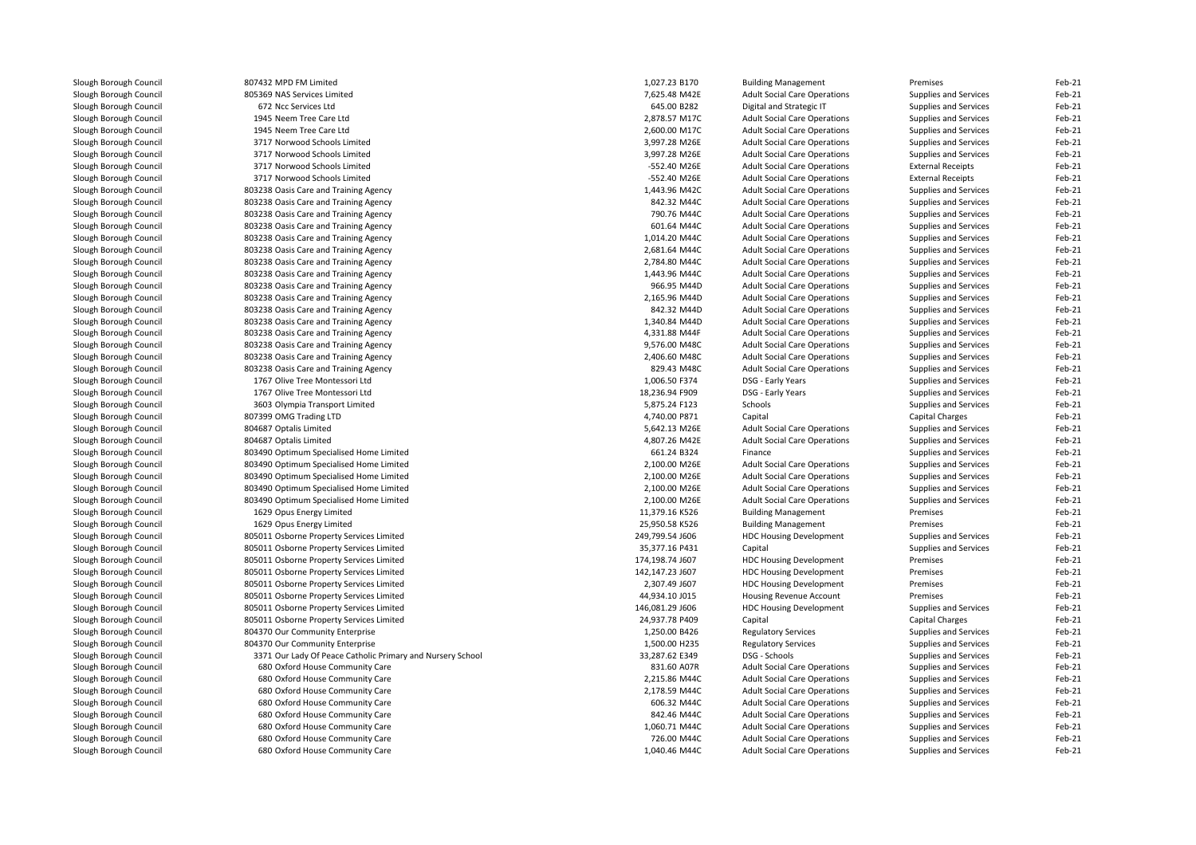| | | | | | | |
|---|---|---|---|---|---|---|
| Slough Borough Council | 807432 MPD FM Limited | 1,027.23 B170 | Building Management | Premises | Feb-21 |
| Slough Borough Council | 805369 NAS Services Limited | 7,625.48 M42E | Adult Social Care Operations | Supplies and Services | Feb-21 |
| Slough Borough Council | 672 Ncc Services Ltd | 645.00 B282 | Digital and Strategic IT | Supplies and Services | Feb-21 |
| Slough Borough Council | 1945 Neem Tree Care Ltd | 2,878.57 M17C | Adult Social Care Operations | Supplies and Services | Feb-21 |
| Slough Borough Council | 1945 Neem Tree Care Ltd | 2,600.00 M17C | Adult Social Care Operations | Supplies and Services | Feb-21 |
| Slough Borough Council | 3717 Norwood Schools Limited | 3,997.28 M26E | Adult Social Care Operations | Supplies and Services | Feb-21 |
| Slough Borough Council | 3717 Norwood Schools Limited | 3,997.28 M26E | Adult Social Care Operations | Supplies and Services | Feb-21 |
| Slough Borough Council | 3717 Norwood Schools Limited | -552.40 M26E | Adult Social Care Operations | External Receipts | Feb-21 |
| Slough Borough Council | 3717 Norwood Schools Limited | -552.40 M26E | Adult Social Care Operations | External Receipts | Feb-21 |
| Slough Borough Council | 803238 Oasis Care and Training Agency | 1,443.96 M42C | Adult Social Care Operations | Supplies and Services | Feb-21 |
| Slough Borough Council | 803238 Oasis Care and Training Agency | 842.32 M44C | Adult Social Care Operations | Supplies and Services | Feb-21 |
| Slough Borough Council | 803238 Oasis Care and Training Agency | 790.76 M44C | Adult Social Care Operations | Supplies and Services | Feb-21 |
| Slough Borough Council | 803238 Oasis Care and Training Agency | 601.64 M44C | Adult Social Care Operations | Supplies and Services | Feb-21 |
| Slough Borough Council | 803238 Oasis Care and Training Agency | 1,014.20 M44C | Adult Social Care Operations | Supplies and Services | Feb-21 |
| Slough Borough Council | 803238 Oasis Care and Training Agency | 2,681.64 M44C | Adult Social Care Operations | Supplies and Services | Feb-21 |
| Slough Borough Council | 803238 Oasis Care and Training Agency | 2,784.80 M44C | Adult Social Care Operations | Supplies and Services | Feb-21 |
| Slough Borough Council | 803238 Oasis Care and Training Agency | 1,443.96 M44C | Adult Social Care Operations | Supplies and Services | Feb-21 |
| Slough Borough Council | 803238 Oasis Care and Training Agency | 966.95 M44D | Adult Social Care Operations | Supplies and Services | Feb-21 |
| Slough Borough Council | 803238 Oasis Care and Training Agency | 2,165.96 M44D | Adult Social Care Operations | Supplies and Services | Feb-21 |
| Slough Borough Council | 803238 Oasis Care and Training Agency | 842.32 M44D | Adult Social Care Operations | Supplies and Services | Feb-21 |
| Slough Borough Council | 803238 Oasis Care and Training Agency | 1,340.84 M44D | Adult Social Care Operations | Supplies and Services | Feb-21 |
| Slough Borough Council | 803238 Oasis Care and Training Agency | 4,331.88 M44F | Adult Social Care Operations | Supplies and Services | Feb-21 |
| Slough Borough Council | 803238 Oasis Care and Training Agency | 9,576.00 M48C | Adult Social Care Operations | Supplies and Services | Feb-21 |
| Slough Borough Council | 803238 Oasis Care and Training Agency | 2,406.60 M48C | Adult Social Care Operations | Supplies and Services | Feb-21 |
| Slough Borough Council | 803238 Oasis Care and Training Agency | 829.43 M48C | Adult Social Care Operations | Supplies and Services | Feb-21 |
| Slough Borough Council | 1767 Olive Tree Montessori Ltd | 1,006.50 F374 | DSG - Early Years | Supplies and Services | Feb-21 |
| Slough Borough Council | 1767 Olive Tree Montessori Ltd | 18,236.94 F909 | DSG - Early Years | Supplies and Services | Feb-21 |
| Slough Borough Council | 3603 Olympia Transport Limited | 5,875.24 F123 | Schools | Supplies and Services | Feb-21 |
| Slough Borough Council | 807399 OMG Trading LTD | 4,740.00 P871 | Capital | Capital Charges | Feb-21 |
| Slough Borough Council | 804687 Optalis Limited | 5,642.13 M26E | Adult Social Care Operations | Supplies and Services | Feb-21 |
| Slough Borough Council | 804687 Optalis Limited | 4,807.26 M42E | Adult Social Care Operations | Supplies and Services | Feb-21 |
| Slough Borough Council | 803490 Optimum Specialised Home Limited | 661.24 B324 | Finance | Supplies and Services | Feb-21 |
| Slough Borough Council | 803490 Optimum Specialised Home Limited | 2,100.00 M26E | Adult Social Care Operations | Supplies and Services | Feb-21 |
| Slough Borough Council | 803490 Optimum Specialised Home Limited | 2,100.00 M26E | Adult Social Care Operations | Supplies and Services | Feb-21 |
| Slough Borough Council | 803490 Optimum Specialised Home Limited | 2,100.00 M26E | Adult Social Care Operations | Supplies and Services | Feb-21 |
| Slough Borough Council | 803490 Optimum Specialised Home Limited | 2,100.00 M26E | Adult Social Care Operations | Supplies and Services | Feb-21 |
| Slough Borough Council | 1629 Opus Energy Limited | 11,379.16 K526 | Building Management | Premises | Feb-21 |
| Slough Borough Council | 1629 Opus Energy Limited | 25,950.58 K526 | Building Management | Premises | Feb-21 |
| Slough Borough Council | 805011 Osborne Property Services Limited | 249,799.54 J606 | HDC Housing Development | Supplies and Services | Feb-21 |
| Slough Borough Council | 805011 Osborne Property Services Limited | 35,377.16 P431 | Capital | Supplies and Services | Feb-21 |
| Slough Borough Council | 805011 Osborne Property Services Limited | 174,198.74 J607 | HDC Housing Development | Premises | Feb-21 |
| Slough Borough Council | 805011 Osborne Property Services Limited | 142,147.23 J607 | HDC Housing Development | Premises | Feb-21 |
| Slough Borough Council | 805011 Osborne Property Services Limited | 2,307.49 J607 | HDC Housing Development | Premises | Feb-21 |
| Slough Borough Council | 805011 Osborne Property Services Limited | 44,934.10 J015 | Housing Revenue Account | Premises | Feb-21 |
| Slough Borough Council | 805011 Osborne Property Services Limited | 146,081.29 J606 | HDC Housing Development | Supplies and Services | Feb-21 |
| Slough Borough Council | 805011 Osborne Property Services Limited | 24,937.78 P409 | Capital | Capital Charges | Feb-21 |
| Slough Borough Council | 804370 Our Community Enterprise | 1,250.00 B426 | Regulatory Services | Supplies and Services | Feb-21 |
| Slough Borough Council | 804370 Our Community Enterprise | 1,500.00 H235 | Regulatory Services | Supplies and Services | Feb-21 |
| Slough Borough Council | 3371 Our Lady Of Peace Catholic Primary and Nursery School | 33,287.62 E349 | DSG - Schools | Supplies and Services | Feb-21 |
| Slough Borough Council | 680 Oxford House Community Care | 831.60 A07R | Adult Social Care Operations | Supplies and Services | Feb-21 |
| Slough Borough Council | 680 Oxford House Community Care | 2,215.86 M44C | Adult Social Care Operations | Supplies and Services | Feb-21 |
| Slough Borough Council | 680 Oxford House Community Care | 2,178.59 M44C | Adult Social Care Operations | Supplies and Services | Feb-21 |
| Slough Borough Council | 680 Oxford House Community Care | 606.32 M44C | Adult Social Care Operations | Supplies and Services | Feb-21 |
| Slough Borough Council | 680 Oxford House Community Care | 842.46 M44C | Adult Social Care Operations | Supplies and Services | Feb-21 |
| Slough Borough Council | 680 Oxford House Community Care | 1,060.71 M44C | Adult Social Care Operations | Supplies and Services | Feb-21 |
| Slough Borough Council | 680 Oxford House Community Care | 726.00 M44C | Adult Social Care Operations | Supplies and Services | Feb-21 |
| Slough Borough Council | 680 Oxford House Community Care | 1,040.46 M44C | Adult Social Care Operations | Supplies and Services | Feb-21 |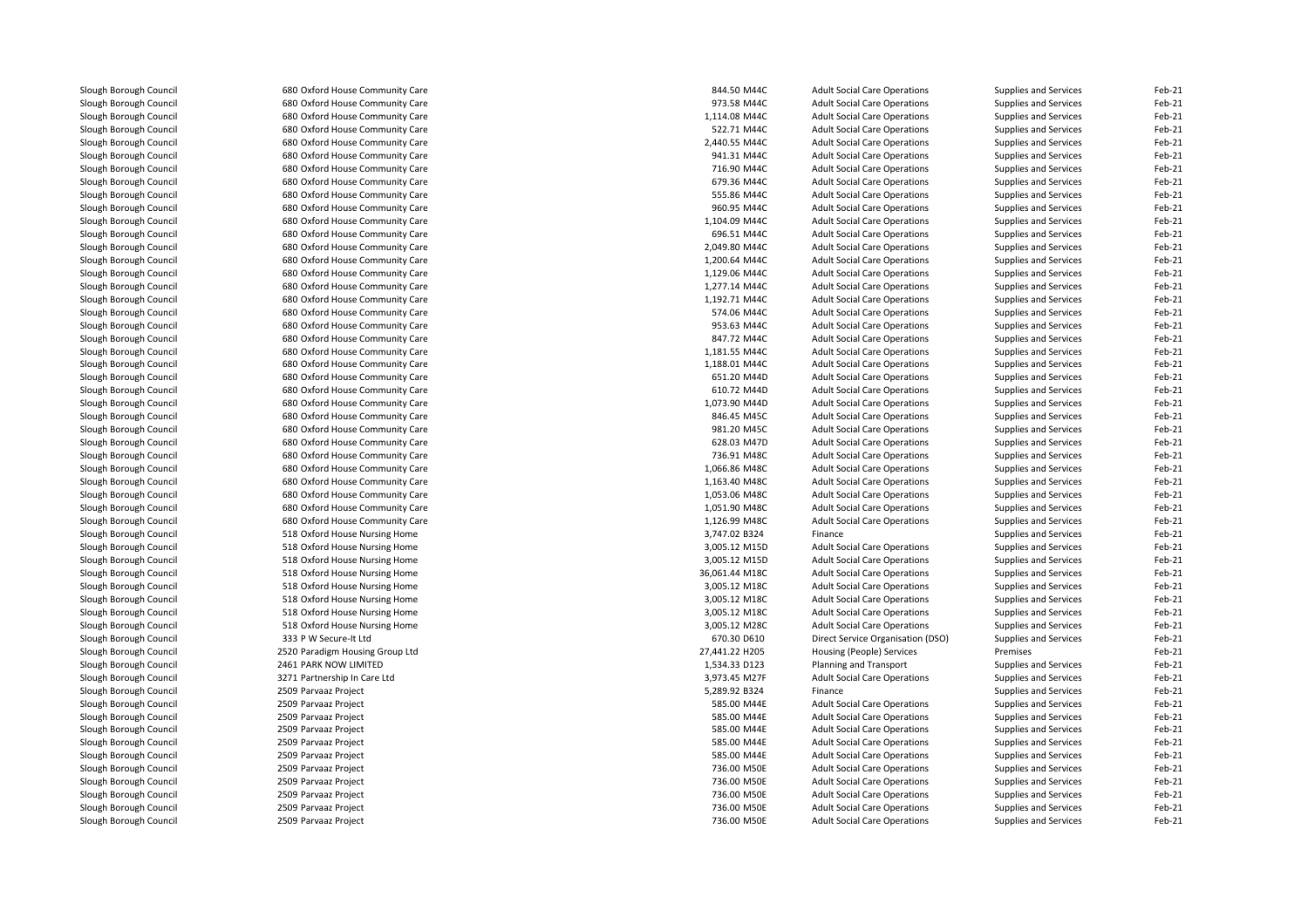| | | | | | | |
|---|---|---|---|---|---|---|
| Slough Borough Council | 680 Oxford House Community Care | 844.50 | M44C | Adult Social Care Operations | Supplies and Services | Feb-21 |
| Slough Borough Council | 680 Oxford House Community Care | 973.58 | M44C | Adult Social Care Operations | Supplies and Services | Feb-21 |
| Slough Borough Council | 680 Oxford House Community Care | 1,114.08 | M44C | Adult Social Care Operations | Supplies and Services | Feb-21 |
| Slough Borough Council | 680 Oxford House Community Care | 522.71 | M44C | Adult Social Care Operations | Supplies and Services | Feb-21 |
| Slough Borough Council | 680 Oxford House Community Care | 2,440.55 | M44C | Adult Social Care Operations | Supplies and Services | Feb-21 |
| Slough Borough Council | 680 Oxford House Community Care | 941.31 | M44C | Adult Social Care Operations | Supplies and Services | Feb-21 |
| Slough Borough Council | 680 Oxford House Community Care | 716.90 | M44C | Adult Social Care Operations | Supplies and Services | Feb-21 |
| Slough Borough Council | 680 Oxford House Community Care | 679.36 | M44C | Adult Social Care Operations | Supplies and Services | Feb-21 |
| Slough Borough Council | 680 Oxford House Community Care | 555.86 | M44C | Adult Social Care Operations | Supplies and Services | Feb-21 |
| Slough Borough Council | 680 Oxford House Community Care | 960.95 | M44C | Adult Social Care Operations | Supplies and Services | Feb-21 |
| Slough Borough Council | 680 Oxford House Community Care | 1,104.09 | M44C | Adult Social Care Operations | Supplies and Services | Feb-21 |
| Slough Borough Council | 680 Oxford House Community Care | 696.51 | M44C | Adult Social Care Operations | Supplies and Services | Feb-21 |
| Slough Borough Council | 680 Oxford House Community Care | 2,049.80 | M44C | Adult Social Care Operations | Supplies and Services | Feb-21 |
| Slough Borough Council | 680 Oxford House Community Care | 1,200.64 | M44C | Adult Social Care Operations | Supplies and Services | Feb-21 |
| Slough Borough Council | 680 Oxford House Community Care | 1,129.06 | M44C | Adult Social Care Operations | Supplies and Services | Feb-21 |
| Slough Borough Council | 680 Oxford House Community Care | 1,277.14 | M44C | Adult Social Care Operations | Supplies and Services | Feb-21 |
| Slough Borough Council | 680 Oxford House Community Care | 1,192.71 | M44C | Adult Social Care Operations | Supplies and Services | Feb-21 |
| Slough Borough Council | 680 Oxford House Community Care | 574.06 | M44C | Adult Social Care Operations | Supplies and Services | Feb-21 |
| Slough Borough Council | 680 Oxford House Community Care | 953.63 | M44C | Adult Social Care Operations | Supplies and Services | Feb-21 |
| Slough Borough Council | 680 Oxford House Community Care | 847.72 | M44C | Adult Social Care Operations | Supplies and Services | Feb-21 |
| Slough Borough Council | 680 Oxford House Community Care | 1,181.55 | M44C | Adult Social Care Operations | Supplies and Services | Feb-21 |
| Slough Borough Council | 680 Oxford House Community Care | 1,188.01 | M44C | Adult Social Care Operations | Supplies and Services | Feb-21 |
| Slough Borough Council | 680 Oxford House Community Care | 651.20 | M44D | Adult Social Care Operations | Supplies and Services | Feb-21 |
| Slough Borough Council | 680 Oxford House Community Care | 610.72 | M44D | Adult Social Care Operations | Supplies and Services | Feb-21 |
| Slough Borough Council | 680 Oxford House Community Care | 1,073.90 | M44D | Adult Social Care Operations | Supplies and Services | Feb-21 |
| Slough Borough Council | 680 Oxford House Community Care | 846.45 | M45C | Adult Social Care Operations | Supplies and Services | Feb-21 |
| Slough Borough Council | 680 Oxford House Community Care | 981.20 | M45C | Adult Social Care Operations | Supplies and Services | Feb-21 |
| Slough Borough Council | 680 Oxford House Community Care | 628.03 | M47D | Adult Social Care Operations | Supplies and Services | Feb-21 |
| Slough Borough Council | 680 Oxford House Community Care | 736.91 | M48C | Adult Social Care Operations | Supplies and Services | Feb-21 |
| Slough Borough Council | 680 Oxford House Community Care | 1,066.86 | M48C | Adult Social Care Operations | Supplies and Services | Feb-21 |
| Slough Borough Council | 680 Oxford House Community Care | 1,163.40 | M48C | Adult Social Care Operations | Supplies and Services | Feb-21 |
| Slough Borough Council | 680 Oxford House Community Care | 1,053.06 | M48C | Adult Social Care Operations | Supplies and Services | Feb-21 |
| Slough Borough Council | 680 Oxford House Community Care | 1,051.90 | M48C | Adult Social Care Operations | Supplies and Services | Feb-21 |
| Slough Borough Council | 680 Oxford House Community Care | 1,126.99 | M48C | Adult Social Care Operations | Supplies and Services | Feb-21 |
| Slough Borough Council | 518 Oxford House Nursing Home | 3,747.02 | B324 | Finance | Supplies and Services | Feb-21 |
| Slough Borough Council | 518 Oxford House Nursing Home | 3,005.12 | M15D | Adult Social Care Operations | Supplies and Services | Feb-21 |
| Slough Borough Council | 518 Oxford House Nursing Home | 3,005.12 | M15D | Adult Social Care Operations | Supplies and Services | Feb-21 |
| Slough Borough Council | 518 Oxford House Nursing Home | 36,061.44 | M18C | Adult Social Care Operations | Supplies and Services | Feb-21 |
| Slough Borough Council | 518 Oxford House Nursing Home | 3,005.12 | M18C | Adult Social Care Operations | Supplies and Services | Feb-21 |
| Slough Borough Council | 518 Oxford House Nursing Home | 3,005.12 | M18C | Adult Social Care Operations | Supplies and Services | Feb-21 |
| Slough Borough Council | 518 Oxford House Nursing Home | 3,005.12 | M18C | Adult Social Care Operations | Supplies and Services | Feb-21 |
| Slough Borough Council | 518 Oxford House Nursing Home | 3,005.12 | M28C | Adult Social Care Operations | Supplies and Services | Feb-21 |
| Slough Borough Council | 333 P W Secure-It Ltd | 670.30 | D610 | Direct Service Organisation (DSO) | Supplies and Services | Feb-21 |
| Slough Borough Council | 2520 Paradigm Housing Group Ltd | 27,441.22 | H205 | Housing (People) Services | Premises | Feb-21 |
| Slough Borough Council | 2461 PARK NOW LIMITED | 1,534.33 | D123 | Planning and Transport | Supplies and Services | Feb-21 |
| Slough Borough Council | 3271 Partnership In Care Ltd | 3,973.45 | M27F | Adult Social Care Operations | Supplies and Services | Feb-21 |
| Slough Borough Council | 2509 Parvaaz Project | 5,289.92 | B324 | Finance | Supplies and Services | Feb-21 |
| Slough Borough Council | 2509 Parvaaz Project | 585.00 | M44E | Adult Social Care Operations | Supplies and Services | Feb-21 |
| Slough Borough Council | 2509 Parvaaz Project | 585.00 | M44E | Adult Social Care Operations | Supplies and Services | Feb-21 |
| Slough Borough Council | 2509 Parvaaz Project | 585.00 | M44E | Adult Social Care Operations | Supplies and Services | Feb-21 |
| Slough Borough Council | 2509 Parvaaz Project | 585.00 | M44E | Adult Social Care Operations | Supplies and Services | Feb-21 |
| Slough Borough Council | 2509 Parvaaz Project | 585.00 | M44E | Adult Social Care Operations | Supplies and Services | Feb-21 |
| Slough Borough Council | 2509 Parvaaz Project | 736.00 | M50E | Adult Social Care Operations | Supplies and Services | Feb-21 |
| Slough Borough Council | 2509 Parvaaz Project | 736.00 | M50E | Adult Social Care Operations | Supplies and Services | Feb-21 |
| Slough Borough Council | 2509 Parvaaz Project | 736.00 | M50E | Adult Social Care Operations | Supplies and Services | Feb-21 |
| Slough Borough Council | 2509 Parvaaz Project | 736.00 | M50E | Adult Social Care Operations | Supplies and Services | Feb-21 |
| Slough Borough Council | 2509 Parvaaz Project | 736.00 | M50E | Adult Social Care Operations | Supplies and Services | Feb-21 |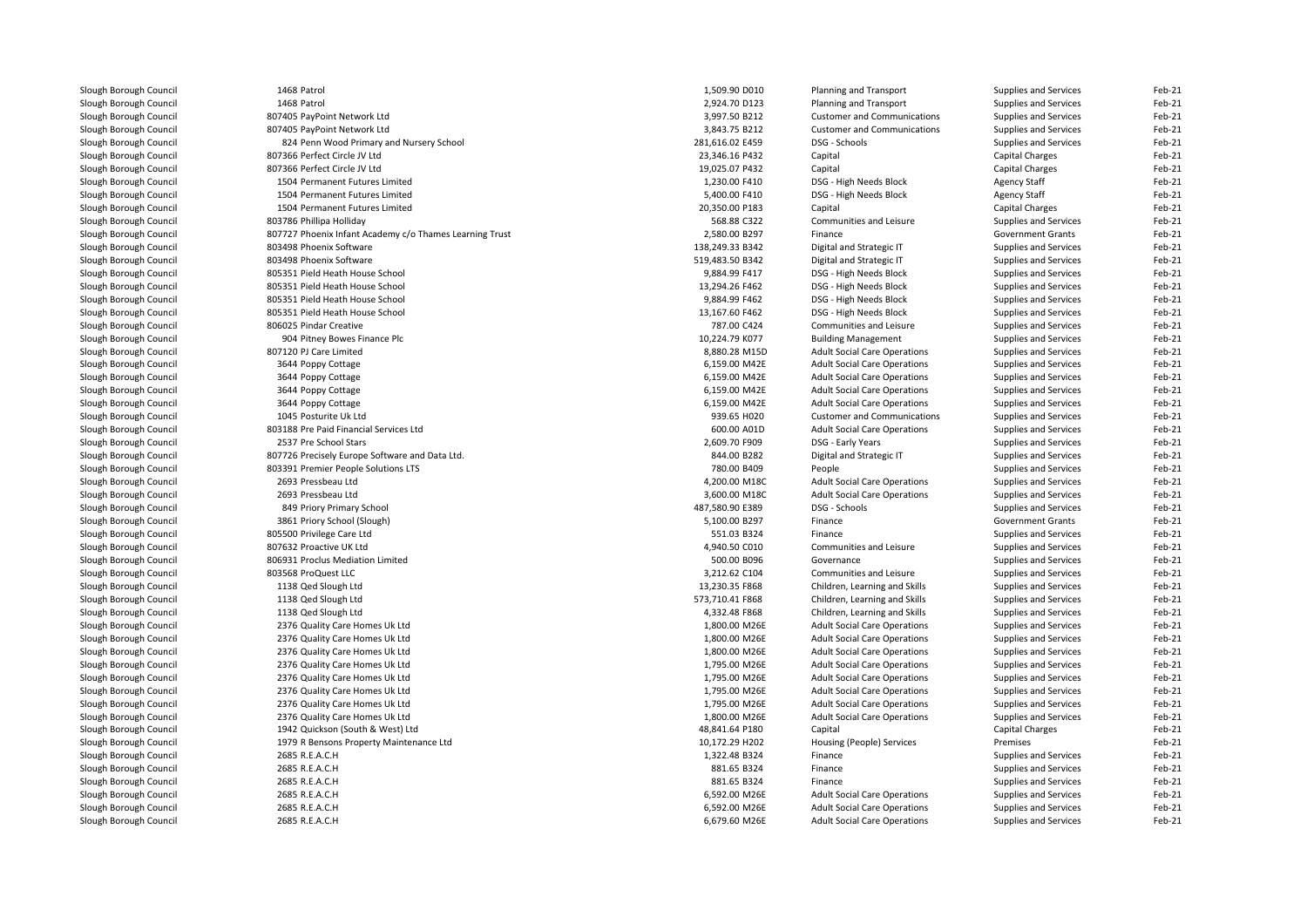| | | | | | | | |
|---|---|---|---|---|---|---|---|
| Slough Borough Council | 1468 | Patrol | 1,509.90 | D010 | Planning and Transport | Supplies and Services | Feb-21 |
| Slough Borough Council | 1468 | Patrol | 2,924.70 | D123 | Planning and Transport | Supplies and Services | Feb-21 |
| Slough Borough Council | 807405 | PayPoint Network Ltd | 3,997.50 | B212 | Customer and Communications | Supplies and Services | Feb-21 |
| Slough Borough Council | 807405 | PayPoint Network Ltd | 3,843.75 | B212 | Customer and Communications | Supplies and Services | Feb-21 |
| Slough Borough Council | 824 | Penn Wood Primary and Nursery School | 281,616.02 | E459 | DSG - Schools | Supplies and Services | Feb-21 |
| Slough Borough Council | 807366 | Perfect Circle JV Ltd | 23,346.16 | P432 | Capital | Capital Charges | Feb-21 |
| Slough Borough Council | 807366 | Perfect Circle JV Ltd | 19,025.07 | P432 | Capital | Capital Charges | Feb-21 |
| Slough Borough Council | 1504 | Permanent Futures Limited | 1,230.00 | F410 | DSG - High Needs Block | Agency Staff | Feb-21 |
| Slough Borough Council | 1504 | Permanent Futures Limited | 5,400.00 | F410 | DSG - High Needs Block | Agency Staff | Feb-21 |
| Slough Borough Council | 1504 | Permanent Futures Limited | 20,350.00 | P183 | Capital | Capital Charges | Feb-21 |
| Slough Borough Council | 803786 | Phillipa Holliday | 568.88 | C322 | Communities and Leisure | Supplies and Services | Feb-21 |
| Slough Borough Council | 807727 | Phoenix Infant Academy c/o Thames Learning Trust | 2,580.00 | B297 | Finance | Government Grants | Feb-21 |
| Slough Borough Council | 803498 | Phoenix Software | 138,249.33 | B342 | Digital and Strategic IT | Supplies and Services | Feb-21 |
| Slough Borough Council | 803498 | Phoenix Software | 519,483.50 | B342 | Digital and Strategic IT | Supplies and Services | Feb-21 |
| Slough Borough Council | 805351 | Pield Heath House School | 9,884.99 | F417 | DSG - High Needs Block | Supplies and Services | Feb-21 |
| Slough Borough Council | 805351 | Pield Heath House School | 13,294.26 | F462 | DSG - High Needs Block | Supplies and Services | Feb-21 |
| Slough Borough Council | 805351 | Pield Heath House School | 9,884.99 | F462 | DSG - High Needs Block | Supplies and Services | Feb-21 |
| Slough Borough Council | 805351 | Pield Heath House School | 13,167.60 | F462 | DSG - High Needs Block | Supplies and Services | Feb-21 |
| Slough Borough Council | 806025 | Pindar Creative | 787.00 | C424 | Communities and Leisure | Supplies and Services | Feb-21 |
| Slough Borough Council | 904 | Pitney Bowes Finance Plc | 10,224.79 | K077 | Building Management | Supplies and Services | Feb-21 |
| Slough Borough Council | 807120 | PJ Care Limited | 8,880.28 | M15D | Adult Social Care Operations | Supplies and Services | Feb-21 |
| Slough Borough Council | 3644 | Poppy Cottage | 6,159.00 | M42E | Adult Social Care Operations | Supplies and Services | Feb-21 |
| Slough Borough Council | 3644 | Poppy Cottage | 6,159.00 | M42E | Adult Social Care Operations | Supplies and Services | Feb-21 |
| Slough Borough Council | 3644 | Poppy Cottage | 6,159.00 | M42E | Adult Social Care Operations | Supplies and Services | Feb-21 |
| Slough Borough Council | 3644 | Poppy Cottage | 6,159.00 | M42E | Adult Social Care Operations | Supplies and Services | Feb-21 |
| Slough Borough Council | 1045 | Posturite Uk Ltd | 939.65 | H020 | Customer and Communications | Supplies and Services | Feb-21 |
| Slough Borough Council | 803188 | Pre Paid Financial Services Ltd | 600.00 | A01D | Adult Social Care Operations | Supplies and Services | Feb-21 |
| Slough Borough Council | 2537 | Pre School Stars | 2,609.70 | F909 | DSG - Early Years | Supplies and Services | Feb-21 |
| Slough Borough Council | 807726 | Precisely Europe Software and Data Ltd. | 844.00 | B282 | Digital and Strategic IT | Supplies and Services | Feb-21 |
| Slough Borough Council | 803391 | Premier People Solutions LTS | 780.00 | B409 | People | Supplies and Services | Feb-21 |
| Slough Borough Council | 2693 | Pressbeau Ltd | 4,200.00 | M18C | Adult Social Care Operations | Supplies and Services | Feb-21 |
| Slough Borough Council | 2693 | Pressbeau Ltd | 3,600.00 | M18C | Adult Social Care Operations | Supplies and Services | Feb-21 |
| Slough Borough Council | 849 | Priory Primary School | 487,580.90 | E389 | DSG - Schools | Supplies and Services | Feb-21 |
| Slough Borough Council | 3861 | Priory School (Slough) | 5,100.00 | B297 | Finance | Government Grants | Feb-21 |
| Slough Borough Council | 805500 | Privilege Care Ltd | 551.03 | B324 | Finance | Supplies and Services | Feb-21 |
| Slough Borough Council | 807632 | Proactive UK Ltd | 4,940.50 | C010 | Communities and Leisure | Supplies and Services | Feb-21 |
| Slough Borough Council | 806931 | Proclus Mediation Limited | 500.00 | B096 | Governance | Supplies and Services | Feb-21 |
| Slough Borough Council | 803568 | ProQuest LLC | 3,212.62 | C104 | Communities and Leisure | Supplies and Services | Feb-21 |
| Slough Borough Council | 1138 | Qed Slough Ltd | 13,230.35 | F868 | Children, Learning and Skills | Supplies and Services | Feb-21 |
| Slough Borough Council | 1138 | Qed Slough Ltd | 573,710.41 | F868 | Children, Learning and Skills | Supplies and Services | Feb-21 |
| Slough Borough Council | 1138 | Qed Slough Ltd | 4,332.48 | F868 | Children, Learning and Skills | Supplies and Services | Feb-21 |
| Slough Borough Council | 2376 | Quality Care Homes Uk Ltd | 1,800.00 | M26E | Adult Social Care Operations | Supplies and Services | Feb-21 |
| Slough Borough Council | 2376 | Quality Care Homes Uk Ltd | 1,800.00 | M26E | Adult Social Care Operations | Supplies and Services | Feb-21 |
| Slough Borough Council | 2376 | Quality Care Homes Uk Ltd | 1,800.00 | M26E | Adult Social Care Operations | Supplies and Services | Feb-21 |
| Slough Borough Council | 2376 | Quality Care Homes Uk Ltd | 1,795.00 | M26E | Adult Social Care Operations | Supplies and Services | Feb-21 |
| Slough Borough Council | 2376 | Quality Care Homes Uk Ltd | 1,795.00 | M26E | Adult Social Care Operations | Supplies and Services | Feb-21 |
| Slough Borough Council | 2376 | Quality Care Homes Uk Ltd | 1,795.00 | M26E | Adult Social Care Operations | Supplies and Services | Feb-21 |
| Slough Borough Council | 2376 | Quality Care Homes Uk Ltd | 1,795.00 | M26E | Adult Social Care Operations | Supplies and Services | Feb-21 |
| Slough Borough Council | 2376 | Quality Care Homes Uk Ltd | 1,800.00 | M26E | Adult Social Care Operations | Supplies and Services | Feb-21 |
| Slough Borough Council | 1942 | Quickson (South & West) Ltd | 48,841.64 | P180 | Capital | Capital Charges | Feb-21 |
| Slough Borough Council | 1979 | R Bensons Property Maintenance Ltd | 10,172.29 | H202 | Housing (People) Services | Premises | Feb-21 |
| Slough Borough Council | 2685 | R.E.A.C.H | 1,322.48 | B324 | Finance | Supplies and Services | Feb-21 |
| Slough Borough Council | 2685 | R.E.A.C.H | 881.65 | B324 | Finance | Supplies and Services | Feb-21 |
| Slough Borough Council | 2685 | R.E.A.C.H | 881.65 | B324 | Finance | Supplies and Services | Feb-21 |
| Slough Borough Council | 2685 | R.E.A.C.H | 6,592.00 | M26E | Adult Social Care Operations | Supplies and Services | Feb-21 |
| Slough Borough Council | 2685 | R.E.A.C.H | 6,592.00 | M26E | Adult Social Care Operations | Supplies and Services | Feb-21 |
| Slough Borough Council | 2685 | R.E.A.C.H | 6,679.60 | M26E | Adult Social Care Operations | Supplies and Services | Feb-21 |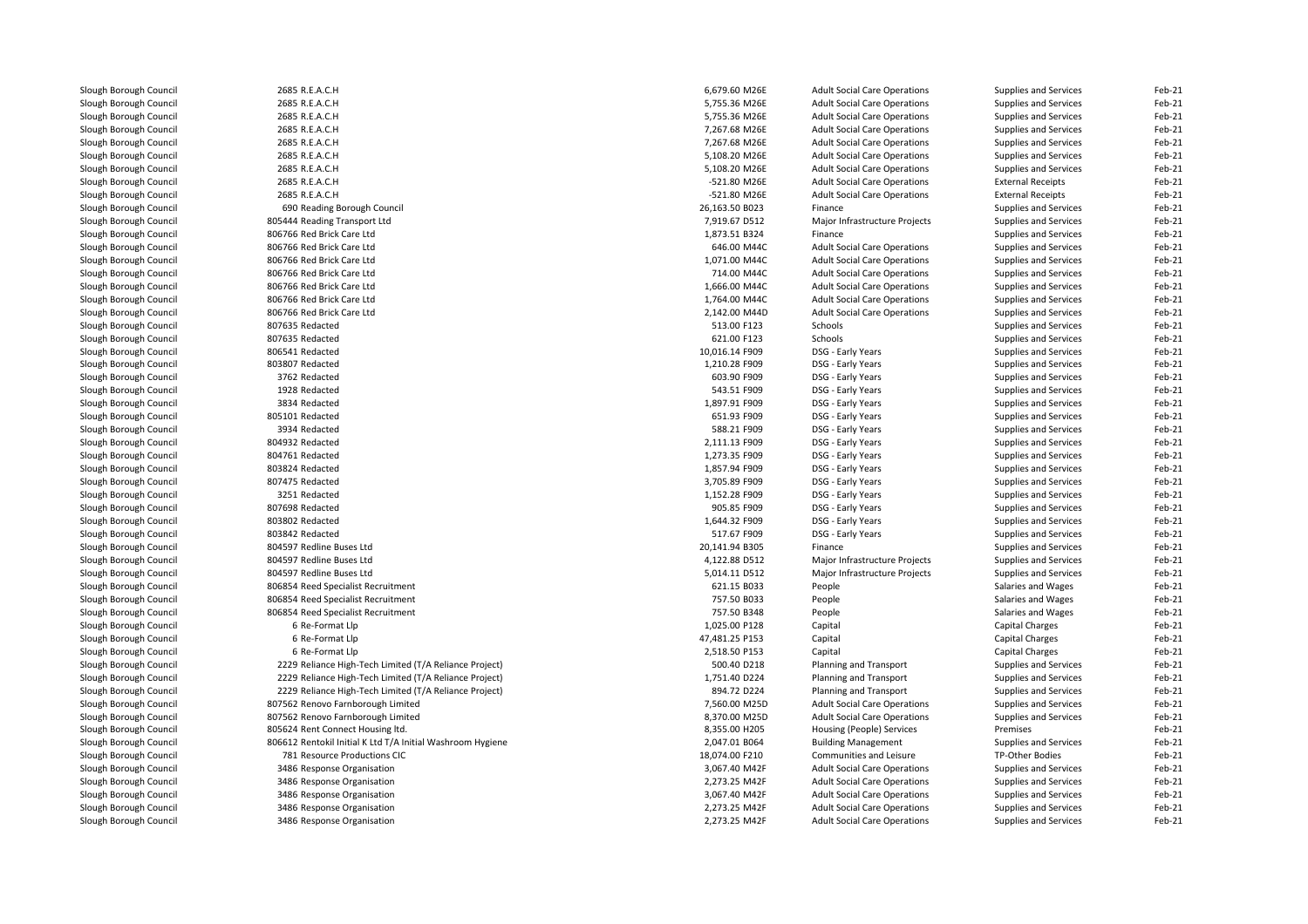| | | | | | | |
|---|---|---|---|---|---|---|
| Slough Borough Council | 2685 R.E.A.C.H | 6,679.60 M26E | Adult Social Care Operations | Supplies and Services | Feb-21 |
| Slough Borough Council | 2685 R.E.A.C.H | 5,755.36 M26E | Adult Social Care Operations | Supplies and Services | Feb-21 |
| Slough Borough Council | 2685 R.E.A.C.H | 5,755.36 M26E | Adult Social Care Operations | Supplies and Services | Feb-21 |
| Slough Borough Council | 2685 R.E.A.C.H | 7,267.68 M26E | Adult Social Care Operations | Supplies and Services | Feb-21 |
| Slough Borough Council | 2685 R.E.A.C.H | 7,267.68 M26E | Adult Social Care Operations | Supplies and Services | Feb-21 |
| Slough Borough Council | 2685 R.E.A.C.H | 5,108.20 M26E | Adult Social Care Operations | Supplies and Services | Feb-21 |
| Slough Borough Council | 2685 R.E.A.C.H | 5,108.20 M26E | Adult Social Care Operations | Supplies and Services | Feb-21 |
| Slough Borough Council | 2685 R.E.A.C.H | -521.80 M26E | Adult Social Care Operations | External Receipts | Feb-21 |
| Slough Borough Council | 2685 R.E.A.C.H | -521.80 M26E | Adult Social Care Operations | External Receipts | Feb-21 |
| Slough Borough Council | 690 Reading Borough Council | 26,163.50 B023 | Finance | Supplies and Services | Feb-21 |
| Slough Borough Council | 805444 Reading Transport Ltd | 7,919.67 D512 | Major Infrastructure Projects | Supplies and Services | Feb-21 |
| Slough Borough Council | 806766 Red Brick Care Ltd | 1,873.51 B324 | Finance | Supplies and Services | Feb-21 |
| Slough Borough Council | 806766 Red Brick Care Ltd | 646.00 M44C | Adult Social Care Operations | Supplies and Services | Feb-21 |
| Slough Borough Council | 806766 Red Brick Care Ltd | 1,071.00 M44C | Adult Social Care Operations | Supplies and Services | Feb-21 |
| Slough Borough Council | 806766 Red Brick Care Ltd | 714.00 M44C | Adult Social Care Operations | Supplies and Services | Feb-21 |
| Slough Borough Council | 806766 Red Brick Care Ltd | 1,666.00 M44C | Adult Social Care Operations | Supplies and Services | Feb-21 |
| Slough Borough Council | 806766 Red Brick Care Ltd | 1,764.00 M44C | Adult Social Care Operations | Supplies and Services | Feb-21 |
| Slough Borough Council | 806766 Red Brick Care Ltd | 2,142.00 M44D | Adult Social Care Operations | Supplies and Services | Feb-21 |
| Slough Borough Council | 807635 Redacted | 513.00 F123 | Schools | Supplies and Services | Feb-21 |
| Slough Borough Council | 807635 Redacted | 621.00 F123 | Schools | Supplies and Services | Feb-21 |
| Slough Borough Council | 806541 Redacted | 10,016.14 F909 | DSG - Early Years | Supplies and Services | Feb-21 |
| Slough Borough Council | 803807 Redacted | 1,210.28 F909 | DSG - Early Years | Supplies and Services | Feb-21 |
| Slough Borough Council | 3762 Redacted | 603.90 F909 | DSG - Early Years | Supplies and Services | Feb-21 |
| Slough Borough Council | 1928 Redacted | 543.51 F909 | DSG - Early Years | Supplies and Services | Feb-21 |
| Slough Borough Council | 3834 Redacted | 1,897.91 F909 | DSG - Early Years | Supplies and Services | Feb-21 |
| Slough Borough Council | 805101 Redacted | 651.93 F909 | DSG - Early Years | Supplies and Services | Feb-21 |
| Slough Borough Council | 3934 Redacted | 588.21 F909 | DSG - Early Years | Supplies and Services | Feb-21 |
| Slough Borough Council | 804932 Redacted | 2,111.13 F909 | DSG - Early Years | Supplies and Services | Feb-21 |
| Slough Borough Council | 804761 Redacted | 1,273.35 F909 | DSG - Early Years | Supplies and Services | Feb-21 |
| Slough Borough Council | 803824 Redacted | 1,857.94 F909 | DSG - Early Years | Supplies and Services | Feb-21 |
| Slough Borough Council | 807475 Redacted | 3,705.89 F909 | DSG - Early Years | Supplies and Services | Feb-21 |
| Slough Borough Council | 3251 Redacted | 1,152.28 F909 | DSG - Early Years | Supplies and Services | Feb-21 |
| Slough Borough Council | 807698 Redacted | 905.85 F909 | DSG - Early Years | Supplies and Services | Feb-21 |
| Slough Borough Council | 803802 Redacted | 1,644.32 F909 | DSG - Early Years | Supplies and Services | Feb-21 |
| Slough Borough Council | 803842 Redacted | 517.67 F909 | DSG - Early Years | Supplies and Services | Feb-21 |
| Slough Borough Council | 804597 Redline Buses Ltd | 20,141.94 B305 | Finance | Supplies and Services | Feb-21 |
| Slough Borough Council | 804597 Redline Buses Ltd | 4,122.88 D512 | Major Infrastructure Projects | Supplies and Services | Feb-21 |
| Slough Borough Council | 804597 Redline Buses Ltd | 5,014.11 D512 | Major Infrastructure Projects | Supplies and Services | Feb-21 |
| Slough Borough Council | 806854 Reed Specialist Recruitment | 621.15 B033 | People | Salaries and Wages | Feb-21 |
| Slough Borough Council | 806854 Reed Specialist Recruitment | 757.50 B033 | People | Salaries and Wages | Feb-21 |
| Slough Borough Council | 806854 Reed Specialist Recruitment | 757.50 B348 | People | Salaries and Wages | Feb-21 |
| Slough Borough Council | 6 Re-Format Llp | 1,025.00 P128 | Capital | Capital Charges | Feb-21 |
| Slough Borough Council | 6 Re-Format Llp | 47,481.25 P153 | Capital | Capital Charges | Feb-21 |
| Slough Borough Council | 6 Re-Format Llp | 2,518.50 P153 | Capital | Capital Charges | Feb-21 |
| Slough Borough Council | 2229 Reliance High-Tech Limited (T/A Reliance Project) | 500.40 D218 | Planning and Transport | Supplies and Services | Feb-21 |
| Slough Borough Council | 2229 Reliance High-Tech Limited (T/A Reliance Project) | 1,751.40 D224 | Planning and Transport | Supplies and Services | Feb-21 |
| Slough Borough Council | 2229 Reliance High-Tech Limited (T/A Reliance Project) | 894.72 D224 | Planning and Transport | Supplies and Services | Feb-21 |
| Slough Borough Council | 807562 Renovo Farnborough Limited | 7,560.00 M25D | Adult Social Care Operations | Supplies and Services | Feb-21 |
| Slough Borough Council | 807562 Renovo Farnborough Limited | 8,370.00 M25D | Adult Social Care Operations | Supplies and Services | Feb-21 |
| Slough Borough Council | 805624 Rent Connect Housing ltd. | 8,355.00 H205 | Housing (People) Services | Premises | Feb-21 |
| Slough Borough Council | 806612 Rentokil Initial K Ltd T/A Initial Washroom Hygiene | 2,047.01 B064 | Building Management | Supplies and Services | Feb-21 |
| Slough Borough Council | 781 Resource Productions CIC | 18,074.00 F210 | Communities and Leisure | TP-Other Bodies | Feb-21 |
| Slough Borough Council | 3486 Response Organisation | 3,067.40 M42F | Adult Social Care Operations | Supplies and Services | Feb-21 |
| Slough Borough Council | 3486 Response Organisation | 2,273.25 M42F | Adult Social Care Operations | Supplies and Services | Feb-21 |
| Slough Borough Council | 3486 Response Organisation | 3,067.40 M42F | Adult Social Care Operations | Supplies and Services | Feb-21 |
| Slough Borough Council | 3486 Response Organisation | 2,273.25 M42F | Adult Social Care Operations | Supplies and Services | Feb-21 |
| Slough Borough Council | 3486 Response Organisation | 2,273.25 M42F | Adult Social Care Operations | Supplies and Services | Feb-21 |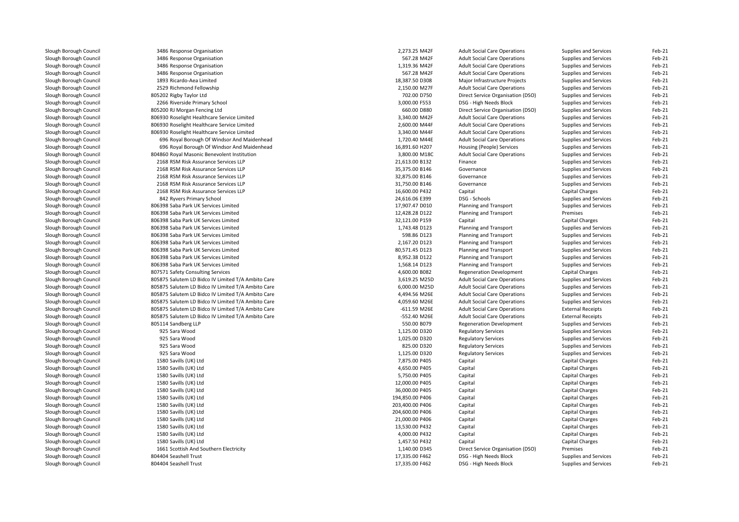| | | | | | | |
|---|---|---|---|---|---|---|
| Slough Borough Council | 3486 Response Organisation | 2,273.25 M42F | Adult Social Care Operations | Supplies and Services | Feb-21 |
| Slough Borough Council | 3486 Response Organisation | 567.28 M42F | Adult Social Care Operations | Supplies and Services | Feb-21 |
| Slough Borough Council | 3486 Response Organisation | 1,319.36 M42F | Adult Social Care Operations | Supplies and Services | Feb-21 |
| Slough Borough Council | 3486 Response Organisation | 567.28 M42F | Adult Social Care Operations | Supplies and Services | Feb-21 |
| Slough Borough Council | 1893 Ricardo-Aea Limited | 18,387.50 D308 | Major Infrastructure Projects | Supplies and Services | Feb-21 |
| Slough Borough Council | 2529 Richmond Fellowship | 2,150.00 M27F | Adult Social Care Operations | Supplies and Services | Feb-21 |
| Slough Borough Council | 805202 Rigby Taylor Ltd | 702.00 D750 | Direct Service Organisation (DSO) | Supplies and Services | Feb-21 |
| Slough Borough Council | 2266 Riverside Primary School | 3,000.00 F553 | DSG - High Needs Block | Supplies and Services | Feb-21 |
| Slough Borough Council | 805200 RJ Morgan Fencing Ltd | 660.00 D880 | Direct Service Organisation (DSO) | Supplies and Services | Feb-21 |
| Slough Borough Council | 806930 Roselight Healthcare Service Limited | 3,340.00 M42F | Adult Social Care Operations | Supplies and Services | Feb-21 |
| Slough Borough Council | 806930 Roselight Healthcare Service Limited | 2,600.00 M44F | Adult Social Care Operations | Supplies and Services | Feb-21 |
| Slough Borough Council | 806930 Roselight Healthcare Service Limited | 3,340.00 M44F | Adult Social Care Operations | Supplies and Services | Feb-21 |
| Slough Borough Council | 696 Royal Borough Of Windsor And Maidenhead | 1,720.40 M44E | Adult Social Care Operations | Supplies and Services | Feb-21 |
| Slough Borough Council | 696 Royal Borough Of Windsor And Maidenhead | 16,891.60 H207 | Housing (People) Services | Supplies and Services | Feb-21 |
| Slough Borough Council | 804860 Royal Masonic Benevolent Institution | 3,800.00 M18C | Adult Social Care Operations | Supplies and Services | Feb-21 |
| Slough Borough Council | 2168 RSM Risk Assurance Services LLP | 21,613.00 B132 | Finance | Supplies and Services | Feb-21 |
| Slough Borough Council | 2168 RSM Risk Assurance Services LLP | 35,375.00 B146 | Governance | Supplies and Services | Feb-21 |
| Slough Borough Council | 2168 RSM Risk Assurance Services LLP | 32,875.00 B146 | Governance | Supplies and Services | Feb-21 |
| Slough Borough Council | 2168 RSM Risk Assurance Services LLP | 31,750.00 B146 | Governance | Supplies and Services | Feb-21 |
| Slough Borough Council | 2168 RSM Risk Assurance Services LLP | 16,600.00 P432 | Capital | Capital Charges | Feb-21 |
| Slough Borough Council | 842 Ryvers Primary School | 24,616.06 E399 | DSG - Schools | Supplies and Services | Feb-21 |
| Slough Borough Council | 806398 Saba Park UK Services Limited | 17,907.47 D010 | Planning and Transport | Supplies and Services | Feb-21 |
| Slough Borough Council | 806398 Saba Park UK Services Limited | 12,428.28 D122 | Planning and Transport | Premises | Feb-21 |
| Slough Borough Council | 806398 Saba Park UK Services Limited | 32,121.00 P159 | Capital | Capital Charges | Feb-21 |
| Slough Borough Council | 806398 Saba Park UK Services Limited | 1,743.48 D123 | Planning and Transport | Supplies and Services | Feb-21 |
| Slough Borough Council | 806398 Saba Park UK Services Limited | 598.86 D123 | Planning and Transport | Supplies and Services | Feb-21 |
| Slough Borough Council | 806398 Saba Park UK Services Limited | 2,167.20 D123 | Planning and Transport | Supplies and Services | Feb-21 |
| Slough Borough Council | 806398 Saba Park UK Services Limited | 80,571.45 D123 | Planning and Transport | Supplies and Services | Feb-21 |
| Slough Borough Council | 806398 Saba Park UK Services Limited | 8,952.38 D122 | Planning and Transport | Supplies and Services | Feb-21 |
| Slough Borough Council | 806398 Saba Park UK Services Limited | 1,568.14 D123 | Planning and Transport | Supplies and Services | Feb-21 |
| Slough Borough Council | 807571 Safety Consulting Services | 4,600.00 B082 | Regeneration Development | Capital Charges | Feb-21 |
| Slough Borough Council | 805875 Salutem LD Bidco IV Limited T/A Ambito Care | 3,619.25 M25D | Adult Social Care Operations | Supplies and Services | Feb-21 |
| Slough Borough Council | 805875 Salutem LD Bidco IV Limited T/A Ambito Care | 6,000.00 M25D | Adult Social Care Operations | Supplies and Services | Feb-21 |
| Slough Borough Council | 805875 Salutem LD Bidco IV Limited T/A Ambito Care | 4,494.56 M26E | Adult Social Care Operations | Supplies and Services | Feb-21 |
| Slough Borough Council | 805875 Salutem LD Bidco IV Limited T/A Ambito Care | 4,059.60 M26E | Adult Social Care Operations | Supplies and Services | Feb-21 |
| Slough Borough Council | 805875 Salutem LD Bidco IV Limited T/A Ambito Care | -611.59 M26E | Adult Social Care Operations | External Receipts | Feb-21 |
| Slough Borough Council | 805875 Salutem LD Bidco IV Limited T/A Ambito Care | -552.40 M26E | Adult Social Care Operations | External Receipts | Feb-21 |
| Slough Borough Council | 805114 Sandberg LLP | 550.00 B079 | Regeneration Development | Supplies and Services | Feb-21 |
| Slough Borough Council | 925 Sara Wood | 1,125.00 D320 | Regulatory Services | Supplies and Services | Feb-21 |
| Slough Borough Council | 925 Sara Wood | 1,025.00 D320 | Regulatory Services | Supplies and Services | Feb-21 |
| Slough Borough Council | 925 Sara Wood | 825.00 D320 | Regulatory Services | Supplies and Services | Feb-21 |
| Slough Borough Council | 925 Sara Wood | 1,125.00 D320 | Regulatory Services | Supplies and Services | Feb-21 |
| Slough Borough Council | 1580 Savills (UK) Ltd | 7,875.00 P405 | Capital | Capital Charges | Feb-21 |
| Slough Borough Council | 1580 Savills (UK) Ltd | 4,650.00 P405 | Capital | Capital Charges | Feb-21 |
| Slough Borough Council | 1580 Savills (UK) Ltd | 5,750.00 P405 | Capital | Capital Charges | Feb-21 |
| Slough Borough Council | 1580 Savills (UK) Ltd | 12,000.00 P405 | Capital | Capital Charges | Feb-21 |
| Slough Borough Council | 1580 Savills (UK) Ltd | 36,000.00 P405 | Capital | Capital Charges | Feb-21 |
| Slough Borough Council | 1580 Savills (UK) Ltd | 194,850.00 P406 | Capital | Capital Charges | Feb-21 |
| Slough Borough Council | 1580 Savills (UK) Ltd | 203,400.00 P406 | Capital | Capital Charges | Feb-21 |
| Slough Borough Council | 1580 Savills (UK) Ltd | 204,600.00 P406 | Capital | Capital Charges | Feb-21 |
| Slough Borough Council | 1580 Savills (UK) Ltd | 21,000.00 P406 | Capital | Capital Charges | Feb-21 |
| Slough Borough Council | 1580 Savills (UK) Ltd | 13,530.00 P432 | Capital | Capital Charges | Feb-21 |
| Slough Borough Council | 1580 Savills (UK) Ltd | 4,000.00 P432 | Capital | Capital Charges | Feb-21 |
| Slough Borough Council | 1580 Savills (UK) Ltd | 1,457.50 P432 | Capital | Capital Charges | Feb-21 |
| Slough Borough Council | 1661 Scottish And Southern Electricity | 1,140.00 D345 | Direct Service Organisation (DSO) | Premises | Feb-21 |
| Slough Borough Council | 804404 Seashell Trust | 17,335.00 F462 | DSG - High Needs Block | Supplies and Services | Feb-21 |
| Slough Borough Council | 804404 Seashell Trust | 17,335.00 F462 | DSG - High Needs Block | Supplies and Services | Feb-21 |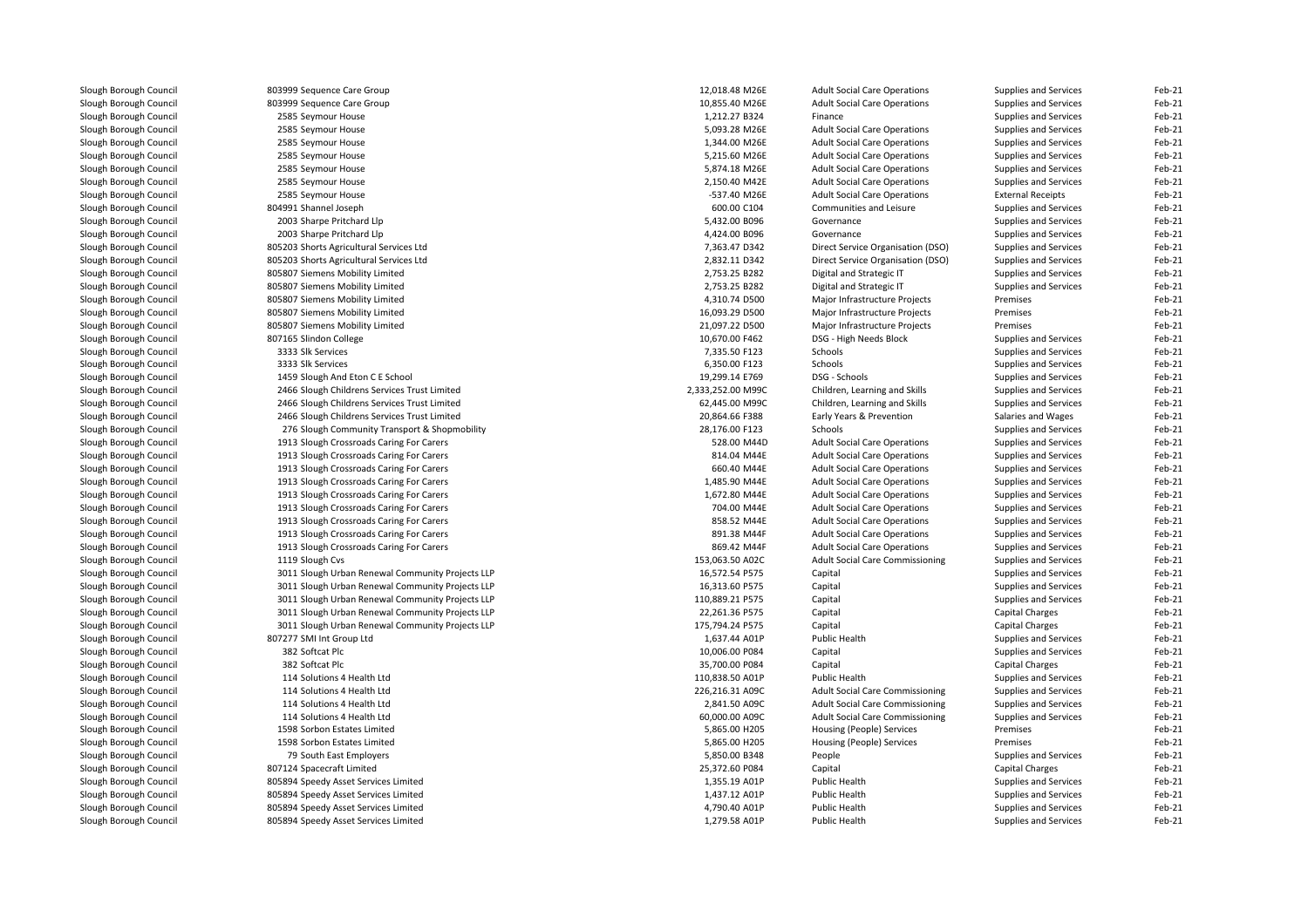| | | | | | |
|---|---|---|---|---|---|
| Slough Borough Council | 803999 Sequence Care Group | 12,018.48 M26E | Adult Social Care Operations | Supplies and Services | Feb-21 |
| Slough Borough Council | 803999 Sequence Care Group | 10,855.40 M26E | Adult Social Care Operations | Supplies and Services | Feb-21 |
| Slough Borough Council | 2585 Seymour House | 1,212.27 B324 | Finance | Supplies and Services | Feb-21 |
| Slough Borough Council | 2585 Seymour House | 5,093.28 M26E | Adult Social Care Operations | Supplies and Services | Feb-21 |
| Slough Borough Council | 2585 Seymour House | 1,344.00 M26E | Adult Social Care Operations | Supplies and Services | Feb-21 |
| Slough Borough Council | 2585 Seymour House | 5,215.60 M26E | Adult Social Care Operations | Supplies and Services | Feb-21 |
| Slough Borough Council | 2585 Seymour House | 5,874.18 M26E | Adult Social Care Operations | Supplies and Services | Feb-21 |
| Slough Borough Council | 2585 Seymour House | 2,150.40 M42E | Adult Social Care Operations | Supplies and Services | Feb-21 |
| Slough Borough Council | 2585 Seymour House | -537.40 M26E | Adult Social Care Operations | External Receipts | Feb-21 |
| Slough Borough Council | 804991 Shannel Joseph | 600.00 C104 | Communities and Leisure | Supplies and Services | Feb-21 |
| Slough Borough Council | 2003 Sharpe Pritchard Llp | 5,432.00 B096 | Governance | Supplies and Services | Feb-21 |
| Slough Borough Council | 2003 Sharpe Pritchard Llp | 4,424.00 B096 | Governance | Supplies and Services | Feb-21 |
| Slough Borough Council | 805203 Shorts Agricultural Services Ltd | 7,363.47 D342 | Direct Service Organisation (DSO) | Supplies and Services | Feb-21 |
| Slough Borough Council | 805203 Shorts Agricultural Services Ltd | 2,832.11 D342 | Direct Service Organisation (DSO) | Supplies and Services | Feb-21 |
| Slough Borough Council | 805807 Siemens Mobility Limited | 2,753.25 B282 | Digital and Strategic IT | Supplies and Services | Feb-21 |
| Slough Borough Council | 805807 Siemens Mobility Limited | 2,753.25 B282 | Digital and Strategic IT | Supplies and Services | Feb-21 |
| Slough Borough Council | 805807 Siemens Mobility Limited | 4,310.74 D500 | Major Infrastructure Projects | Premises | Feb-21 |
| Slough Borough Council | 805807 Siemens Mobility Limited | 16,093.29 D500 | Major Infrastructure Projects | Premises | Feb-21 |
| Slough Borough Council | 805807 Siemens Mobility Limited | 21,097.22 D500 | Major Infrastructure Projects | Premises | Feb-21 |
| Slough Borough Council | 807165 Slindon College | 10,670.00 F462 | DSG - High Needs Block | Supplies and Services | Feb-21 |
| Slough Borough Council | 3333 Slk Services | 7,335.50 F123 | Schools | Supplies and Services | Feb-21 |
| Slough Borough Council | 3333 Slk Services | 6,350.00 F123 | Schools | Supplies and Services | Feb-21 |
| Slough Borough Council | 1459 Slough And Eton C E School | 19,299.14 E769 | DSG - Schools | Supplies and Services | Feb-21 |
| Slough Borough Council | 2466 Slough Childrens Services Trust Limited | 2,333,252.00 M99C | Children, Learning and Skills | Supplies and Services | Feb-21 |
| Slough Borough Council | 2466 Slough Childrens Services Trust Limited | 62,445.00 M99C | Children, Learning and Skills | Supplies and Services | Feb-21 |
| Slough Borough Council | 2466 Slough Childrens Services Trust Limited | 20,864.66 F388 | Early Years & Prevention | Salaries and Wages | Feb-21 |
| Slough Borough Council | 276 Slough Community Transport & Shopmobility | 28,176.00 F123 | Schools | Supplies and Services | Feb-21 |
| Slough Borough Council | 1913 Slough Crossroads Caring For Carers | 528.00 M44D | Adult Social Care Operations | Supplies and Services | Feb-21 |
| Slough Borough Council | 1913 Slough Crossroads Caring For Carers | 814.04 M44E | Adult Social Care Operations | Supplies and Services | Feb-21 |
| Slough Borough Council | 1913 Slough Crossroads Caring For Carers | 660.40 M44E | Adult Social Care Operations | Supplies and Services | Feb-21 |
| Slough Borough Council | 1913 Slough Crossroads Caring For Carers | 1,485.90 M44E | Adult Social Care Operations | Supplies and Services | Feb-21 |
| Slough Borough Council | 1913 Slough Crossroads Caring For Carers | 1,672.80 M44E | Adult Social Care Operations | Supplies and Services | Feb-21 |
| Slough Borough Council | 1913 Slough Crossroads Caring For Carers | 704.00 M44E | Adult Social Care Operations | Supplies and Services | Feb-21 |
| Slough Borough Council | 1913 Slough Crossroads Caring For Carers | 858.52 M44E | Adult Social Care Operations | Supplies and Services | Feb-21 |
| Slough Borough Council | 1913 Slough Crossroads Caring For Carers | 891.38 M44F | Adult Social Care Operations | Supplies and Services | Feb-21 |
| Slough Borough Council | 1913 Slough Crossroads Caring For Carers | 869.42 M44F | Adult Social Care Operations | Supplies and Services | Feb-21 |
| Slough Borough Council | 1119 Slough Cvs | 153,063.50 A02C | Adult Social Care Commissioning | Supplies and Services | Feb-21 |
| Slough Borough Council | 3011 Slough Urban Renewal Community Projects LLP | 16,572.54 P575 | Capital | Supplies and Services | Feb-21 |
| Slough Borough Council | 3011 Slough Urban Renewal Community Projects LLP | 16,313.60 P575 | Capital | Supplies and Services | Feb-21 |
| Slough Borough Council | 3011 Slough Urban Renewal Community Projects LLP | 110,889.21 P575 | Capital | Supplies and Services | Feb-21 |
| Slough Borough Council | 3011 Slough Urban Renewal Community Projects LLP | 22,261.36 P575 | Capital | Capital Charges | Feb-21 |
| Slough Borough Council | 3011 Slough Urban Renewal Community Projects LLP | 175,794.24 P575 | Capital | Capital Charges | Feb-21 |
| Slough Borough Council | 807277 SMI Int Group Ltd | 1,637.44 A01P | Public Health | Supplies and Services | Feb-21 |
| Slough Borough Council | 382 Softcat Plc | 10,006.00 P084 | Capital | Supplies and Services | Feb-21 |
| Slough Borough Council | 382 Softcat Plc | 35,700.00 P084 | Capital | Capital Charges | Feb-21 |
| Slough Borough Council | 114 Solutions 4 Health Ltd | 110,838.50 A01P | Public Health | Supplies and Services | Feb-21 |
| Slough Borough Council | 114 Solutions 4 Health Ltd | 226,216.31 A09C | Adult Social Care Commissioning | Supplies and Services | Feb-21 |
| Slough Borough Council | 114 Solutions 4 Health Ltd | 2,841.50 A09C | Adult Social Care Commissioning | Supplies and Services | Feb-21 |
| Slough Borough Council | 114 Solutions 4 Health Ltd | 60,000.00 A09C | Adult Social Care Commissioning | Supplies and Services | Feb-21 |
| Slough Borough Council | 1598 Sorbon Estates Limited | 5,865.00 H205 | Housing (People) Services | Premises | Feb-21 |
| Slough Borough Council | 1598 Sorbon Estates Limited | 5,865.00 H205 | Housing (People) Services | Premises | Feb-21 |
| Slough Borough Council | 79 South East Employers | 5,850.00 B348 | People | Supplies and Services | Feb-21 |
| Slough Borough Council | 807124 Spacecraft Limited | 25,372.60 P084 | Capital | Capital Charges | Feb-21 |
| Slough Borough Council | 805894 Speedy Asset Services Limited | 1,355.19 A01P | Public Health | Supplies and Services | Feb-21 |
| Slough Borough Council | 805894 Speedy Asset Services Limited | 1,437.12 A01P | Public Health | Supplies and Services | Feb-21 |
| Slough Borough Council | 805894 Speedy Asset Services Limited | 4,790.40 A01P | Public Health | Supplies and Services | Feb-21 |
| Slough Borough Council | 805894 Speedy Asset Services Limited | 1,279.58 A01P | Public Health | Supplies and Services | Feb-21 |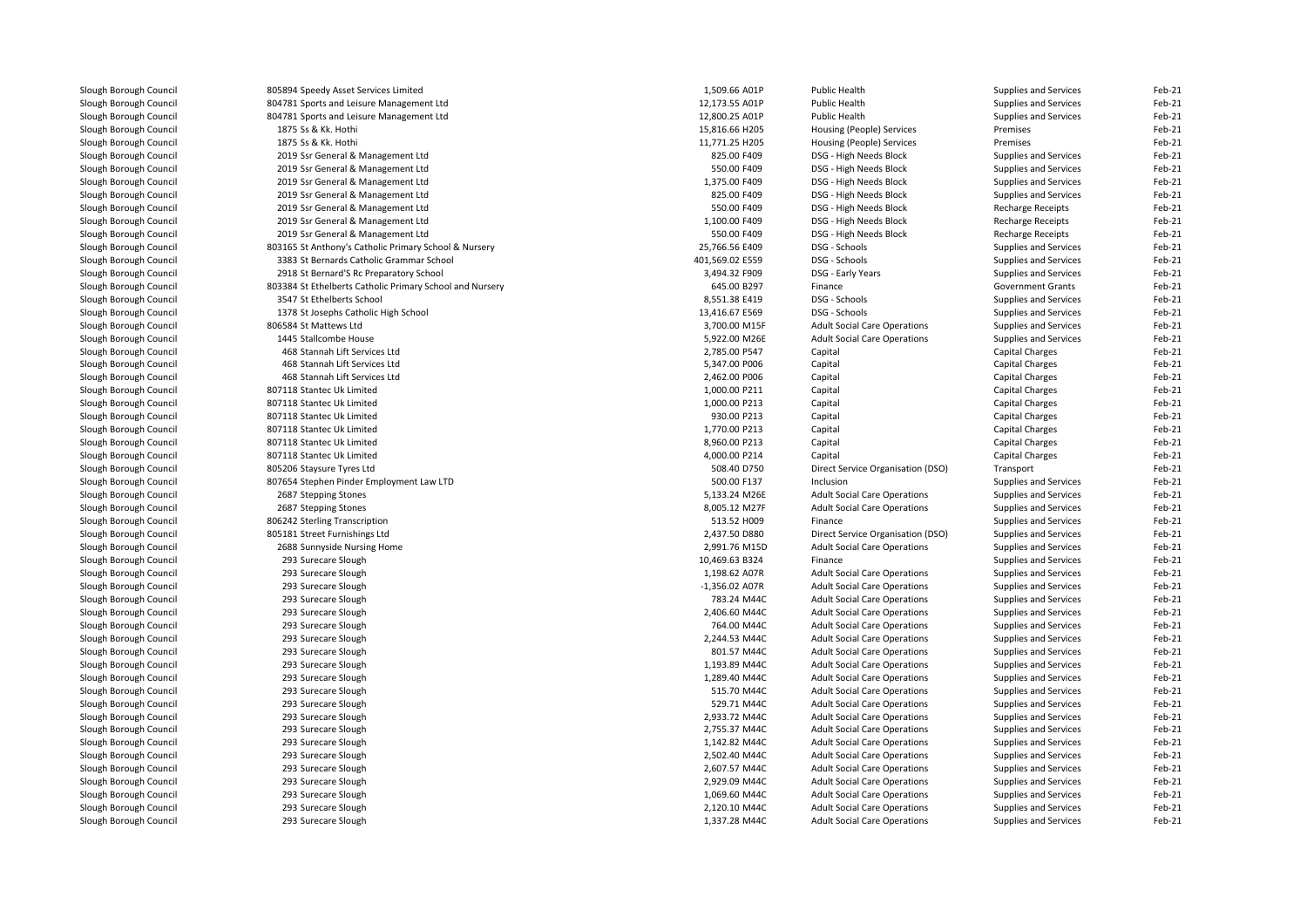| | | | | | | |
|---|---|---|---|---|---|---|
| Slough Borough Council | 805894 Speedy Asset Services Limited | 1,509.66 A01P | Public Health | Supplies and Services | Feb-21 |
| Slough Borough Council | 804781 Sports and Leisure Management Ltd | 12,173.55 A01P | Public Health | Supplies and Services | Feb-21 |
| Slough Borough Council | 804781 Sports and Leisure Management Ltd | 12,800.25 A01P | Public Health | Supplies and Services | Feb-21 |
| Slough Borough Council | 1875 Ss & Kk. Hothi | 15,816.66 H205 | Housing (People) Services | Premises | Feb-21 |
| Slough Borough Council | 1875 Ss & Kk. Hothi | 11,771.25 H205 | Housing (People) Services | Premises | Feb-21 |
| Slough Borough Council | 2019 Ssr General & Management Ltd | 825.00 F409 | DSG - High Needs Block | Supplies and Services | Feb-21 |
| Slough Borough Council | 2019 Ssr General & Management Ltd | 550.00 F409 | DSG - High Needs Block | Supplies and Services | Feb-21 |
| Slough Borough Council | 2019 Ssr General & Management Ltd | 1,375.00 F409 | DSG - High Needs Block | Supplies and Services | Feb-21 |
| Slough Borough Council | 2019 Ssr General & Management Ltd | 825.00 F409 | DSG - High Needs Block | Supplies and Services | Feb-21 |
| Slough Borough Council | 2019 Ssr General & Management Ltd | 550.00 F409 | DSG - High Needs Block | Recharge Receipts | Feb-21 |
| Slough Borough Council | 2019 Ssr General & Management Ltd | 1,100.00 F409 | DSG - High Needs Block | Recharge Receipts | Feb-21 |
| Slough Borough Council | 2019 Ssr General & Management Ltd | 550.00 F409 | DSG - High Needs Block | Recharge Receipts | Feb-21 |
| Slough Borough Council | 803165 St Anthony's Catholic Primary School & Nursery | 25,766.56 E409 | DSG - Schools | Supplies and Services | Feb-21 |
| Slough Borough Council | 3383 St Bernards Catholic Grammar School | 401,569.02 E559 | DSG - Schools | Supplies and Services | Feb-21 |
| Slough Borough Council | 2918 St Bernard'S Rc Preparatory School | 3,494.32 F909 | DSG - Early Years | Supplies and Services | Feb-21 |
| Slough Borough Council | 803384 St Ethelberts Catholic Primary School and Nursery | 645.00 B297 | Finance | Government Grants | Feb-21 |
| Slough Borough Council | 3547 St Ethelberts School | 8,551.38 E419 | DSG - Schools | Supplies and Services | Feb-21 |
| Slough Borough Council | 1378 St Josephs Catholic High School | 13,416.67 E569 | DSG - Schools | Supplies and Services | Feb-21 |
| Slough Borough Council | 806584 St Mattews Ltd | 3,700.00 M15F | Adult Social Care Operations | Supplies and Services | Feb-21 |
| Slough Borough Council | 1445 Stallcombe House | 5,922.00 M26E | Adult Social Care Operations | Supplies and Services | Feb-21 |
| Slough Borough Council | 468 Stannah Lift Services Ltd | 2,785.00 P547 | Capital | Capital Charges | Feb-21 |
| Slough Borough Council | 468 Stannah Lift Services Ltd | 5,347.00 P006 | Capital | Capital Charges | Feb-21 |
| Slough Borough Council | 468 Stannah Lift Services Ltd | 2,462.00 P006 | Capital | Capital Charges | Feb-21 |
| Slough Borough Council | 807118 Stantec Uk Limited | 1,000.00 P211 | Capital | Capital Charges | Feb-21 |
| Slough Borough Council | 807118 Stantec Uk Limited | 1,000.00 P213 | Capital | Capital Charges | Feb-21 |
| Slough Borough Council | 807118 Stantec Uk Limited | 930.00 P213 | Capital | Capital Charges | Feb-21 |
| Slough Borough Council | 807118 Stantec Uk Limited | 1,770.00 P213 | Capital | Capital Charges | Feb-21 |
| Slough Borough Council | 807118 Stantec Uk Limited | 8,960.00 P213 | Capital | Capital Charges | Feb-21 |
| Slough Borough Council | 807118 Stantec Uk Limited | 4,000.00 P214 | Capital | Capital Charges | Feb-21 |
| Slough Borough Council | 805206 Staysure Tyres Ltd | 508.40 D750 | Direct Service Organisation (DSO) | Transport | Feb-21 |
| Slough Borough Council | 807654 Stephen Pinder Employment Law LTD | 500.00 F137 | Inclusion | Supplies and Services | Feb-21 |
| Slough Borough Council | 2687 Stepping Stones | 5,133.24 M26E | Adult Social Care Operations | Supplies and Services | Feb-21 |
| Slough Borough Council | 2687 Stepping Stones | 8,005.12 M27F | Adult Social Care Operations | Supplies and Services | Feb-21 |
| Slough Borough Council | 806242 Sterling Transcription | 513.52 H009 | Finance | Supplies and Services | Feb-21 |
| Slough Borough Council | 805181 Street Furnishings Ltd | 2,437.50 D880 | Direct Service Organisation (DSO) | Supplies and Services | Feb-21 |
| Slough Borough Council | 2688 Sunnyside Nursing Home | 2,991.76 M15D | Adult Social Care Operations | Supplies and Services | Feb-21 |
| Slough Borough Council | 293 Surecare Slough | 10,469.63 B324 | Finance | Supplies and Services | Feb-21 |
| Slough Borough Council | 293 Surecare Slough | 1,198.62 A07R | Adult Social Care Operations | Supplies and Services | Feb-21 |
| Slough Borough Council | 293 Surecare Slough | -1,356.02 A07R | Adult Social Care Operations | Supplies and Services | Feb-21 |
| Slough Borough Council | 293 Surecare Slough | 783.24 M44C | Adult Social Care Operations | Supplies and Services | Feb-21 |
| Slough Borough Council | 293 Surecare Slough | 2,406.60 M44C | Adult Social Care Operations | Supplies and Services | Feb-21 |
| Slough Borough Council | 293 Surecare Slough | 764.00 M44C | Adult Social Care Operations | Supplies and Services | Feb-21 |
| Slough Borough Council | 293 Surecare Slough | 2,244.53 M44C | Adult Social Care Operations | Supplies and Services | Feb-21 |
| Slough Borough Council | 293 Surecare Slough | 801.57 M44C | Adult Social Care Operations | Supplies and Services | Feb-21 |
| Slough Borough Council | 293 Surecare Slough | 1,193.89 M44C | Adult Social Care Operations | Supplies and Services | Feb-21 |
| Slough Borough Council | 293 Surecare Slough | 1,289.40 M44C | Adult Social Care Operations | Supplies and Services | Feb-21 |
| Slough Borough Council | 293 Surecare Slough | 515.70 M44C | Adult Social Care Operations | Supplies and Services | Feb-21 |
| Slough Borough Council | 293 Surecare Slough | 529.71 M44C | Adult Social Care Operations | Supplies and Services | Feb-21 |
| Slough Borough Council | 293 Surecare Slough | 2,933.72 M44C | Adult Social Care Operations | Supplies and Services | Feb-21 |
| Slough Borough Council | 293 Surecare Slough | 2,755.37 M44C | Adult Social Care Operations | Supplies and Services | Feb-21 |
| Slough Borough Council | 293 Surecare Slough | 1,142.82 M44C | Adult Social Care Operations | Supplies and Services | Feb-21 |
| Slough Borough Council | 293 Surecare Slough | 2,502.40 M44C | Adult Social Care Operations | Supplies and Services | Feb-21 |
| Slough Borough Council | 293 Surecare Slough | 2,607.57 M44C | Adult Social Care Operations | Supplies and Services | Feb-21 |
| Slough Borough Council | 293 Surecare Slough | 2,929.09 M44C | Adult Social Care Operations | Supplies and Services | Feb-21 |
| Slough Borough Council | 293 Surecare Slough | 1,069.60 M44C | Adult Social Care Operations | Supplies and Services | Feb-21 |
| Slough Borough Council | 293 Surecare Slough | 2,120.10 M44C | Adult Social Care Operations | Supplies and Services | Feb-21 |
| Slough Borough Council | 293 Surecare Slough | 1,337.28 M44C | Adult Social Care Operations | Supplies and Services | Feb-21 |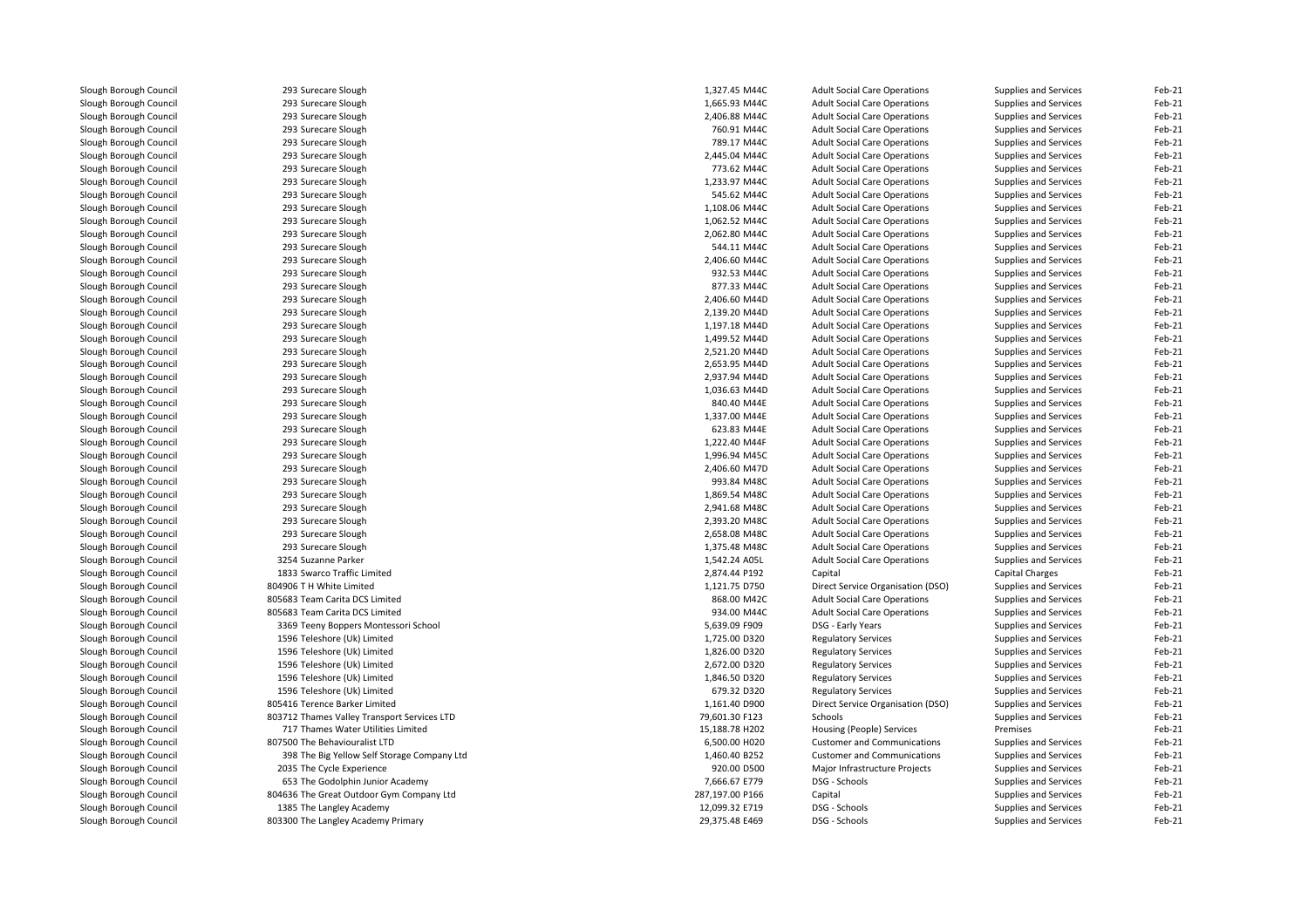| | | | | | | |
|---|---|---|---|---|---|---|
| Slough Borough Council | 293 Surecare Slough | 1,327.45 M44C | Adult Social Care Operations | Supplies and Services | Feb-21 |
| Slough Borough Council | 293 Surecare Slough | 1,665.93 M44C | Adult Social Care Operations | Supplies and Services | Feb-21 |
| Slough Borough Council | 293 Surecare Slough | 2,406.88 M44C | Adult Social Care Operations | Supplies and Services | Feb-21 |
| Slough Borough Council | 293 Surecare Slough | 760.91 M44C | Adult Social Care Operations | Supplies and Services | Feb-21 |
| Slough Borough Council | 293 Surecare Slough | 789.17 M44C | Adult Social Care Operations | Supplies and Services | Feb-21 |
| Slough Borough Council | 293 Surecare Slough | 2,445.04 M44C | Adult Social Care Operations | Supplies and Services | Feb-21 |
| Slough Borough Council | 293 Surecare Slough | 773.62 M44C | Adult Social Care Operations | Supplies and Services | Feb-21 |
| Slough Borough Council | 293 Surecare Slough | 1,233.97 M44C | Adult Social Care Operations | Supplies and Services | Feb-21 |
| Slough Borough Council | 293 Surecare Slough | 545.62 M44C | Adult Social Care Operations | Supplies and Services | Feb-21 |
| Slough Borough Council | 293 Surecare Slough | 1,108.06 M44C | Adult Social Care Operations | Supplies and Services | Feb-21 |
| Slough Borough Council | 293 Surecare Slough | 1,062.52 M44C | Adult Social Care Operations | Supplies and Services | Feb-21 |
| Slough Borough Council | 293 Surecare Slough | 2,062.80 M44C | Adult Social Care Operations | Supplies and Services | Feb-21 |
| Slough Borough Council | 293 Surecare Slough | 544.11 M44C | Adult Social Care Operations | Supplies and Services | Feb-21 |
| Slough Borough Council | 293 Surecare Slough | 2,406.60 M44C | Adult Social Care Operations | Supplies and Services | Feb-21 |
| Slough Borough Council | 293 Surecare Slough | 932.53 M44C | Adult Social Care Operations | Supplies and Services | Feb-21 |
| Slough Borough Council | 293 Surecare Slough | 877.33 M44C | Adult Social Care Operations | Supplies and Services | Feb-21 |
| Slough Borough Council | 293 Surecare Slough | 2,406.60 M44D | Adult Social Care Operations | Supplies and Services | Feb-21 |
| Slough Borough Council | 293 Surecare Slough | 2,139.20 M44D | Adult Social Care Operations | Supplies and Services | Feb-21 |
| Slough Borough Council | 293 Surecare Slough | 1,197.18 M44D | Adult Social Care Operations | Supplies and Services | Feb-21 |
| Slough Borough Council | 293 Surecare Slough | 1,499.52 M44D | Adult Social Care Operations | Supplies and Services | Feb-21 |
| Slough Borough Council | 293 Surecare Slough | 2,521.20 M44D | Adult Social Care Operations | Supplies and Services | Feb-21 |
| Slough Borough Council | 293 Surecare Slough | 2,653.95 M44D | Adult Social Care Operations | Supplies and Services | Feb-21 |
| Slough Borough Council | 293 Surecare Slough | 2,937.94 M44D | Adult Social Care Operations | Supplies and Services | Feb-21 |
| Slough Borough Council | 293 Surecare Slough | 1,036.63 M44D | Adult Social Care Operations | Supplies and Services | Feb-21 |
| Slough Borough Council | 293 Surecare Slough | 840.40 M44E | Adult Social Care Operations | Supplies and Services | Feb-21 |
| Slough Borough Council | 293 Surecare Slough | 1,337.00 M44E | Adult Social Care Operations | Supplies and Services | Feb-21 |
| Slough Borough Council | 293 Surecare Slough | 623.83 M44E | Adult Social Care Operations | Supplies and Services | Feb-21 |
| Slough Borough Council | 293 Surecare Slough | 1,222.40 M44F | Adult Social Care Operations | Supplies and Services | Feb-21 |
| Slough Borough Council | 293 Surecare Slough | 1,996.94 M45C | Adult Social Care Operations | Supplies and Services | Feb-21 |
| Slough Borough Council | 293 Surecare Slough | 2,406.60 M47D | Adult Social Care Operations | Supplies and Services | Feb-21 |
| Slough Borough Council | 293 Surecare Slough | 993.84 M48C | Adult Social Care Operations | Supplies and Services | Feb-21 |
| Slough Borough Council | 293 Surecare Slough | 1,869.54 M48C | Adult Social Care Operations | Supplies and Services | Feb-21 |
| Slough Borough Council | 293 Surecare Slough | 2,941.68 M48C | Adult Social Care Operations | Supplies and Services | Feb-21 |
| Slough Borough Council | 293 Surecare Slough | 2,393.20 M48C | Adult Social Care Operations | Supplies and Services | Feb-21 |
| Slough Borough Council | 293 Surecare Slough | 2,658.08 M48C | Adult Social Care Operations | Supplies and Services | Feb-21 |
| Slough Borough Council | 293 Surecare Slough | 1,375.48 M48C | Adult Social Care Operations | Supplies and Services | Feb-21 |
| Slough Borough Council | 3254 Suzanne Parker | 1,542.24 A05L | Adult Social Care Operations | Supplies and Services | Feb-21 |
| Slough Borough Council | 1833 Swarco Traffic Limited | 2,874.44 P192 | Capital | Capital Charges | Feb-21 |
| Slough Borough Council | 804906 T H White Limited | 1,121.75 D750 | Direct Service Organisation (DSO) | Supplies and Services | Feb-21 |
| Slough Borough Council | 805683 Team Carita DCS Limited | 868.00 M42C | Adult Social Care Operations | Supplies and Services | Feb-21 |
| Slough Borough Council | 805683 Team Carita DCS Limited | 934.00 M44C | Adult Social Care Operations | Supplies and Services | Feb-21 |
| Slough Borough Council | 3369 Teeny Boppers Montessori School | 5,639.09 F909 | DSG - Early Years | Supplies and Services | Feb-21 |
| Slough Borough Council | 1596 Teleshore (Uk) Limited | 1,725.00 D320 | Regulatory Services | Supplies and Services | Feb-21 |
| Slough Borough Council | 1596 Teleshore (Uk) Limited | 1,826.00 D320 | Regulatory Services | Supplies and Services | Feb-21 |
| Slough Borough Council | 1596 Teleshore (Uk) Limited | 2,672.00 D320 | Regulatory Services | Supplies and Services | Feb-21 |
| Slough Borough Council | 1596 Teleshore (Uk) Limited | 1,846.50 D320 | Regulatory Services | Supplies and Services | Feb-21 |
| Slough Borough Council | 1596 Teleshore (Uk) Limited | 679.32 D320 | Regulatory Services | Supplies and Services | Feb-21 |
| Slough Borough Council | 805416 Terence Barker Limited | 1,161.40 D900 | Direct Service Organisation (DSO) | Supplies and Services | Feb-21 |
| Slough Borough Council | 803712 Thames Valley Transport Services LTD | 79,601.30 F123 | Schools | Supplies and Services | Feb-21 |
| Slough Borough Council | 717 Thames Water Utilities Limited | 15,188.78 H202 | Housing (People) Services | Premises | Feb-21 |
| Slough Borough Council | 807500 The Behaviouralist LTD | 6,500.00 H020 | Customer and Communications | Supplies and Services | Feb-21 |
| Slough Borough Council | 398 The Big Yellow Self Storage Company Ltd | 1,460.40 B252 | Customer and Communications | Supplies and Services | Feb-21 |
| Slough Borough Council | 2035 The Cycle Experience | 920.00 D500 | Major Infrastructure Projects | Supplies and Services | Feb-21 |
| Slough Borough Council | 653 The Godolphin Junior Academy | 7,666.67 E779 | DSG - Schools | Supplies and Services | Feb-21 |
| Slough Borough Council | 804636 The Great Outdoor Gym Company Ltd | 287,197.00 P166 | Capital | Supplies and Services | Feb-21 |
| Slough Borough Council | 1385 The Langley Academy | 12,099.32 E719 | DSG - Schools | Supplies and Services | Feb-21 |
| Slough Borough Council | 803300 The Langley Academy Primary | 29,375.48 E469 | DSG - Schools | Supplies and Services | Feb-21 |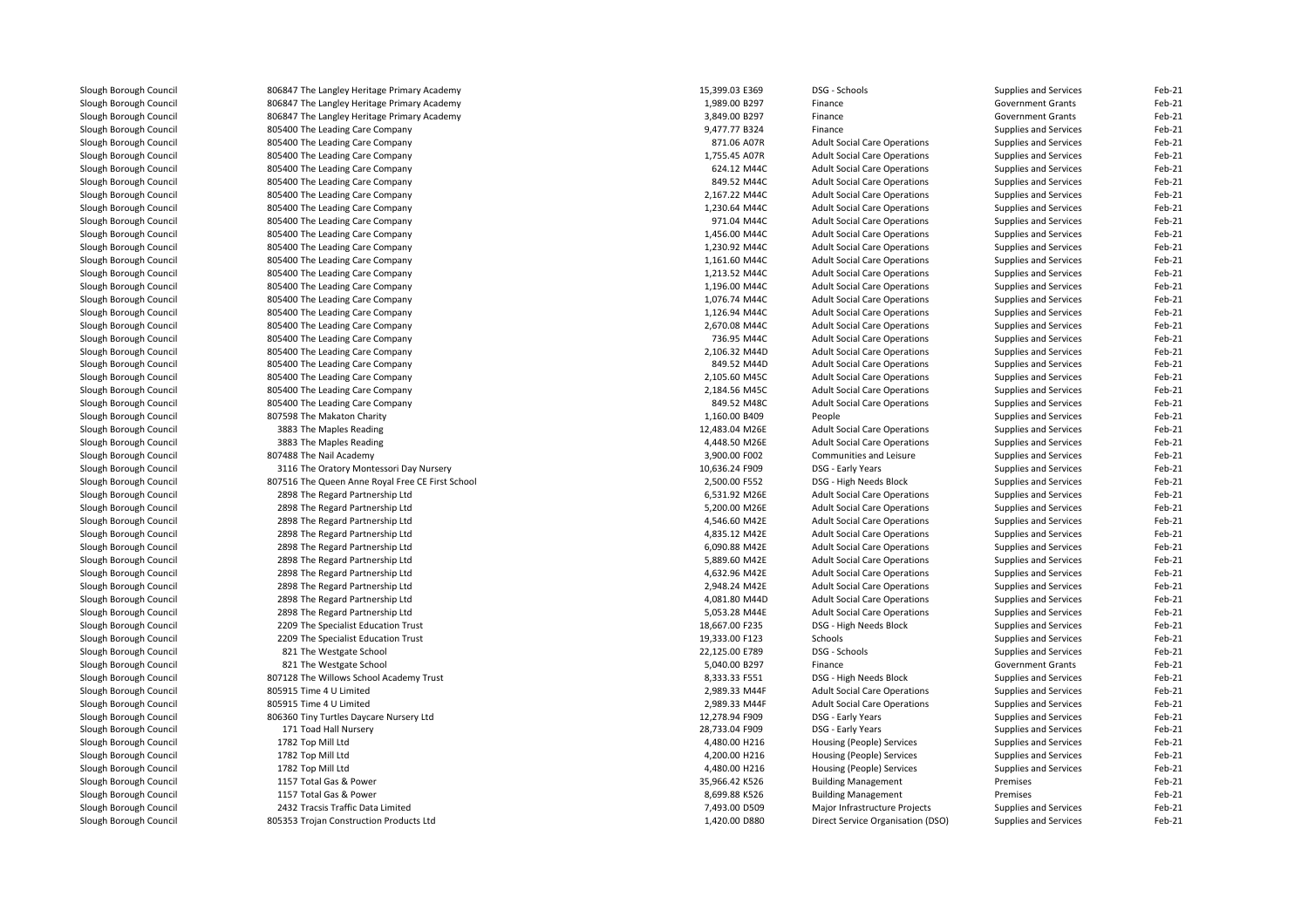| | | | | | | |
|---|---|---|---|---|---|---|
| Slough Borough Council | 806847 The Langley Heritage Primary Academy | 15,399.03 E369 | DSG - Schools | Supplies and Services | Feb-21 |
| Slough Borough Council | 806847 The Langley Heritage Primary Academy | 1,989.00 B297 | Finance | Government Grants | Feb-21 |
| Slough Borough Council | 806847 The Langley Heritage Primary Academy | 3,849.00 B297 | Finance | Government Grants | Feb-21 |
| Slough Borough Council | 805400 The Leading Care Company | 9,477.77 B324 | Finance | Supplies and Services | Feb-21 |
| Slough Borough Council | 805400 The Leading Care Company | 871.06 A07R | Adult Social Care Operations | Supplies and Services | Feb-21 |
| Slough Borough Council | 805400 The Leading Care Company | 1,755.45 A07R | Adult Social Care Operations | Supplies and Services | Feb-21 |
| Slough Borough Council | 805400 The Leading Care Company | 624.12 M44C | Adult Social Care Operations | Supplies and Services | Feb-21 |
| Slough Borough Council | 805400 The Leading Care Company | 849.52 M44C | Adult Social Care Operations | Supplies and Services | Feb-21 |
| Slough Borough Council | 805400 The Leading Care Company | 2,167.22 M44C | Adult Social Care Operations | Supplies and Services | Feb-21 |
| Slough Borough Council | 805400 The Leading Care Company | 1,230.64 M44C | Adult Social Care Operations | Supplies and Services | Feb-21 |
| Slough Borough Council | 805400 The Leading Care Company | 971.04 M44C | Adult Social Care Operations | Supplies and Services | Feb-21 |
| Slough Borough Council | 805400 The Leading Care Company | 1,456.00 M44C | Adult Social Care Operations | Supplies and Services | Feb-21 |
| Slough Borough Council | 805400 The Leading Care Company | 1,230.92 M44C | Adult Social Care Operations | Supplies and Services | Feb-21 |
| Slough Borough Council | 805400 The Leading Care Company | 1,161.60 M44C | Adult Social Care Operations | Supplies and Services | Feb-21 |
| Slough Borough Council | 805400 The Leading Care Company | 1,213.52 M44C | Adult Social Care Operations | Supplies and Services | Feb-21 |
| Slough Borough Council | 805400 The Leading Care Company | 1,196.00 M44C | Adult Social Care Operations | Supplies and Services | Feb-21 |
| Slough Borough Council | 805400 The Leading Care Company | 1,076.74 M44C | Adult Social Care Operations | Supplies and Services | Feb-21 |
| Slough Borough Council | 805400 The Leading Care Company | 1,126.94 M44C | Adult Social Care Operations | Supplies and Services | Feb-21 |
| Slough Borough Council | 805400 The Leading Care Company | 2,670.08 M44C | Adult Social Care Operations | Supplies and Services | Feb-21 |
| Slough Borough Council | 805400 The Leading Care Company | 736.95 M44C | Adult Social Care Operations | Supplies and Services | Feb-21 |
| Slough Borough Council | 805400 The Leading Care Company | 2,106.32 M44D | Adult Social Care Operations | Supplies and Services | Feb-21 |
| Slough Borough Council | 805400 The Leading Care Company | 849.52 M44D | Adult Social Care Operations | Supplies and Services | Feb-21 |
| Slough Borough Council | 805400 The Leading Care Company | 2,105.60 M45C | Adult Social Care Operations | Supplies and Services | Feb-21 |
| Slough Borough Council | 805400 The Leading Care Company | 2,184.56 M45C | Adult Social Care Operations | Supplies and Services | Feb-21 |
| Slough Borough Council | 805400 The Leading Care Company | 849.52 M48C | Adult Social Care Operations | Supplies and Services | Feb-21 |
| Slough Borough Council | 807598 The Makaton Charity | 1,160.00 B409 | People | Supplies and Services | Feb-21 |
| Slough Borough Council | 3883 The Maples Reading | 12,483.04 M26E | Adult Social Care Operations | Supplies and Services | Feb-21 |
| Slough Borough Council | 3883 The Maples Reading | 4,448.50 M26E | Adult Social Care Operations | Supplies and Services | Feb-21 |
| Slough Borough Council | 807488 The Nail Academy | 3,900.00 F002 | Communities and Leisure | Supplies and Services | Feb-21 |
| Slough Borough Council | 3116 The Oratory Montessori Day Nursery | 10,636.24 F909 | DSG - Early Years | Supplies and Services | Feb-21 |
| Slough Borough Council | 807516 The Queen Anne Royal Free CE First School | 2,500.00 F552 | DSG - High Needs Block | Supplies and Services | Feb-21 |
| Slough Borough Council | 2898 The Regard Partnership Ltd | 6,531.92 M26E | Adult Social Care Operations | Supplies and Services | Feb-21 |
| Slough Borough Council | 2898 The Regard Partnership Ltd | 5,200.00 M26E | Adult Social Care Operations | Supplies and Services | Feb-21 |
| Slough Borough Council | 2898 The Regard Partnership Ltd | 4,546.60 M42E | Adult Social Care Operations | Supplies and Services | Feb-21 |
| Slough Borough Council | 2898 The Regard Partnership Ltd | 4,835.12 M42E | Adult Social Care Operations | Supplies and Services | Feb-21 |
| Slough Borough Council | 2898 The Regard Partnership Ltd | 6,090.88 M42E | Adult Social Care Operations | Supplies and Services | Feb-21 |
| Slough Borough Council | 2898 The Regard Partnership Ltd | 5,889.60 M42E | Adult Social Care Operations | Supplies and Services | Feb-21 |
| Slough Borough Council | 2898 The Regard Partnership Ltd | 4,632.96 M42E | Adult Social Care Operations | Supplies and Services | Feb-21 |
| Slough Borough Council | 2898 The Regard Partnership Ltd | 2,948.24 M42E | Adult Social Care Operations | Supplies and Services | Feb-21 |
| Slough Borough Council | 2898 The Regard Partnership Ltd | 4,081.80 M44D | Adult Social Care Operations | Supplies and Services | Feb-21 |
| Slough Borough Council | 2898 The Regard Partnership Ltd | 5,053.28 M44E | Adult Social Care Operations | Supplies and Services | Feb-21 |
| Slough Borough Council | 2209 The Specialist Education Trust | 18,667.00 F235 | DSG - High Needs Block | Supplies and Services | Feb-21 |
| Slough Borough Council | 2209 The Specialist Education Trust | 19,333.00 F123 | Schools | Supplies and Services | Feb-21 |
| Slough Borough Council | 821 The Westgate School | 22,125.00 E789 | DSG - Schools | Supplies and Services | Feb-21 |
| Slough Borough Council | 821 The Westgate School | 5,040.00 B297 | Finance | Government Grants | Feb-21 |
| Slough Borough Council | 807128 The Willows School Academy Trust | 8,333.33 F551 | DSG - High Needs Block | Supplies and Services | Feb-21 |
| Slough Borough Council | 805915 Time 4 U Limited | 2,989.33 M44F | Adult Social Care Operations | Supplies and Services | Feb-21 |
| Slough Borough Council | 805915 Time 4 U Limited | 2,989.33 M44F | Adult Social Care Operations | Supplies and Services | Feb-21 |
| Slough Borough Council | 806360 Tiny Turtles Daycare Nursery Ltd | 12,278.94 F909 | DSG - Early Years | Supplies and Services | Feb-21 |
| Slough Borough Council | 171 Toad Hall Nursery | 28,733.04 F909 | DSG - Early Years | Supplies and Services | Feb-21 |
| Slough Borough Council | 1782 Top Mill Ltd | 4,480.00 H216 | Housing (People) Services | Supplies and Services | Feb-21 |
| Slough Borough Council | 1782 Top Mill Ltd | 4,200.00 H216 | Housing (People) Services | Supplies and Services | Feb-21 |
| Slough Borough Council | 1782 Top Mill Ltd | 4,480.00 H216 | Housing (People) Services | Supplies and Services | Feb-21 |
| Slough Borough Council | 1157 Total Gas & Power | 35,966.42 K526 | Building Management | Premises | Feb-21 |
| Slough Borough Council | 1157 Total Gas & Power | 8,699.88 K526 | Building Management | Premises | Feb-21 |
| Slough Borough Council | 2432 Tracsis Traffic Data Limited | 7,493.00 D509 | Major Infrastructure Projects | Supplies and Services | Feb-21 |
| Slough Borough Council | 805353 Trojan Construction Products Ltd | 1,420.00 D880 | Direct Service Organisation (DSO) | Supplies and Services | Feb-21 |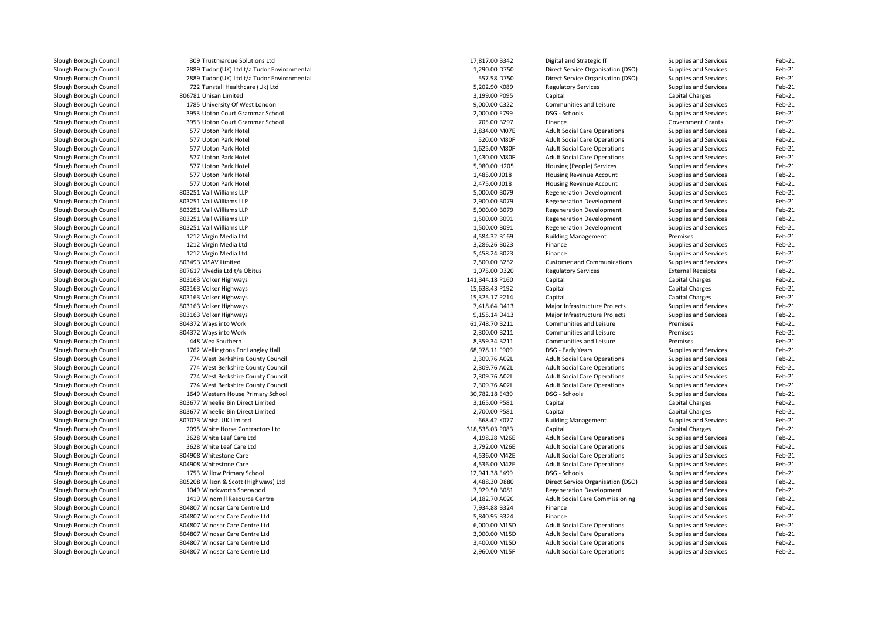| | | | | | | |
|---|---|---|---|---|---|---|
| Slough Borough Council | 309 Trustmarque Solutions Ltd | 17,817.00 B342 | Digital and Strategic IT | Supplies and Services | Feb-21 |
| Slough Borough Council | 2889 Tudor (UK) Ltd t/a Tudor Environmental | 1,290.00 D750 | Direct Service Organisation (DSO) | Supplies and Services | Feb-21 |
| Slough Borough Council | 2889 Tudor (UK) Ltd t/a Tudor Environmental | 557.58 D750 | Direct Service Organisation (DSO) | Supplies and Services | Feb-21 |
| Slough Borough Council | 722 Tunstall Healthcare (Uk) Ltd | 5,202.90 K089 | Regulatory Services | Supplies and Services | Feb-21 |
| Slough Borough Council | 806781 Unisan Limited | 3,199.00 P095 | Capital | Capital Charges | Feb-21 |
| Slough Borough Council | 1785 University Of West London | 9,000.00 C322 | Communities and Leisure | Supplies and Services | Feb-21 |
| Slough Borough Council | 3953 Upton Court Grammar School | 2,000.00 E799 | DSG - Schools | Supplies and Services | Feb-21 |
| Slough Borough Council | 3953 Upton Court Grammar School | 705.00 B297 | Finance | Government Grants | Feb-21 |
| Slough Borough Council | 577 Upton Park Hotel | 3,834.00 M07E | Adult Social Care Operations | Supplies and Services | Feb-21 |
| Slough Borough Council | 577 Upton Park Hotel | 520.00 M80F | Adult Social Care Operations | Supplies and Services | Feb-21 |
| Slough Borough Council | 577 Upton Park Hotel | 1,625.00 M80F | Adult Social Care Operations | Supplies and Services | Feb-21 |
| Slough Borough Council | 577 Upton Park Hotel | 1,430.00 M80F | Adult Social Care Operations | Supplies and Services | Feb-21 |
| Slough Borough Council | 577 Upton Park Hotel | 5,980.00 H205 | Housing (People) Services | Supplies and Services | Feb-21 |
| Slough Borough Council | 577 Upton Park Hotel | 1,485.00 J018 | Housing Revenue Account | Supplies and Services | Feb-21 |
| Slough Borough Council | 577 Upton Park Hotel | 2,475.00 J018 | Housing Revenue Account | Supplies and Services | Feb-21 |
| Slough Borough Council | 803251 Vail Williams LLP | 5,000.00 B079 | Regeneration Development | Supplies and Services | Feb-21 |
| Slough Borough Council | 803251 Vail Williams LLP | 2,900.00 B079 | Regeneration Development | Supplies and Services | Feb-21 |
| Slough Borough Council | 803251 Vail Williams LLP | 5,000.00 B079 | Regeneration Development | Supplies and Services | Feb-21 |
| Slough Borough Council | 803251 Vail Williams LLP | 1,500.00 B091 | Regeneration Development | Supplies and Services | Feb-21 |
| Slough Borough Council | 803251 Vail Williams LLP | 1,500.00 B091 | Regeneration Development | Supplies and Services | Feb-21 |
| Slough Borough Council | 1212 Virgin Media Ltd | 4,584.32 B169 | Building Management | Premises | Feb-21 |
| Slough Borough Council | 1212 Virgin Media Ltd | 3,286.26 B023 | Finance | Supplies and Services | Feb-21 |
| Slough Borough Council | 1212 Virgin Media Ltd | 5,458.24 B023 | Finance | Supplies and Services | Feb-21 |
| Slough Borough Council | 803493 VISAV Limited | 2,500.00 B252 | Customer and Communications | Supplies and Services | Feb-21 |
| Slough Borough Council | 807617 Vivedia Ltd t/a Obitus | 1,075.00 D320 | Regulatory Services | External Receipts | Feb-21 |
| Slough Borough Council | 803163 Volker Highways | 141,344.18 P160 | Capital | Capital Charges | Feb-21 |
| Slough Borough Council | 803163 Volker Highways | 15,638.43 P192 | Capital | Capital Charges | Feb-21 |
| Slough Borough Council | 803163 Volker Highways | 15,325.17 P214 | Capital | Capital Charges | Feb-21 |
| Slough Borough Council | 803163 Volker Highways | 7,418.64 D413 | Major Infrastructure Projects | Supplies and Services | Feb-21 |
| Slough Borough Council | 803163 Volker Highways | 9,155.14 D413 | Major Infrastructure Projects | Supplies and Services | Feb-21 |
| Slough Borough Council | 804372 Ways into Work | 61,748.70 B211 | Communities and Leisure | Premises | Feb-21 |
| Slough Borough Council | 804372 Ways into Work | 2,300.00 B211 | Communities and Leisure | Premises | Feb-21 |
| Slough Borough Council | 448 Wea Southern | 8,359.34 B211 | Communities and Leisure | Premises | Feb-21 |
| Slough Borough Council | 1762 Wellingtons For Langley Hall | 68,978.11 F909 | DSG - Early Years | Supplies and Services | Feb-21 |
| Slough Borough Council | 774 West Berkshire County Council | 2,309.76 A02L | Adult Social Care Operations | Supplies and Services | Feb-21 |
| Slough Borough Council | 774 West Berkshire County Council | 2,309.76 A02L | Adult Social Care Operations | Supplies and Services | Feb-21 |
| Slough Borough Council | 774 West Berkshire County Council | 2,309.76 A02L | Adult Social Care Operations | Supplies and Services | Feb-21 |
| Slough Borough Council | 774 West Berkshire County Council | 2,309.76 A02L | Adult Social Care Operations | Supplies and Services | Feb-21 |
| Slough Borough Council | 1649 Western House Primary School | 30,782.18 E439 | DSG - Schools | Supplies and Services | Feb-21 |
| Slough Borough Council | 803677 Wheelie Bin Direct Limited | 3,165.00 P581 | Capital | Capital Charges | Feb-21 |
| Slough Borough Council | 803677 Wheelie Bin Direct Limited | 2,700.00 P581 | Capital | Capital Charges | Feb-21 |
| Slough Borough Council | 807073 Whistl UK Limited | 668.42 K077 | Building Management | Supplies and Services | Feb-21 |
| Slough Borough Council | 2095 White Horse Contractors Ltd | 318,535.03 P083 | Capital | Capital Charges | Feb-21 |
| Slough Borough Council | 3628 White Leaf Care Ltd | 4,198.28 M26E | Adult Social Care Operations | Supplies and Services | Feb-21 |
| Slough Borough Council | 3628 White Leaf Care Ltd | 3,792.00 M26E | Adult Social Care Operations | Supplies and Services | Feb-21 |
| Slough Borough Council | 804908 Whitestone Care | 4,536.00 M42E | Adult Social Care Operations | Supplies and Services | Feb-21 |
| Slough Borough Council | 804908 Whitestone Care | 4,536.00 M42E | Adult Social Care Operations | Supplies and Services | Feb-21 |
| Slough Borough Council | 1753 Willow Primary School | 12,941.38 E499 | DSG - Schools | Supplies and Services | Feb-21 |
| Slough Borough Council | 805208 Wilson & Scott (Highways) Ltd | 4,488.30 D880 | Direct Service Organisation (DSO) | Supplies and Services | Feb-21 |
| Slough Borough Council | 1049 Winckworth Sherwood | 7,929.50 B081 | Regeneration Development | Supplies and Services | Feb-21 |
| Slough Borough Council | 1419 Windmill Resource Centre | 14,182.70 A02C | Adult Social Care Commissioning | Supplies and Services | Feb-21 |
| Slough Borough Council | 804807 Windsar Care Centre Ltd | 7,934.88 B324 | Finance | Supplies and Services | Feb-21 |
| Slough Borough Council | 804807 Windsar Care Centre Ltd | 5,840.95 B324 | Finance | Supplies and Services | Feb-21 |
| Slough Borough Council | 804807 Windsar Care Centre Ltd | 6,000.00 M15D | Adult Social Care Operations | Supplies and Services | Feb-21 |
| Slough Borough Council | 804807 Windsar Care Centre Ltd | 3,000.00 M15D | Adult Social Care Operations | Supplies and Services | Feb-21 |
| Slough Borough Council | 804807 Windsar Care Centre Ltd | 3,400.00 M15D | Adult Social Care Operations | Supplies and Services | Feb-21 |
| Slough Borough Council | 804807 Windsar Care Centre Ltd | 2,960.00 M15F | Adult Social Care Operations | Supplies and Services | Feb-21 |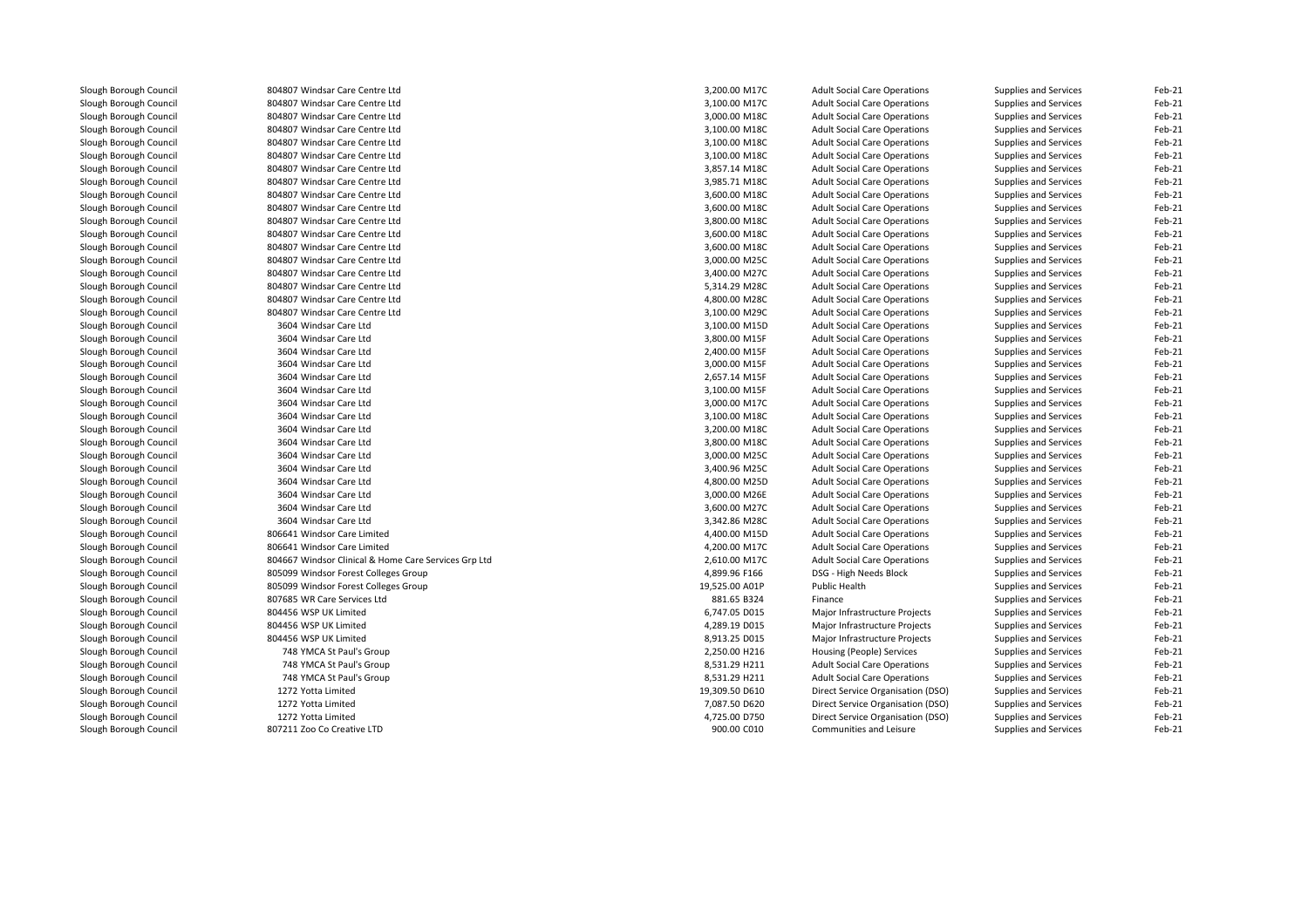| | | | | | | |
|---|---|---|---|---|---|---|
| Slough Borough Council | 804807 Windsar Care Centre Ltd | 3,200.00 | M17C | Adult Social Care Operations | Supplies and Services | Feb-21 |
| Slough Borough Council | 804807 Windsar Care Centre Ltd | 3,100.00 | M17C | Adult Social Care Operations | Supplies and Services | Feb-21 |
| Slough Borough Council | 804807 Windsar Care Centre Ltd | 3,000.00 | M18C | Adult Social Care Operations | Supplies and Services | Feb-21 |
| Slough Borough Council | 804807 Windsar Care Centre Ltd | 3,100.00 | M18C | Adult Social Care Operations | Supplies and Services | Feb-21 |
| Slough Borough Council | 804807 Windsar Care Centre Ltd | 3,100.00 | M18C | Adult Social Care Operations | Supplies and Services | Feb-21 |
| Slough Borough Council | 804807 Windsar Care Centre Ltd | 3,100.00 | M18C | Adult Social Care Operations | Supplies and Services | Feb-21 |
| Slough Borough Council | 804807 Windsar Care Centre Ltd | 3,857.14 | M18C | Adult Social Care Operations | Supplies and Services | Feb-21 |
| Slough Borough Council | 804807 Windsar Care Centre Ltd | 3,985.71 | M18C | Adult Social Care Operations | Supplies and Services | Feb-21 |
| Slough Borough Council | 804807 Windsar Care Centre Ltd | 3,600.00 | M18C | Adult Social Care Operations | Supplies and Services | Feb-21 |
| Slough Borough Council | 804807 Windsar Care Centre Ltd | 3,600.00 | M18C | Adult Social Care Operations | Supplies and Services | Feb-21 |
| Slough Borough Council | 804807 Windsar Care Centre Ltd | 3,800.00 | M18C | Adult Social Care Operations | Supplies and Services | Feb-21 |
| Slough Borough Council | 804807 Windsar Care Centre Ltd | 3,600.00 | M18C | Adult Social Care Operations | Supplies and Services | Feb-21 |
| Slough Borough Council | 804807 Windsar Care Centre Ltd | 3,600.00 | M18C | Adult Social Care Operations | Supplies and Services | Feb-21 |
| Slough Borough Council | 804807 Windsar Care Centre Ltd | 3,000.00 | M25C | Adult Social Care Operations | Supplies and Services | Feb-21 |
| Slough Borough Council | 804807 Windsar Care Centre Ltd | 3,400.00 | M27C | Adult Social Care Operations | Supplies and Services | Feb-21 |
| Slough Borough Council | 804807 Windsar Care Centre Ltd | 5,314.29 | M28C | Adult Social Care Operations | Supplies and Services | Feb-21 |
| Slough Borough Council | 804807 Windsar Care Centre Ltd | 4,800.00 | M28C | Adult Social Care Operations | Supplies and Services | Feb-21 |
| Slough Borough Council | 804807 Windsar Care Centre Ltd | 3,100.00 | M29C | Adult Social Care Operations | Supplies and Services | Feb-21 |
| Slough Borough Council | 3604 Windsar Care Ltd | 3,100.00 | M15D | Adult Social Care Operations | Supplies and Services | Feb-21 |
| Slough Borough Council | 3604 Windsar Care Ltd | 3,800.00 | M15F | Adult Social Care Operations | Supplies and Services | Feb-21 |
| Slough Borough Council | 3604 Windsar Care Ltd | 2,400.00 | M15F | Adult Social Care Operations | Supplies and Services | Feb-21 |
| Slough Borough Council | 3604 Windsar Care Ltd | 3,000.00 | M15F | Adult Social Care Operations | Supplies and Services | Feb-21 |
| Slough Borough Council | 3604 Windsar Care Ltd | 2,657.14 | M15F | Adult Social Care Operations | Supplies and Services | Feb-21 |
| Slough Borough Council | 3604 Windsar Care Ltd | 3,100.00 | M15F | Adult Social Care Operations | Supplies and Services | Feb-21 |
| Slough Borough Council | 3604 Windsar Care Ltd | 3,000.00 | M17C | Adult Social Care Operations | Supplies and Services | Feb-21 |
| Slough Borough Council | 3604 Windsar Care Ltd | 3,100.00 | M18C | Adult Social Care Operations | Supplies and Services | Feb-21 |
| Slough Borough Council | 3604 Windsar Care Ltd | 3,200.00 | M18C | Adult Social Care Operations | Supplies and Services | Feb-21 |
| Slough Borough Council | 3604 Windsar Care Ltd | 3,800.00 | M18C | Adult Social Care Operations | Supplies and Services | Feb-21 |
| Slough Borough Council | 3604 Windsar Care Ltd | 3,000.00 | M25C | Adult Social Care Operations | Supplies and Services | Feb-21 |
| Slough Borough Council | 3604 Windsar Care Ltd | 3,400.96 | M25C | Adult Social Care Operations | Supplies and Services | Feb-21 |
| Slough Borough Council | 3604 Windsar Care Ltd | 4,800.00 | M25D | Adult Social Care Operations | Supplies and Services | Feb-21 |
| Slough Borough Council | 3604 Windsar Care Ltd | 3,000.00 | M26E | Adult Social Care Operations | Supplies and Services | Feb-21 |
| Slough Borough Council | 3604 Windsar Care Ltd | 3,600.00 | M27C | Adult Social Care Operations | Supplies and Services | Feb-21 |
| Slough Borough Council | 3604 Windsar Care Ltd | 3,342.86 | M28C | Adult Social Care Operations | Supplies and Services | Feb-21 |
| Slough Borough Council | 806641 Windsor Care Limited | 4,400.00 | M15D | Adult Social Care Operations | Supplies and Services | Feb-21 |
| Slough Borough Council | 806641 Windsor Care Limited | 4,200.00 | M17C | Adult Social Care Operations | Supplies and Services | Feb-21 |
| Slough Borough Council | 804667 Windsor Clinical & Home Care Services Grp Ltd | 2,610.00 | M17C | Adult Social Care Operations | Supplies and Services | Feb-21 |
| Slough Borough Council | 805099 Windsor Forest Colleges Group | 4,899.96 | F166 | DSG - High Needs Block | Supplies and Services | Feb-21 |
| Slough Borough Council | 805099 Windsor Forest Colleges Group | 19,525.00 | A01P | Public Health | Supplies and Services | Feb-21 |
| Slough Borough Council | 807685 WR Care Services Ltd | 881.65 | B324 | Finance | Supplies and Services | Feb-21 |
| Slough Borough Council | 804456 WSP UK Limited | 6,747.05 | D015 | Major Infrastructure Projects | Supplies and Services | Feb-21 |
| Slough Borough Council | 804456 WSP UK Limited | 4,289.19 | D015 | Major Infrastructure Projects | Supplies and Services | Feb-21 |
| Slough Borough Council | 804456 WSP UK Limited | 8,913.25 | D015 | Major Infrastructure Projects | Supplies and Services | Feb-21 |
| Slough Borough Council | 748 YMCA St Paul's Group | 2,250.00 | H216 | Housing (People) Services | Supplies and Services | Feb-21 |
| Slough Borough Council | 748 YMCA St Paul's Group | 8,531.29 | H211 | Adult Social Care Operations | Supplies and Services | Feb-21 |
| Slough Borough Council | 748 YMCA St Paul's Group | 8,531.29 | H211 | Adult Social Care Operations | Supplies and Services | Feb-21 |
| Slough Borough Council | 1272 Yotta Limited | 19,309.50 | D610 | Direct Service Organisation (DSO) | Supplies and Services | Feb-21 |
| Slough Borough Council | 1272 Yotta Limited | 7,087.50 | D620 | Direct Service Organisation (DSO) | Supplies and Services | Feb-21 |
| Slough Borough Council | 1272 Yotta Limited | 4,725.00 | D750 | Direct Service Organisation (DSO) | Supplies and Services | Feb-21 |
| Slough Borough Council | 807211 Zoo Co Creative LTD | 900.00 | C010 | Communities and Leisure | Supplies and Services | Feb-21 |